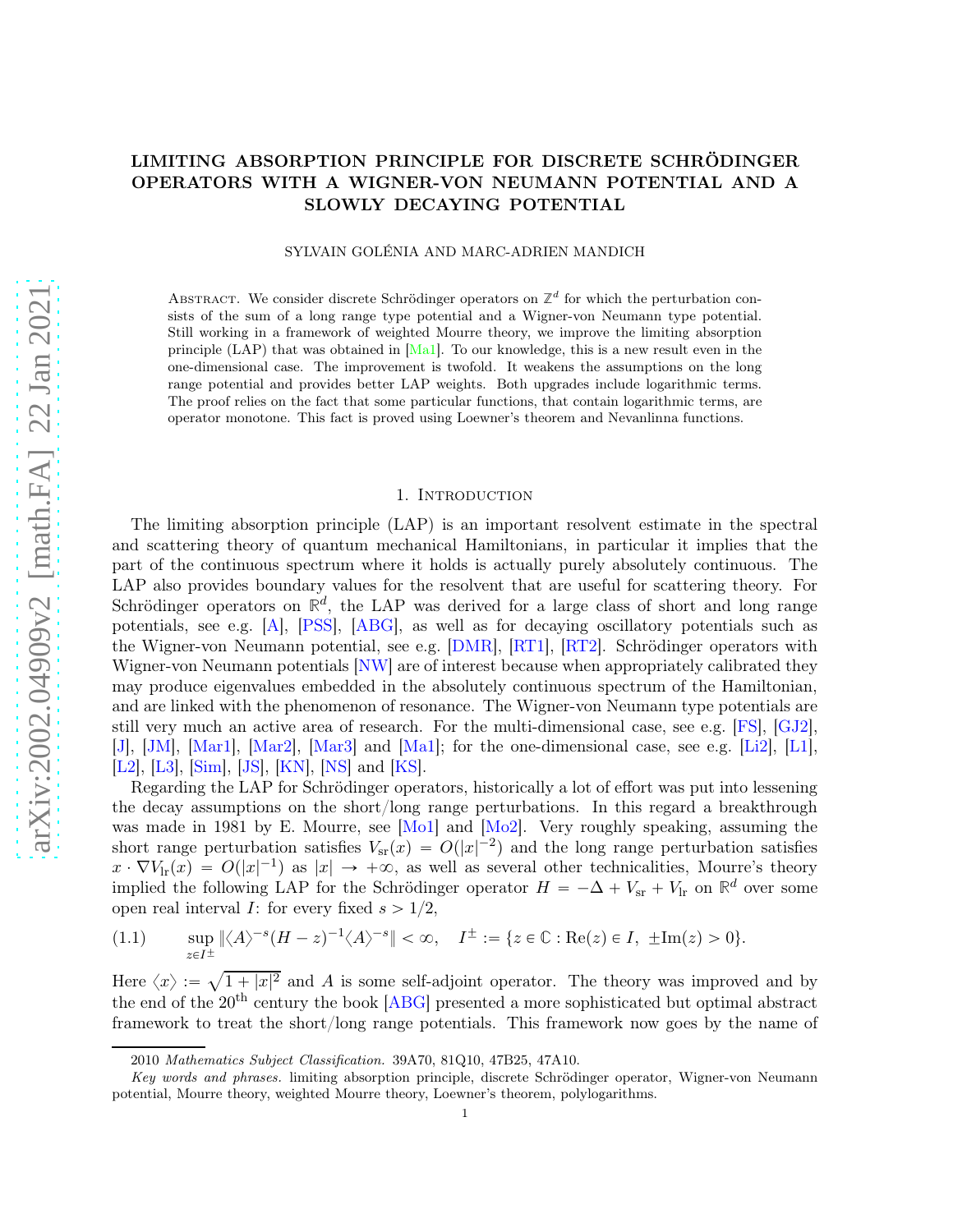# LIMITING ABSORPTION PRINCIPLE FOR DISCRETE SCHRÖDINGER OPERATORS WITH A WIGNER-VON NEUMANN POTENTIAL AND A SLOWLY DECAYING POTENTIAL

SYLVAIN GOLÉNIA AND MARC-ADRIEN MANDICH

Abstract. We consider discrete Schrödinger operators on $\mathbb{Z}^d$ for which the perturbation consists of the sum of a long range type potential and a Wigner-von Neumann type potential. Still working in a framework of weighted Mourre theory, we improve the limiting absorption principle (LAP) that was obtained in [Ma1]. To our knowledge, this is a new result even in the one-dimensional case. The improvement is twofold. It weakens the assumptions on the long range potential and provides better LAP weights. Both upgrades include logarithmic terms. The proof relies on the fact that some particular functions, that contain logarithmic terms, are operator monotone. This fact is proved using Loewner's theorem and Nevanlinna functions.

## 1. Introduction

The limiting absorption principle (LAP) is an important resolvent estimate in the spectral and scattering theory of quantum mechanical Hamiltonians, in particular it implies that the part of the continuous spectrum where it holds is actually purely absolutely continuous. The LAP also provides boundary values for the resolvent that are useful for scattering theory. For Schrödinger operators on $\mathbb{R}^d$, the LAP was derived for a large class of short and long range potentials, see e.g. [A], [PSS], [ABG], as well as for decaying oscillatory potentials such as the Wigner-von Neumann potential, see e.g. [DMR], [RT1], [RT2]. Schrödinger operators with Wigner-von Neumann potentials [NW] are of interest because when appropriately calibrated they may produce eigenvalues embedded in the absolutely continuous spectrum of the Hamiltonian, and are linked with the phenomenon of resonance. The Wigner-von Neumann type potentials are still very much an active area of research. For the multi-dimensional case, see e.g. [FS], [GJ2], [J], [JM], [Mar1], [Mar2], [Mar3] and [Ma1]; for the one-dimensional case, see e.g. [Li2], [L1], [L2], [L3], [Sim], [JS], [KN], [NS] and [KS].

Regarding the LAP for Schrödinger operators, historically a lot of effort was put into lessening the decay assumptions on the short/long range perturbations. In this regard a breakthrough was made in 1981 by E. Mourre, see [Mo1] and [Mo2]. Very roughly speaking, assuming the short range perturbation satisfies $V_{\mathrm{sr}}(x) = O(|x|^{-2})$ and the long range perturbation satisfies $x \cdot \nabla V_{\mathrm{lr}}(x) = O(|x|^{-1})$ as $|x| \to +\infty$, as well as several other technicalities, Mourre's theory implied the following LAP for the Schrödinger operator $H = -\Delta + V_{\mathrm{sr}} + V_{\mathrm{lr}}$ on $\mathbb{R}^d$ over some open real interval $I$: for every fixed $s > 1/2$,

$$\sup_{z \in I^{\pm}} \|\langle A\rangle^{-s}(H-z)^{-1}\langle A\rangle^{-s}\| < \infty, \quad I^{\pm} := \{z \in \mathbb{C} : \mathrm{Re}(z) \in I,\ \pm\mathrm{Im}(z) > 0\}. \tag{1.1}$$

Here $\langle x\rangle := \sqrt{1+|x|^2}$ and $A$ is some self-adjoint operator. The theory was improved and by the end of the 20th century the book [ABG] presented a more sophisticated but optimal abstract framework to treat the short/long range potentials. This framework now goes by the name of

---

2010 *Mathematics Subject Classification.* 39A70, 81Q10, 47B25, 47A10.

*Key words and phrases.* limiting absorption principle, discrete Schrödinger operator, Wigner-von Neumann potential, Mourre theory, weighted Mourre theory, Loewner's theorem, polylogarithms.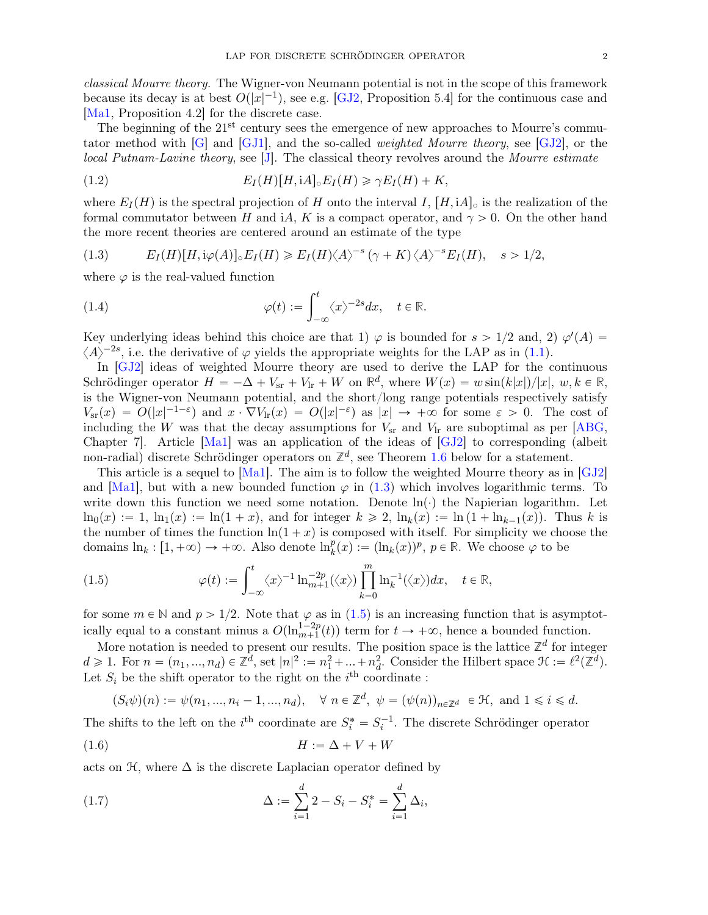*classical Mourre theory*. The Wigner-von Neumann potential is not in the scope of this framework because its decay is at best $O(|x|^{-1})$, see e.g. [GJ2, Proposition 5.4] for the continuous case and [Ma1, Proposition 4.2] for the discrete case.

The beginning of the 21$^{\text{st}}$ century sees the emergence of new approaches to Mourre's commutator method with [G] and [GJ1], and the so-called *weighted Mourre theory*, see [GJ2], or the *local Putnam-Lavine theory*, see [J]. The classical theory revolves around the *Mourre estimate*

$$E_I(H)[H, \mathrm{i}A]_\circ E_I(H) \geqslant \gamma E_I(H) + K, \tag{1.2}$$

where $E_I(H)$ is the spectral projection of $H$ onto the interval $I$, $[H, \mathrm{i}A]_\circ$ is the realization of the formal commutator between $H$ and $\mathrm{i}A$, $K$ is a compact operator, and $\gamma > 0$. On the other hand the more recent theories are centered around an estimate of the type

$$E_I(H)[H, \mathrm{i}\varphi(A)]_\circ E_I(H) \geqslant E_I(H)\langle A\rangle^{-s}(\gamma + K)\langle A\rangle^{-s}E_I(H), \quad s > 1/2, \tag{1.3}$$

where $\varphi$ is the real-valued function

$$\varphi(t) := \int_{-\infty}^{t} \langle x\rangle^{-2s} dx, \quad t \in \mathbb{R}. \tag{1.4}$$

Key underlying ideas behind this choice are that 1) $\varphi$ is bounded for $s > 1/2$ and, 2) $\varphi'(A) = \langle A\rangle^{-2s}$, i.e. the derivative of $\varphi$ yields the appropriate weights for the LAP as in (1.1).

In [GJ2] ideas of weighted Mourre theory are used to derive the LAP for the continuous Schrödinger operator $H = -\Delta + V_{\text{sr}} + V_{\text{lr}} + W$ on $\mathbb{R}^d$, where $W(x) = w\sin(k|x|)/|x|$, $w, k \in \mathbb{R}$, is the Wigner-von Neumann potential, and the short/long range potentials respectively satisfy $V_{\text{sr}}(x) = O(|x|^{-1-\varepsilon})$ and $x \cdot \nabla V_{\text{lr}}(x) = O(|x|^{-\varepsilon})$ as $|x| \to +\infty$ for some $\varepsilon > 0$. The cost of including the $W$ was that the decay assumptions for $V_{\text{sr}}$ and $V_{\text{lr}}$ are suboptimal as per [ABG, Chapter 7]. Article [Ma1] was an application of the ideas of [GJ2] to corresponding (albeit non-radial) discrete Schrödinger operators on $\mathbb{Z}^d$, see Theorem 1.6 below for a statement.

This article is a sequel to [Ma1]. The aim is to follow the weighted Mourre theory as in [GJ2] and [Ma1], but with a new bounded function $\varphi$ in (1.3) which involves logarithmic terms. To write down this function we need some notation. Denote $\ln(\cdot)$ the Napierian logarithm. Let $\ln_0(x) := 1$, $\ln_1(x) := \ln(1 + x)$, and for integer $k \geqslant 2$, $\ln_k(x) := \ln(1 + \ln_{k-1}(x))$. Thus $k$ is the number of times the function $\ln(1 + x)$ is composed with itself. For simplicity we choose the domains $\ln_k : [1, +\infty) \to +\infty$. Also denote $\ln_k^p(x) := (\ln_k(x))^p$, $p \in \mathbb{R}$. We choose $\varphi$ to be

$$\varphi(t) := \int_{-\infty}^{t} \langle x\rangle^{-1} \ln_{m+1}^{-2p}(\langle x\rangle) \prod_{k=0}^{m} \ln_k^{-1}(\langle x\rangle) dx, \quad t \in \mathbb{R}, \tag{1.5}$$

for some $m \in \mathbb{N}$ and $p > 1/2$. Note that $\varphi$ as in (1.5) is an increasing function that is asymptotically equal to a constant minus a $O(\ln_{m+1}^{1-2p}(t))$ term for $t \to +\infty$, hence a bounded function.

More notation is needed to present our results. The position space is the lattice $\mathbb{Z}^d$ for integer $d \geqslant 1$. For $n = (n_1, ..., n_d) \in \mathbb{Z}^d$, set $|n|^2 := n_1^2 + ... + n_d^2$. Consider the Hilbert space $\mathcal{H} := \ell^2(\mathbb{Z}^d)$. Let $S_i$ be the shift operator to the right on the $i^{\text{th}}$ coordinate :

$$(S_i\psi)(n) := \psi(n_1, ..., n_i - 1, ..., n_d), \quad \forall\ n \in \mathbb{Z}^d,\ \psi = (\psi(n))_{n\in\mathbb{Z}^d} \in \mathcal{H}, \text{ and } 1 \leqslant i \leqslant d.$$

The shifts to the left on the $i^{\text{th}}$ coordinate are $S_i^* = S_i^{-1}$. The discrete Schrödinger operator

$$H := \Delta + V + W \tag{1.6}$$

acts on $\mathcal{H}$, where $\Delta$ is the discrete Laplacian operator defined by

$$\Delta := \sum_{i=1}^{d} 2 - S_i - S_i^* = \sum_{i=1}^{d} \Delta_i, \tag{1.7}$$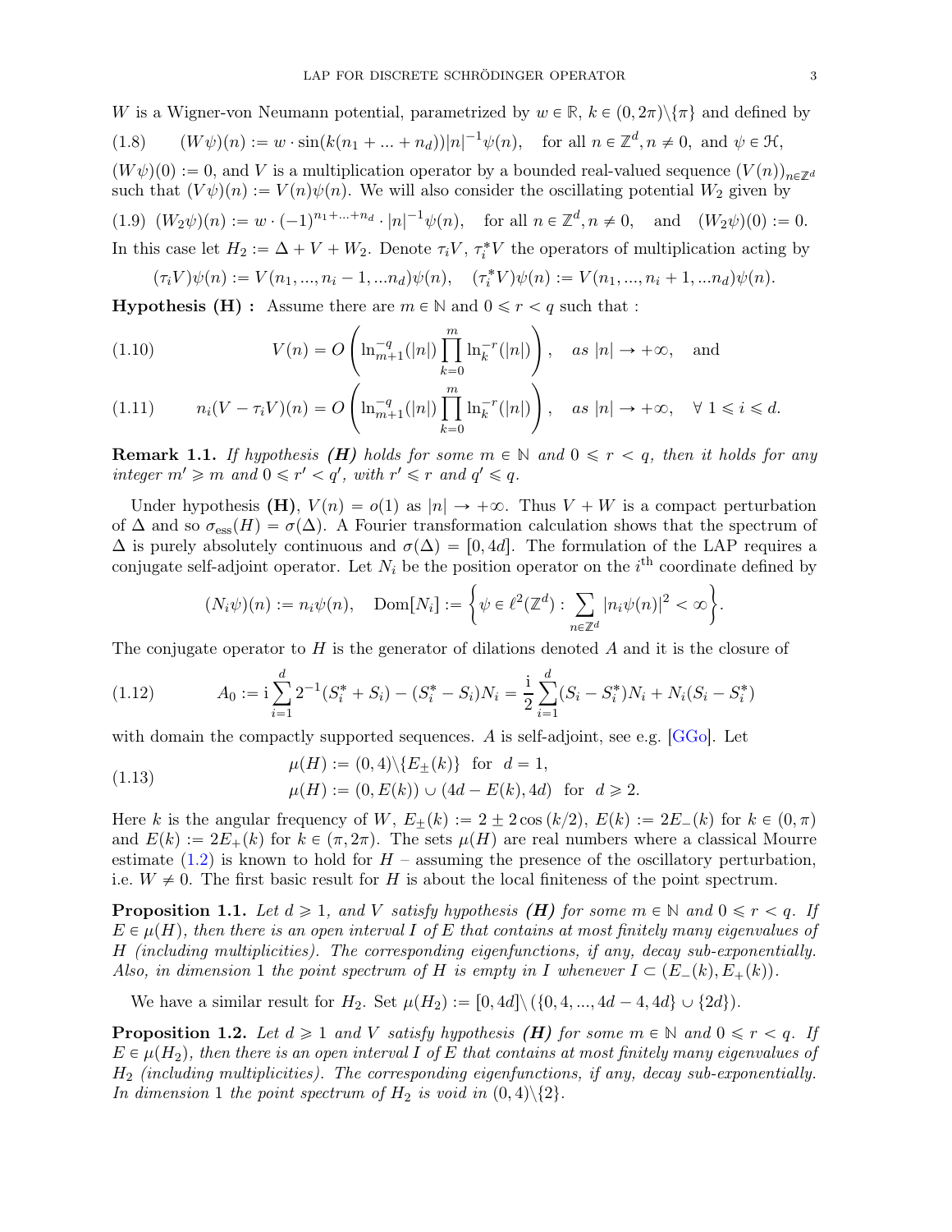$W$ is a Wigner-von Neumann potential, parametrized by $w \in \mathbb{R}$, $k \in (0, 2\pi)\backslash\{\pi\}$ and defined by

$$(1.8) \qquad (W\psi)(n) := w \cdot \sin(k(n_1 + ... + n_d))|n|^{-1}\psi(n), \quad \text{for all } n \in \mathbb{Z}^d, n \neq 0, \text{ and } \psi \in \mathcal{H},$$

$(W\psi)(0) := 0$, and $V$ is a multiplication operator by a bounded real-valued sequence $(V(n))_{n\in\mathbb{Z}^d}$ such that $(V\psi)(n) := V(n)\psi(n)$. We will also consider the oscillating potential $W_2$ given by

$$(1.9) \quad (W_2\psi)(n) := w \cdot (-1)^{n_1+...+n_d} \cdot |n|^{-1}\psi(n), \quad \text{for all } n \in \mathbb{Z}^d, n \neq 0, \quad \text{and} \quad (W_2\psi)(0) := 0.$$

In this case let $H_2 := \Delta + V + W_2$. Denote $\tau_i V$, $\tau_i^* V$ the operators of multiplication acting by

$$(\tau_i V)\psi(n) := V(n_1, ..., n_i - 1, ...n_d)\psi(n), \quad (\tau_i^* V)\psi(n) := V(n_1, ..., n_i + 1, ...n_d)\psi(n).$$

**Hypothesis (H) :** Assume there are $m \in \mathbb{N}$ and $0 \leqslant r < q$ such that :

$$(1.10) \qquad V(n) = O\left(\ln_{m+1}^{-q}(|n|)\prod_{k=0}^{m}\ln_k^{-r}(|n|)\right), \quad \textit{as } |n| \to +\infty, \quad \text{and}$$

$$(1.11) \qquad n_i(V - \tau_i V)(n) = O\left(\ln_{m+1}^{-q}(|n|)\prod_{k=0}^{m}\ln_k^{-r}(|n|)\right), \quad \textit{as } |n| \to +\infty, \quad \forall\ 1 \leqslant i \leqslant d.$$

**Remark 1.1.** *If hypothesis **(H)** holds for some $m \in \mathbb{N}$ and $0 \leqslant r < q$, then it holds for any integer $m' \geqslant m$ and $0 \leqslant r' < q'$, with $r' \leqslant r$ and $q' \leqslant q$.*

Under hypothesis **(H)**, $V(n) = o(1)$ as $|n| \to +\infty$. Thus $V + W$ is a compact perturbation of $\Delta$ and so $\sigma_{\text{ess}}(H) = \sigma(\Delta)$. A Fourier transformation calculation shows that the spectrum of $\Delta$ is purely absolutely continuous and $\sigma(\Delta) = [0, 4d]$. The formulation of the LAP requires a conjugate self-adjoint operator. Let $N_i$ be the position operator on the $i^{\text{th}}$ coordinate defined by

$$(N_i\psi)(n) := n_i\psi(n), \quad \text{Dom}[N_i] := \left\{\psi \in \ell^2(\mathbb{Z}^d) : \sum_{n\in\mathbb{Z}^d}|n_i\psi(n)|^2 < \infty\right\}.$$

The conjugate operator to $H$ is the generator of dilations denoted $A$ and it is the closure of

$$(1.12) \qquad A_0 := \mathrm{i}\sum_{i=1}^{d} 2^{-1}(S_i^* + S_i) - (S_i^* - S_i)N_i = \frac{\mathrm{i}}{2}\sum_{i=1}^{d}(S_i - S_i^*)N_i + N_i(S_i - S_i^*)$$

with domain the compactly supported sequences. $A$ is self-adjoint, see e.g. [GGo]. Let

$$(1.13) \qquad \begin{aligned} &\mu(H) := (0, 4)\backslash\{E_\pm(k)\} \ \text{ for } \ d = 1, \\ &\mu(H) := (0, E(k)) \cup (4d - E(k), 4d) \ \text{ for } \ d \geqslant 2. \end{aligned}$$

Here $k$ is the angular frequency of $W$, $E_\pm(k) := 2 \pm 2\cos(k/2)$, $E(k) := 2E_-(k)$ for $k \in (0, \pi)$ and $E(k) := 2E_+(k)$ for $k \in (\pi, 2\pi)$. The sets $\mu(H)$ are real numbers where a classical Mourre estimate (1.2) is known to hold for $H$ – assuming the presence of the oscillatory perturbation, i.e. $W \neq 0$. The first basic result for $H$ is about the local finiteness of the point spectrum.

**Proposition 1.1.** *Let $d \geqslant 1$, and $V$ satisfy hypothesis **(H)** for some $m \in \mathbb{N}$ and $0 \leqslant r < q$. If $E \in \mu(H)$, then there is an open interval $I$ of $E$ that contains at most finitely many eigenvalues of $H$ (including multiplicities). The corresponding eigenfunctions, if any, decay sub-exponentially. Also, in dimension 1 the point spectrum of $H$ is empty in $I$ whenever $I \subset (E_-(k), E_+(k))$.*

We have a similar result for $H_2$. Set $\mu(H_2) := [0, 4d]\backslash(\{0, 4, ..., 4d - 4, 4d\} \cup \{2d\})$.

**Proposition 1.2.** *Let $d \geqslant 1$ and $V$ satisfy hypothesis **(H)** for some $m \in \mathbb{N}$ and $0 \leqslant r < q$. If $E \in \mu(H_2)$, then there is an open interval $I$ of $E$ that contains at most finitely many eigenvalues of $H_2$ (including multiplicities). The corresponding eigenfunctions, if any, decay sub-exponentially. In dimension 1 the point spectrum of $H_2$ is void in $(0, 4)\backslash\{2\}$.*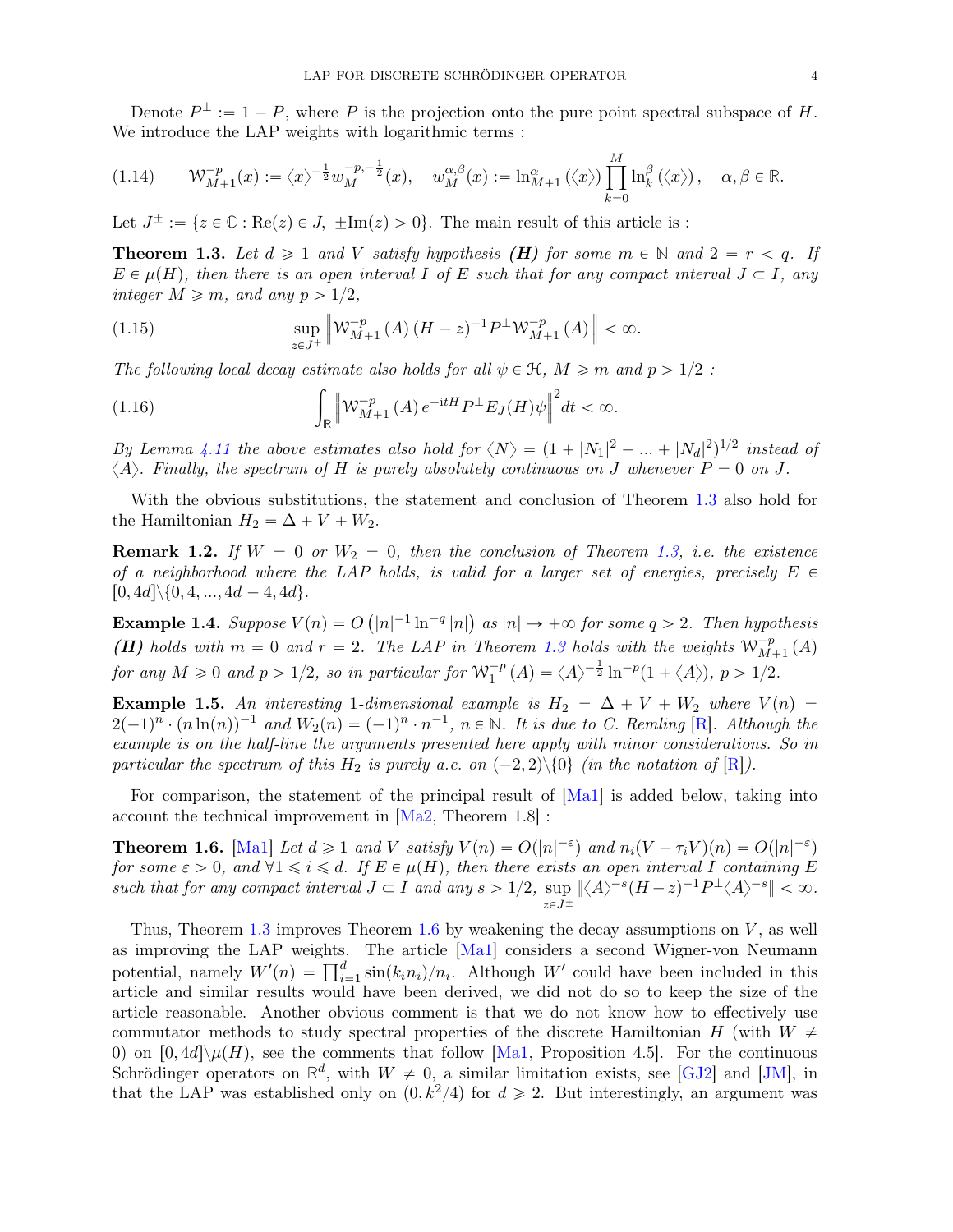Denote $P^{\perp} := 1 - P$, where $P$ is the projection onto the pure point spectral subspace of $H$. We introduce the LAP weights with logarithmic terms :

$$\mathcal{W}_{M+1}^{-p}(x) := \langle x \rangle^{-\frac{1}{2}} w_M^{-p,-\frac{1}{2}}(x), \quad w_M^{\alpha,\beta}(x) := \ln_{M+1}^{\alpha}(\langle x \rangle) \prod_{k=0}^{M} \ln_k^{\beta}(\langle x \rangle), \quad \alpha, \beta \in \mathbb{R}. \tag{1.14}$$

Let $J^{\pm} := \{z \in \mathbb{C} : \mathrm{Re}(z) \in J, \ \pm \mathrm{Im}(z) > 0\}$. The main result of this article is :

**Theorem 1.3.** *Let $d \geqslant 1$ and $V$ satisfy hypothesis **(H)** for some $m \in \mathbb{N}$ and $2 = r < q$. If $E \in \mu(H)$, then there is an open interval $I$ of $E$ such that for any compact interval $J \subset I$, any integer $M \geqslant m$, and any $p > 1/2$,*

$$\sup_{z \in J^{\pm}} \left\| \mathcal{W}_{M+1}^{-p}(A) (H - z)^{-1} P^{\perp} \mathcal{W}_{M+1}^{-p}(A) \right\| < \infty. \tag{1.15}$$

*The following local decay estimate also holds for all $\psi \in \mathcal{H}$, $M \geqslant m$ and $p > 1/2$ :*

$$\int_{\mathbb{R}} \left\| \mathcal{W}_{M+1}^{-p}(A) e^{-\mathrm{i}tH} P^{\perp} E_J(H) \psi \right\|^2 dt < \infty. \tag{1.16}$$

*By Lemma 4.11 the above estimates also hold for $\langle N \rangle = (1 + |N_1|^2 + ... + |N_d|^2)^{1/2}$ instead of $\langle A \rangle$. Finally, the spectrum of $H$ is purely absolutely continuous on $J$ whenever $P = 0$ on $J$.*

With the obvious substitutions, the statement and conclusion of Theorem 1.3 also hold for the Hamiltonian $H_2 = \Delta + V + W_2$.

**Remark 1.2.** *If $W = 0$ or $W_2 = 0$, then the conclusion of Theorem 1.3, i.e. the existence of a neighborhood where the LAP holds, is valid for a larger set of energies, precisely $E \in [0, 4d] \backslash \{0, 4, ..., 4d - 4, 4d\}$.*

**Example 1.4.** *Suppose $V(n) = O\left(|n|^{-1} \ln^{-q} |n|\right)$ as $|n| \to +\infty$ for some $q > 2$. Then hypothesis **(H)** holds with $m = 0$ and $r = 2$. The LAP in Theorem 1.3 holds with the weights $\mathcal{W}_{M+1}^{-p}(A)$ for any $M \geqslant 0$ and $p > 1/2$, so in particular for $\mathcal{W}_1^{-p}(A) = \langle A \rangle^{-\frac{1}{2}} \ln^{-p}(1 + \langle A \rangle)$, $p > 1/2$.*

**Example 1.5.** *An interesting 1-dimensional example is $H_2 = \Delta + V + W_2$ where $V(n) = 2(-1)^n \cdot (n \ln(n))^{-1}$ and $W_2(n) = (-1)^n \cdot n^{-1}$, $n \in \mathbb{N}$. It is due to C. Remling [R]. Although the example is on the half-line the arguments presented here apply with minor considerations. So in particular the spectrum of this $H_2$ is purely a.c. on $(-2, 2) \backslash \{0\}$ (in the notation of [R]).*

For comparison, the statement of the principal result of [Ma1] is added below, taking into account the technical improvement in [Ma2, Theorem 1.8] :

**Theorem 1.6.** [Ma1] *Let $d \geqslant 1$ and $V$ satisfy $V(n) = O(|n|^{-\varepsilon})$ and $n_i(V - \tau_i V)(n) = O(|n|^{-\varepsilon})$ for some $\varepsilon > 0$, and $\forall 1 \leqslant i \leqslant d$. If $E \in \mu(H)$, then there exists an open interval $I$ containing $E$ such that for any compact interval $J \subset I$ and any $s > 1/2$, $\sup_{z \in J^{\pm}} \|\langle A \rangle^{-s} (H - z)^{-1} P^{\perp} \langle A \rangle^{-s}\| < \infty$.*

Thus, Theorem 1.3 improves Theorem 1.6 by weakening the decay assumptions on $V$, as well as improving the LAP weights. The article [Ma1] considers a second Wigner-von Neumann potential, namely $W'(n) = \prod_{i=1}^{d} \sin(k_i n_i)/n_i$. Although $W'$ could have been included in this article and similar results would have been derived, we did not do so to keep the size of the article reasonable. Another obvious comment is that we do not know how to effectively use commutator methods to study spectral properties of the discrete Hamiltonian $H$ (with $W \neq 0$) on $[0, 4d] \backslash \mu(H)$, see the comments that follow [Ma1, Proposition 4.5]. For the continuous Schrödinger operators on $\mathbb{R}^d$, with $W \neq 0$, a similar limitation exists, see [GJ2] and [JM], in that the LAP was established only on $(0, k^2/4)$ for $d \geqslant 2$. But interestingly, an argument was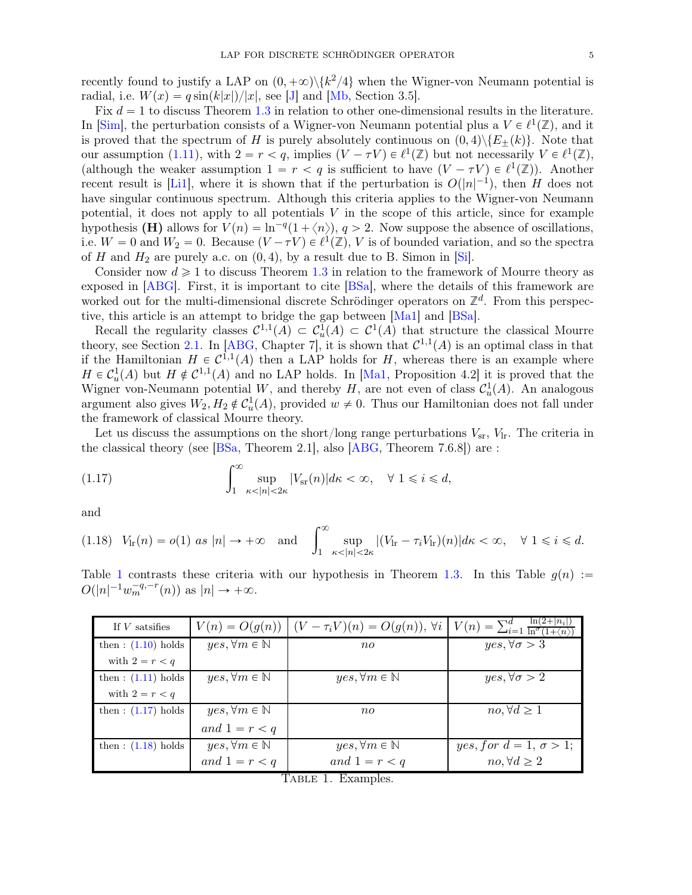recently found to justify a LAP on $(0,+\infty)\backslash\{k^2/4\}$ when the Wigner-von Neumann potential is radial, i.e. $W(x) = q\sin(k|x|)/|x|$, see [J] and [Mb, Section 3.5].

Fix $d = 1$ to discuss Theorem 1.3 in relation to other one-dimensional results in the literature. In [Sim], the perturbation consists of a Wigner-von Neumann potential plus a $V \in \ell^1(\mathbb{Z})$, and it is proved that the spectrum of $H$ is purely absolutely continuous on $(0,4)\backslash\{E_\pm(k)\}$. Note that our assumption (1.11), with $2 = r < q$, implies $(V - \tau V) \in \ell^1(\mathbb{Z})$ but not necessarily $V \in \ell^1(\mathbb{Z})$, (although the weaker assumption $1 = r < q$ is sufficient to have $(V - \tau V) \in \ell^1(\mathbb{Z})$). Another recent result is [Li1], where it is shown that if the perturbation is $O(|n|^{-1})$, then $H$ does not have singular continuous spectrum. Although this criteria applies to the Wigner-von Neumann potential, it does not apply to all potentials $V$ in the scope of this article, since for example hypothesis **(H)** allows for $V(n) = \ln^{-q}(1+\langle n\rangle)$, $q > 2$. Now suppose the absence of oscillations, i.e. $W = 0$ and $W_2 = 0$. Because $(V - \tau V) \in \ell^1(\mathbb{Z})$, $V$ is of bounded variation, and so the spectra of $H$ and $H_2$ are purely a.c. on $(0,4)$, by a result due to B. Simon in [Si].

Consider now $d \geqslant 1$ to discuss Theorem 1.3 in relation to the framework of Mourre theory as exposed in [ABG]. First, it is important to cite [BSa], where the details of this framework are worked out for the multi-dimensional discrete Schrödinger operators on $\mathbb{Z}^d$. From this perspective, this article is an attempt to bridge the gap between [Ma1] and [BSa].

Recall the regularity classes $\mathcal{C}^{1,1}(A) \subset \mathcal{C}^1_u(A) \subset \mathcal{C}^1(A)$ that structure the classical Mourre theory, see Section 2.1. In [ABG, Chapter 7], it is shown that $\mathcal{C}^{1,1}(A)$ is an optimal class in that if the Hamiltonian $H \in \mathcal{C}^{1,1}(A)$ then a LAP holds for $H$, whereas there is an example where $H \in \mathcal{C}^1_u(A)$ but $H \notin \mathcal{C}^{1,1}(A)$ and no LAP holds. In [Ma1, Proposition 4.2] it is proved that the Wigner von-Neumann potential $W$, and thereby $H$, are not even of class $\mathcal{C}^1_u(A)$. An analogous argument also gives $W_2, H_2 \notin \mathcal{C}^1_u(A)$, provided $w \neq 0$. Thus our Hamiltonian does not fall under the framework of classical Mourre theory.

Let us discuss the assumptions on the short/long range perturbations $V_{\mathrm{sr}}$, $V_{\mathrm{lr}}$. The criteria in the classical theory (see [BSa, Theorem 2.1], also [ABG, Theorem 7.6.8]) are :

$$\int_1^\infty \sup_{\kappa < |n| < 2\kappa} |V_{\mathrm{sr}}(n)| d\kappa < \infty, \quad \forall\ 1 \leqslant i \leqslant d, \tag{1.17}$$

and

$$V_{\mathrm{lr}}(n) = o(1) \ \textit{as}\ |n| \to +\infty \quad \text{and} \quad \int_1^\infty \sup_{\kappa < |n| < 2\kappa} |(V_{\mathrm{lr}} - \tau_i V_{\mathrm{lr}})(n)| d\kappa < \infty, \quad \forall\ 1 \leqslant i \leqslant d. \tag{1.18}$$

Table 1 contrasts these criteria with our hypothesis in Theorem 1.3. In this Table $g(n) := O(|n|^{-1} w_m^{-q,-r}(n))$ as $|n| \to +\infty$.

| If $V$ satsifies | $V(n) = O(g(n))$ | $(V - \tau_i V)(n) = O(g(n))$, $\forall i$ | $V(n) = \sum_{i=1}^d \frac{\ln(2+\lvert n_i\rvert)}{\ln^\sigma(1+\langle n\rangle)}$ |
|---|---|---|---|
| then : (1.10) holds with $2 = r < q$ | *yes*, $\forall m \in \mathbb{N}$ | *no* | *yes*, $\forall \sigma > 3$ |
| then : (1.11) holds with $2 = r < q$ | *yes*, $\forall m \in \mathbb{N}$ | *yes*, $\forall m \in \mathbb{N}$ | *yes*, $\forall \sigma > 2$ |
| then : (1.17) holds | *yes*, $\forall m \in \mathbb{N}$ *and* $1 = r < q$ | *no* | *no*, $\forall d \geq 1$ |
| then : (1.18) holds | *yes*, $\forall m \in \mathbb{N}$ *and* $1 = r < q$ | *yes*, $\forall m \in \mathbb{N}$ *and* $1 = r < q$ | *yes, for* $d = 1$, $\sigma > 1$; *no*, $\forall d \geq 2$ |

TABLE 1. Examples.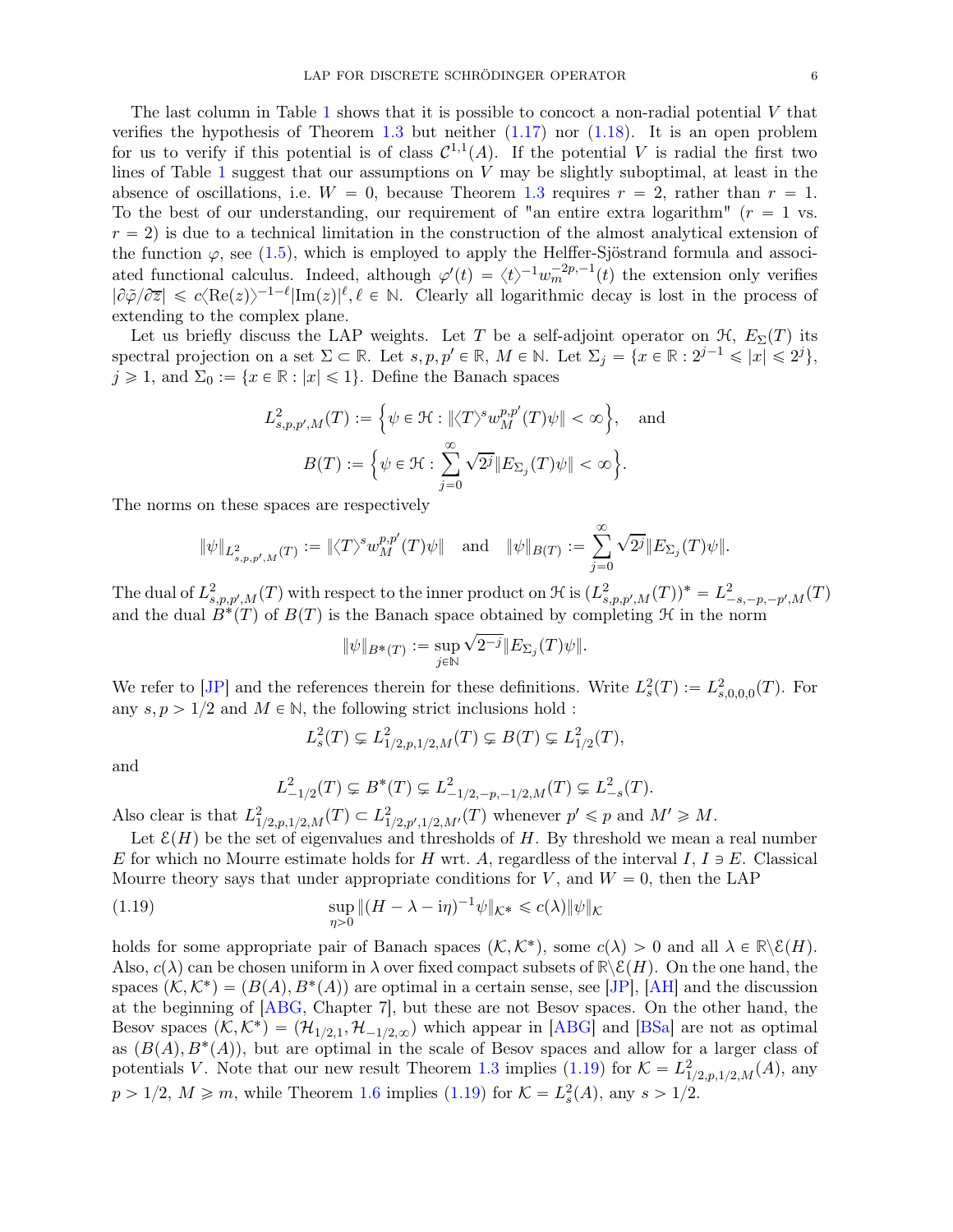The last column in Table 1 shows that it is possible to concoct a non-radial potential $V$ that verifies the hypothesis of Theorem 1.3 but neither (1.17) nor (1.18). It is an open problem for us to verify if this potential is of class $\mathcal{C}^{1,1}(A)$. If the potential $V$ is radial the first two lines of Table 1 suggest that our assumptions on $V$ may be slightly suboptimal, at least in the absence of oscillations, i.e. $W = 0$, because Theorem 1.3 requires $r = 2$, rather than $r = 1$. To the best of our understanding, our requirement of "an entire extra logarithm" ($r = 1$ vs. $r = 2$) is due to a technical limitation in the construction of the almost analytical extension of the function $\varphi$, see (1.5), which is employed to apply the Helffer-Sjöstrand formula and associated functional calculus. Indeed, although $\varphi'(t) = \langle t \rangle^{-1} w_m^{-2p,-1}(t)$ the extension only verifies $|\partial \tilde{\varphi}/\partial \overline{z}| \leqslant c \langle \mathrm{Re}(z) \rangle^{-1-\ell} |\mathrm{Im}(z)|^{\ell}, \ell \in \mathbb{N}$. Clearly all logarithmic decay is lost in the process of extending to the complex plane.

Let us briefly discuss the LAP weights. Let $T$ be a self-adjoint operator on $\mathcal{H}$, $E_\Sigma(T)$ its spectral projection on a set $\Sigma \subset \mathbb{R}$. Let $s, p, p' \in \mathbb{R}$, $M \in \mathbb{N}$. Let $\Sigma_j = \{x \in \mathbb{R} : 2^{j-1} \leqslant |x| \leqslant 2^j\}$, $j \geqslant 1$, and $\Sigma_0 := \{x \in \mathbb{R} : |x| \leqslant 1\}$. Define the Banach spaces

$$L^2_{s,p,p',M}(T) := \Big\{ \psi \in \mathcal{H} : \| \langle T \rangle^s w_M^{p,p'}(T) \psi \| < \infty \Big\}, \quad \text{and}$$

$$B(T) := \Big\{ \psi \in \mathcal{H} : \sum_{j=0}^{\infty} \sqrt{2^j} \| E_{\Sigma_j}(T) \psi \| < \infty \Big\}.$$

The norms on these spaces are respectively

$$\|\psi\|_{L^2_{s,p,p',M}(T)} := \| \langle T \rangle^s w_M^{p,p'}(T) \psi \| \quad \text{and} \quad \|\psi\|_{B(T)} := \sum_{j=0}^{\infty} \sqrt{2^j} \| E_{\Sigma_j}(T) \psi \|.$$

The dual of $L^2_{s,p,p',M}(T)$ with respect to the inner product on $\mathcal{H}$ is $(L^2_{s,p,p',M}(T))^* = L^2_{-s,-p,-p',M}(T)$ and the dual $B^*(T)$ of $B(T)$ is the Banach space obtained by completing $\mathcal{H}$ in the norm

$$\|\psi\|_{B^*(T)} := \sup_{j \in \mathbb{N}} \sqrt{2^{-j}} \| E_{\Sigma_j}(T) \psi \|.$$

We refer to [JP] and the references therein for these definitions. Write $L^2_s(T) := L^2_{s,0,0,0}(T)$. For any $s, p > 1/2$ and $M \in \mathbb{N}$, the following strict inclusions hold :

$$L^2_s(T) \subsetneq L^2_{1/2,p,1/2,M}(T) \subsetneq B(T) \subsetneq L^2_{1/2}(T),$$

and

$$L^2_{-1/2}(T) \subsetneq B^*(T) \subsetneq L^2_{-1/2,-p,-1/2,M}(T) \subsetneq L^2_{-s}(T).$$

Also clear is that $L^2_{1/2,p,1/2,M}(T) \subset L^2_{1/2,p',1/2,M'}(T)$ whenever $p' \leqslant p$ and $M' \geqslant M$.

Let $\mathcal{E}(H)$ be the set of eigenvalues and thresholds of $H$. By threshold we mean a real number $E$ for which no Mourre estimate holds for $H$ wrt. $A$, regardless of the interval $I$, $I \ni E$. Classical Mourre theory says that under appropriate conditions for $V$, and $W = 0$, then the LAP

$$\sup_{\eta > 0} \| (H - \lambda - i\eta)^{-1} \psi \|_{\mathcal{K}^*} \leqslant c(\lambda) \|\psi\|_{\mathcal{K}} \tag{1.19}$$

holds for some appropriate pair of Banach spaces $(\mathcal{K}, \mathcal{K}^*)$, some $c(\lambda) > 0$ and all $\lambda \in \mathbb{R} \backslash \mathcal{E}(H)$. Also, $c(\lambda)$ can be chosen uniform in $\lambda$ over fixed compact subsets of $\mathbb{R} \backslash \mathcal{E}(H)$. On the one hand, the spaces $(\mathcal{K}, \mathcal{K}^*) = (B(A), B^*(A))$ are optimal in a certain sense, see [JP], [AH] and the discussion at the beginning of [ABG, Chapter 7], but these are not Besov spaces. On the other hand, the Besov spaces $(\mathcal{K}, \mathcal{K}^*) = (\mathcal{H}_{1/2,1}, \mathcal{H}_{-1/2,\infty})$ which appear in [ABG] and [BSa] are not as optimal as $(B(A), B^*(A))$, but are optimal in the scale of Besov spaces and allow for a larger class of potentials $V$. Note that our new result Theorem 1.3 implies (1.19) for $\mathcal{K} = L^2_{1/2,p,1/2,M}(A)$, any $p > 1/2$, $M \geqslant m$, while Theorem 1.6 implies (1.19) for $\mathcal{K} = L^2_s(A)$, any $s > 1/2$.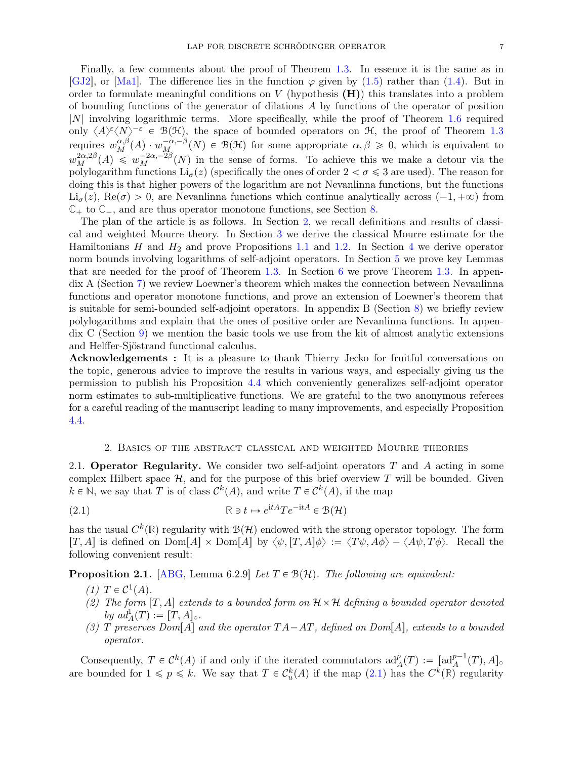Finally, a few comments about the proof of Theorem 1.3. In essence it is the same as in [GJ2], or [Ma1]. The difference lies in the function $\varphi$ given by (1.5) rather than (1.4). But in order to formulate meaningful conditions on $V$ (hypothesis **(H)**) this translates into a problem of bounding functions of the generator of dilations $A$ by functions of the operator of position $|N|$ involving logarithmic terms. More specifically, while the proof of Theorem 1.6 required only $\langle A\rangle^{\varepsilon}\langle N\rangle^{-\varepsilon} \in \mathcal{B}(\mathcal{H})$, the space of bounded operators on $\mathcal{H}$, the proof of Theorem 1.3 requires $w_M^{\alpha,\beta}(A) \cdot w_M^{-\alpha,-\beta}(N) \in \mathcal{B}(\mathcal{H})$ for some appropriate $\alpha, \beta \geqslant 0$, which is equivalent to $w_M^{2\alpha,2\beta}(A) \leqslant w_M^{-2\alpha,-2\beta}(N)$ in the sense of forms. To achieve this we make a detour via the polylogarithm functions $\mathrm{Li}_\sigma(z)$ (specifically the ones of order $2 < \sigma \leqslant 3$ are used). The reason for doing this is that higher powers of the logarithm are not Nevanlinna functions, but the functions $\mathrm{Li}_\sigma(z)$, $\mathrm{Re}(\sigma) > 0$, are Nevanlinna functions which continue analytically across $(-1, +\infty)$ from $\mathbb{C}_+$ to $\mathbb{C}_-$, and are thus operator monotone functions, see Section 8.

The plan of the article is as follows. In Section 2, we recall definitions and results of classical and weighted Mourre theory. In Section 3 we derive the classical Mourre estimate for the Hamiltonians $H$ and $H_2$ and prove Propositions 1.1 and 1.2. In Section 4 we derive operator norm bounds involving logarithms of self-adjoint operators. In Section 5 we prove key Lemmas that are needed for the proof of Theorem 1.3. In Section 6 we prove Theorem 1.3. In appendix A (Section 7) we review Loewner's theorem which makes the connection between Nevanlinna functions and operator monotone functions, and prove an extension of Loewner's theorem that is suitable for semi-bounded self-adjoint operators. In appendix B (Section 8) we briefly review polylogarithms and explain that the ones of positive order are Nevanlinna functions. In appendix C (Section 9) we mention the basic tools we use from the kit of almost analytic extensions and Helffer-Sjöstrand functional calculus.

**Acknowledgements :** It is a pleasure to thank Thierry Jecko for fruitful conversations on the topic, generous advice to improve the results in various ways, and especially giving us the permission to publish his Proposition 4.4 which conveniently generalizes self-adjoint operator norm estimates to sub-multiplicative functions. We are grateful to the two anonymous referees for a careful reading of the manuscript leading to many improvements, and especially Proposition 4.4.

## 2. Basics of the abstract classical and weighted Mourre theories

2.1. **Operator Regularity.** We consider two self-adjoint operators $T$ and $A$ acting in some complex Hilbert space $\mathcal{H}$, and for the purpose of this brief overview $T$ will be bounded. Given $k \in \mathbb{N}$, we say that $T$ is of class $\mathcal{C}^k(A)$, and write $T \in \mathcal{C}^k(A)$, if the map

$$\mathbb{R} \ni t \mapsto e^{\mathrm{i}tA} T e^{-\mathrm{i}tA} \in \mathcal{B}(\mathcal{H}) \tag{2.1}$$

has the usual $C^k(\mathbb{R})$ regularity with $\mathcal{B}(\mathcal{H})$ endowed with the strong operator topology. The form $[T, A]$ is defined on $\mathrm{Dom}[A] \times \mathrm{Dom}[A]$ by $\langle \psi, [T, A]\phi\rangle := \langle T\psi, A\phi\rangle - \langle A\psi, T\phi\rangle$. Recall the following convenient result:

**Proposition 2.1.** [ABG, Lemma 6.2.9] *Let $T \in \mathcal{B}(\mathcal{H})$. The following are equivalent:*

*(1) $T \in \mathcal{C}^1(A)$.*

*(2) The form $[T, A]$ extends to a bounded form on $\mathcal{H} \times \mathcal{H}$ defining a bounded operator denoted by $ad_A^1(T) := [T, A]_\circ$.*

*(3) $T$ preserves $Dom[A]$ and the operator $TA - AT$, defined on $Dom[A]$, extends to a bounded operator.*

Consequently, $T \in \mathcal{C}^k(A)$ if and only if the iterated commutators $\mathrm{ad}_A^p(T) := [\mathrm{ad}_A^{p-1}(T), A]_\circ$ are bounded for $1 \leqslant p \leqslant k$. We say that $T \in \mathcal{C}^k_u(A)$ if the map (2.1) has the $C^k(\mathbb{R})$ regularity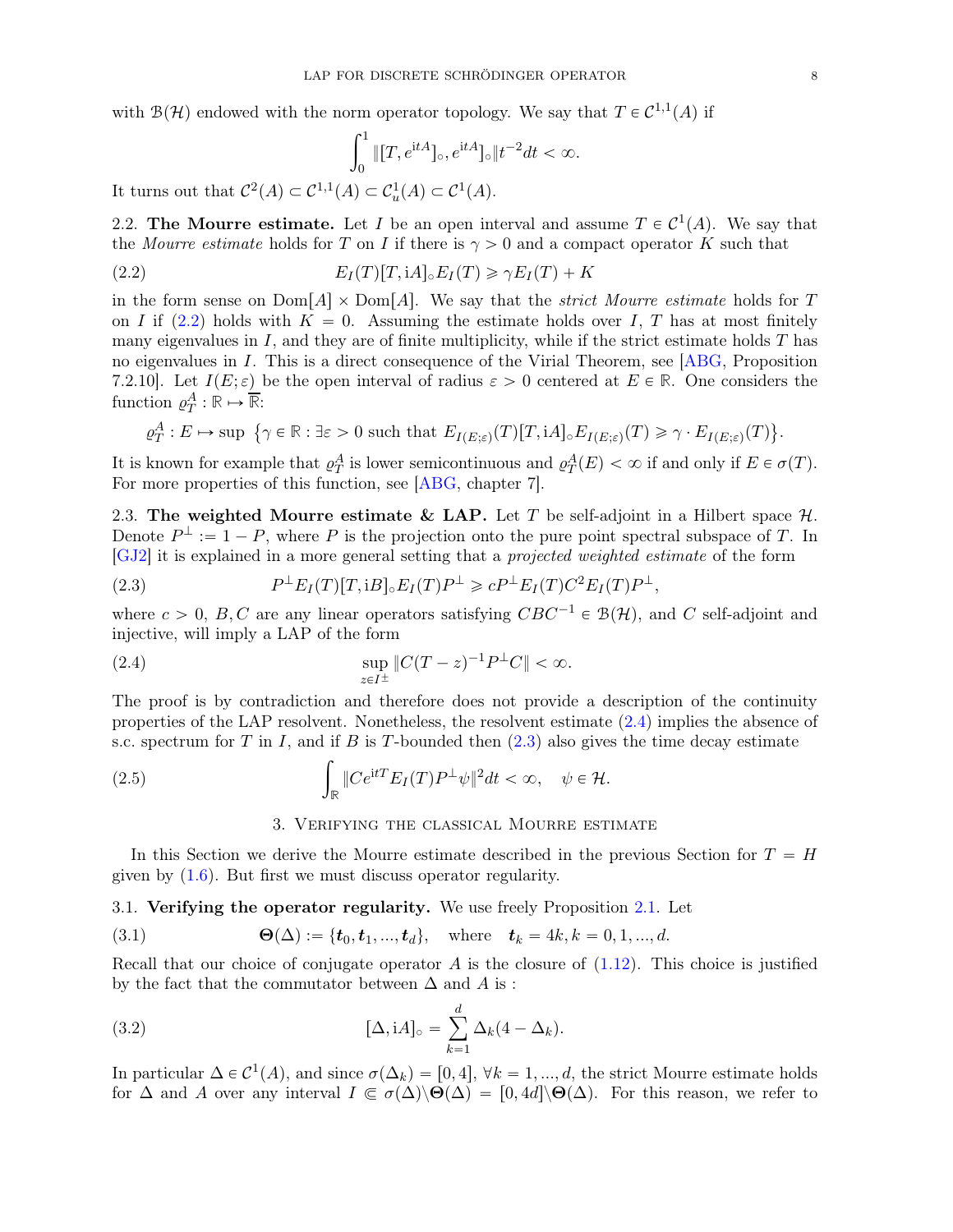with $\mathcal{B}(\mathcal{H})$ endowed with the norm operator topology. We say that $T \in \mathcal{C}^{1,1}(A)$ if

$$\int_0^1 \|[[T, e^{\mathrm{i}tA}]_\circ, e^{\mathrm{i}tA}]_\circ\| t^{-2} dt < \infty.$$

It turns out that $\mathcal{C}^2(A) \subset \mathcal{C}^{1,1}(A) \subset \mathcal{C}^1_u(A) \subset \mathcal{C}^1(A)$.

2.2. **The Mourre estimate.** Let $I$ be an open interval and assume $T \in \mathcal{C}^1(A)$. We say that the *Mourre estimate* holds for $T$ on $I$ if there is $\gamma > 0$ and a compact operator $K$ such that

$$E_I(T)[T, \mathrm{i}A]_\circ E_I(T) \geqslant \gamma E_I(T) + K \tag{2.2}$$

in the form sense on $\mathrm{Dom}[A] \times \mathrm{Dom}[A]$. We say that the *strict Mourre estimate* holds for $T$ on $I$ if (2.2) holds with $K = 0$. Assuming the estimate holds over $I$, $T$ has at most finitely many eigenvalues in $I$, and they are of finite multiplicity, while if the strict estimate holds $T$ has no eigenvalues in $I$. This is a direct consequence of the Virial Theorem, see [ABG, Proposition 7.2.10]. Let $I(E;\varepsilon)$ be the open interval of radius $\varepsilon > 0$ centered at $E \in \mathbb{R}$. One considers the function $\varrho_T^A : \mathbb{R} \mapsto \overline{\mathbb{R}}$:

$$\varrho_T^A : E \mapsto \sup \ \{\gamma \in \mathbb{R} : \exists \varepsilon > 0 \text{ such that } E_{I(E;\varepsilon)}(T)[T, \mathrm{i}A]_\circ E_{I(E;\varepsilon)}(T) \geqslant \gamma \cdot E_{I(E;\varepsilon)}(T)\}.$$

It is known for example that $\varrho_T^A$ is lower semicontinuous and $\varrho_T^A(E) < \infty$ if and only if $E \in \sigma(T)$. For more properties of this function, see [ABG, chapter 7].

2.3. **The weighted Mourre estimate & LAP.** Let $T$ be self-adjoint in a Hilbert space $\mathcal{H}$. Denote $P^\perp := 1 - P$, where $P$ is the projection onto the pure point spectral subspace of $T$. In [GJ2] it is explained in a more general setting that a *projected weighted estimate* of the form

$$P^\perp E_I(T)[T, \mathrm{i}B]_\circ E_I(T) P^\perp \geqslant c P^\perp E_I(T) C^2 E_I(T) P^\perp, \tag{2.3}$$

where $c > 0$, $B, C$ are any linear operators satisfying $CBC^{-1} \in \mathcal{B}(\mathcal{H})$, and $C$ self-adjoint and injective, will imply a LAP of the form

$$\sup_{z \in I^\pm} \|C(T-z)^{-1} P^\perp C\| < \infty. \tag{2.4}$$

The proof is by contradiction and therefore does not provide a description of the continuity properties of the LAP resolvent. Nonetheless, the resolvent estimate (2.4) implies the absence of s.c. spectrum for $T$ in $I$, and if $B$ is $T$-bounded then (2.3) also gives the time decay estimate

$$\int_{\mathbb{R}} \|C e^{\mathrm{i}tT} E_I(T) P^\perp \psi\|^2 dt < \infty, \quad \psi \in \mathcal{H}. \tag{2.5}$$

## 3. Verifying the classical Mourre estimate

In this Section we derive the Mourre estimate described in the previous Section for $T = H$ given by (1.6). But first we must discuss operator regularity.

3.1. **Verifying the operator regularity.** We use freely Proposition 2.1. Let

$$\boldsymbol{\Theta}(\Delta) := \{\boldsymbol{t}_0, \boldsymbol{t}_1, ..., \boldsymbol{t}_d\}, \quad \text{where} \quad \boldsymbol{t}_k = 4k, k = 0, 1, ..., d. \tag{3.1}$$

Recall that our choice of conjugate operator $A$ is the closure of (1.12). This choice is justified by the fact that the commutator between $\Delta$ and $A$ is :

$$[\Delta, \mathrm{i}A]_\circ = \sum_{k=1}^{d} \Delta_k (4 - \Delta_k). \tag{3.2}$$

In particular $\Delta \in \mathcal{C}^1(A)$, and since $\sigma(\Delta_k) = [0, 4]$, $\forall k = 1, ..., d$, the strict Mourre estimate holds for $\Delta$ and $A$ over any interval $I \Subset \sigma(\Delta) \backslash \boldsymbol{\Theta}(\Delta) = [0, 4d] \backslash \boldsymbol{\Theta}(\Delta)$. For this reason, we refer to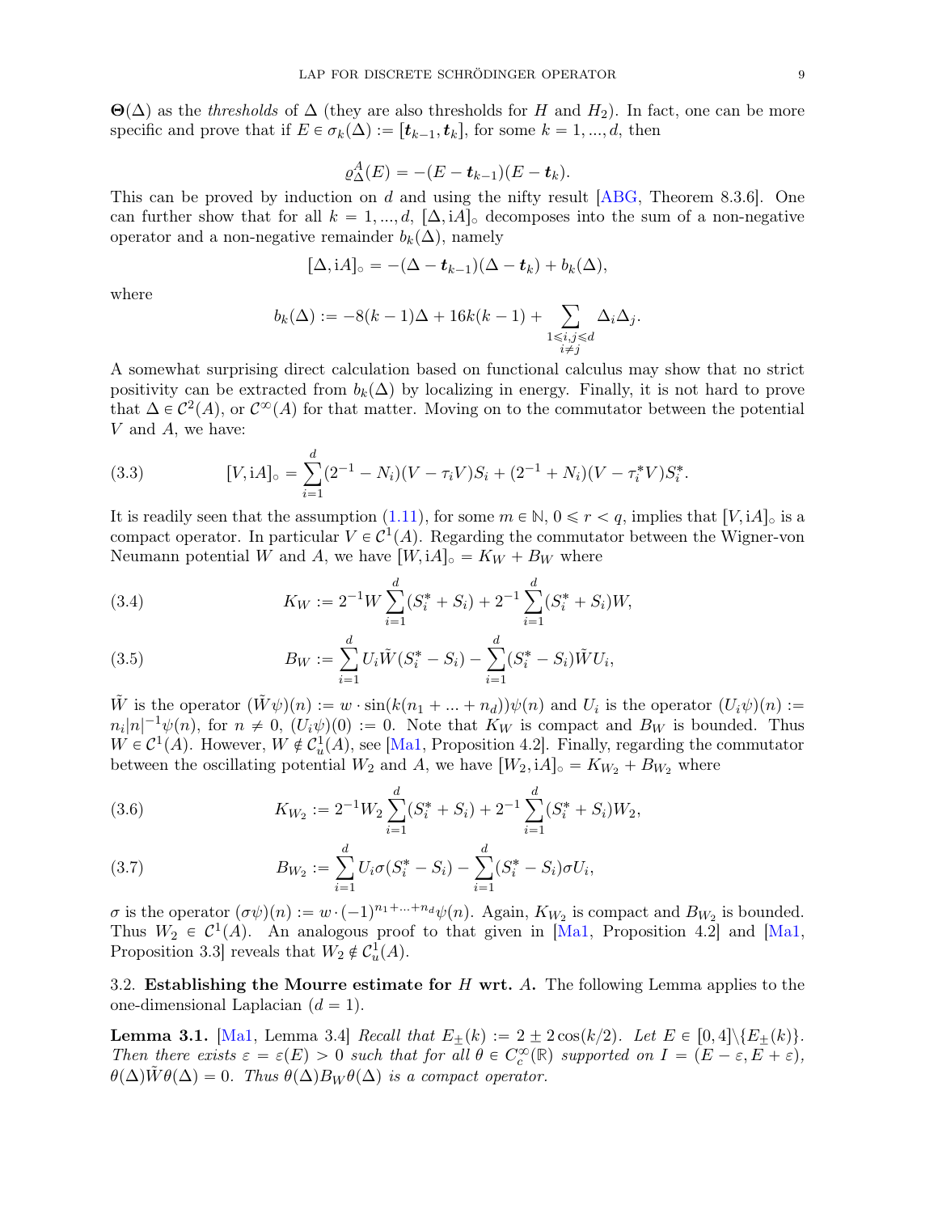$\boldsymbol{\Theta}(\Delta)$ as the *thresholds* of $\Delta$ (they are also thresholds for $H$ and $H_2$). In fact, one can be more specific and prove that if $E \in \sigma_k(\Delta) := [\boldsymbol{t}_{k-1}, \boldsymbol{t}_k]$, for some $k = 1, ..., d$, then

$$\varrho^A_\Delta(E) = -(E - \boldsymbol{t}_{k-1})(E - \boldsymbol{t}_k).$$

This can be proved by induction on $d$ and using the nifty result [ABG, Theorem 8.3.6]. One can further show that for all $k = 1, ..., d$, $[\Delta, \mathrm{i}A]_\circ$ decomposes into the sum of a non-negative operator and a non-negative remainder $b_k(\Delta)$, namely

$$[\Delta, \mathrm{i}A]_\circ = -(\Delta - \boldsymbol{t}_{k-1})(\Delta - \boldsymbol{t}_k) + b_k(\Delta),$$

where

$$b_k(\Delta) := -8(k-1)\Delta + 16k(k-1) + \sum_{\substack{1 \leqslant i,j \leqslant d \\ i \neq j}} \Delta_i \Delta_j.$$

A somewhat surprising direct calculation based on functional calculus may show that no strict positivity can be extracted from $b_k(\Delta)$ by localizing in energy. Finally, it is not hard to prove that $\Delta \in \mathcal{C}^2(A)$, or $\mathcal{C}^\infty(A)$ for that matter. Moving on to the commutator between the potential $V$ and $A$, we have:

$$[V, \mathrm{i}A]_\circ = \sum_{i=1}^d (2^{-1} - N_i)(V - \tau_i V) S_i + (2^{-1} + N_i)(V - \tau_i^* V) S_i^*. \tag{3.3}$$

It is readily seen that the assumption (1.11), for some $m \in \mathbb{N}$, $0 \leqslant r < q$, implies that $[V, \mathrm{i}A]_\circ$ is a compact operator. In particular $V \in \mathcal{C}^1(A)$. Regarding the commutator between the Wigner-von Neumann potential $W$ and $A$, we have $[W, \mathrm{i}A]_\circ = K_W + B_W$ where

$$K_W := 2^{-1} W \sum_{i=1}^d (S_i^* + S_i) + 2^{-1} \sum_{i=1}^d (S_i^* + S_i) W, \tag{3.4}$$

$$B_W := \sum_{i=1}^d U_i \tilde{W}(S_i^* - S_i) - \sum_{i=1}^d (S_i^* - S_i) \tilde{W} U_i, \tag{3.5}$$

$\tilde{W}$ is the operator $(\tilde{W}\psi)(n) := w \cdot \sin(k(n_1 + ... + n_d))\psi(n)$ and $U_i$ is the operator $(U_i \psi)(n) := n_i |n|^{-1} \psi(n)$, for $n \neq 0$, $(U_i\psi)(0) := 0$. Note that $K_W$ is compact and $B_W$ is bounded. Thus $W \in \mathcal{C}^1(A)$. However, $W \notin \mathcal{C}^1_u(A)$, see [Ma1, Proposition 4.2]. Finally, regarding the commutator between the oscillating potential $W_2$ and $A$, we have $[W_2, \mathrm{i}A]_\circ = K_{W_2} + B_{W_2}$ where

$$K_{W_2} := 2^{-1} W_2 \sum_{i=1}^d (S_i^* + S_i) + 2^{-1} \sum_{i=1}^d (S_i^* + S_i) W_2, \tag{3.6}$$

$$B_{W_2} := \sum_{i=1}^d U_i \sigma (S_i^* - S_i) - \sum_{i=1}^d (S_i^* - S_i) \sigma U_i, \tag{3.7}$$

$\sigma$ is the operator $(\sigma\psi)(n) := w \cdot (-1)^{n_1 + ... + n_d} \psi(n)$. Again, $K_{W_2}$ is compact and $B_{W_2}$ is bounded. Thus $W_2 \in \mathcal{C}^1(A)$. An analogous proof to that given in [Ma1, Proposition 4.2] and [Ma1, Proposition 3.3] reveals that $W_2 \notin \mathcal{C}^1_u(A)$.

### 3.2. Establishing the Mourre estimate for $H$ wrt. $A$.

The following Lemma applies to the one-dimensional Laplacian ($d = 1$).

**Lemma 3.1.** [Ma1, Lemma 3.4] *Recall that $E_\pm(k) := 2 \pm 2\cos(k/2)$. Let $E \in [0,4] \backslash \{E_\pm(k)\}$. Then there exists $\varepsilon = \varepsilon(E) > 0$ such that for all $\theta \in C_c^\infty(\mathbb{R})$ supported on $I = (E - \varepsilon, E + \varepsilon)$, $\theta(\Delta)\tilde{W}\theta(\Delta) = 0$. Thus $\theta(\Delta) B_W \theta(\Delta)$ is a compact operator.*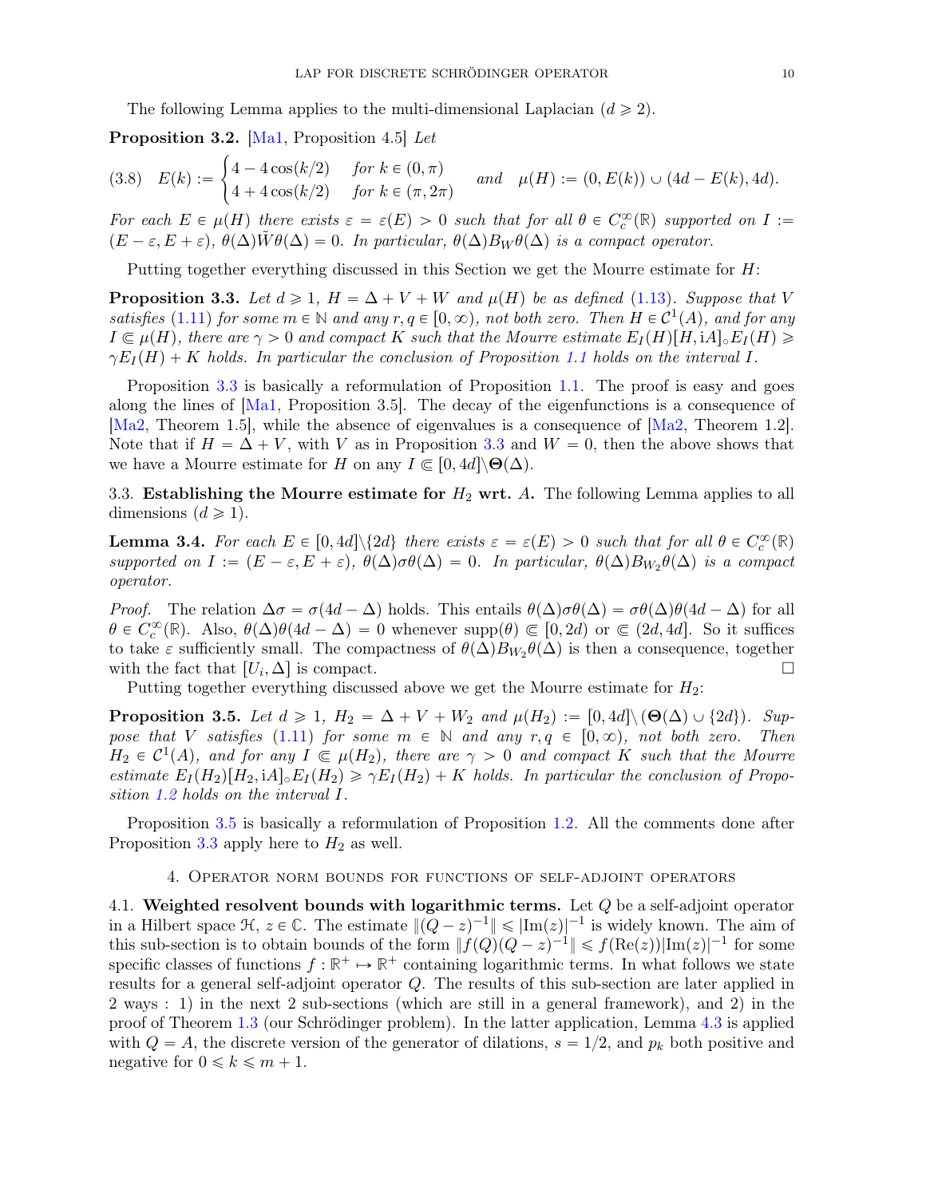The following Lemma applies to the multi-dimensional Laplacian ($d \geqslant 2$).

**Proposition 3.2.** [Ma1, Proposition 4.5] *Let*

$$E(k) := \begin{cases} 4 - 4\cos(k/2) & \text{for } k \in (0, \pi) \\ 4 + 4\cos(k/2) & \text{for } k \in (\pi, 2\pi) \end{cases} \quad \text{and} \quad \mu(H) := (0, E(k)) \cup (4d - E(k), 4d). \tag{3.8}$$

*For each $E \in \mu(H)$ there exists $\varepsilon = \varepsilon(E) > 0$ such that for all $\theta \in C_c^\infty(\mathbb{R})$ supported on $I := (E - \varepsilon, E + \varepsilon)$, $\theta(\Delta)\tilde{W}\theta(\Delta) = 0$. In particular, $\theta(\Delta)B_W\theta(\Delta)$ is a compact operator.*

Putting together everything discussed in this Section we get the Mourre estimate for $H$:

**Proposition 3.3.** *Let $d \geqslant 1$, $H = \Delta + V + W$ and $\mu(H)$ be as defined (1.13). Suppose that $V$ satisfies (1.11) for some $m \in \mathbb{N}$ and any $r, q \in [0, \infty)$, not both zero. Then $H \in \mathcal{C}^1(A)$, and for any $I \Subset \mu(H)$, there are $\gamma > 0$ and compact $K$ such that the Mourre estimate $E_I(H)[H, \mathrm{i}A]_\circ E_I(H) \geqslant \gamma E_I(H) + K$ holds. In particular the conclusion of Proposition 1.1 holds on the interval $I$.*

Proposition 3.3 is basically a reformulation of Proposition 1.1. The proof is easy and goes along the lines of [Ma1, Proposition 3.5]. The decay of the eigenfunctions is a consequence of [Ma2, Theorem 1.5], while the absence of eigenvalues is a consequence of [Ma2, Theorem 1.2]. Note that if $H = \Delta + V$, with $V$ as in Proposition 3.3 and $W = 0$, then the above shows that we have a Mourre estimate for $H$ on any $I \Subset [0, 4d] \backslash \boldsymbol{\Theta}(\Delta)$.

3.3. **Establishing the Mourre estimate for $H_2$ wrt. $A$.** The following Lemma applies to all dimensions ($d \geqslant 1$).

**Lemma 3.4.** *For each $E \in [0, 4d] \backslash \{2d\}$ there exists $\varepsilon = \varepsilon(E) > 0$ such that for all $\theta \in C_c^\infty(\mathbb{R})$ supported on $I := (E - \varepsilon, E + \varepsilon)$, $\theta(\Delta)\sigma\theta(\Delta) = 0$. In particular, $\theta(\Delta)B_{W_2}\theta(\Delta)$ is a compact operator.*

*Proof.* The relation $\Delta\sigma = \sigma(4d - \Delta)$ holds. This entails $\theta(\Delta)\sigma\theta(\Delta) = \sigma\theta(\Delta)\theta(4d - \Delta)$ for all $\theta \in C_c^\infty(\mathbb{R})$. Also, $\theta(\Delta)\theta(4d - \Delta) = 0$ whenever $\mathrm{supp}(\theta) \Subset [0, 2d)$ or $\Subset (2d, 4d]$. So it suffices to take $\varepsilon$ sufficiently small. The compactness of $\theta(\Delta)B_{W_2}\theta(\Delta)$ is then a consequence, together with the fact that $[U_i, \Delta]$ is compact. $\square$

Putting together everything discussed above we get the Mourre estimate for $H_2$:

**Proposition 3.5.** *Let $d \geqslant 1$, $H_2 = \Delta + V + W_2$ and $\mu(H_2) := [0, 4d] \backslash (\boldsymbol{\Theta}(\Delta) \cup \{2d\})$. Suppose that $V$ satisfies (1.11) for some $m \in \mathbb{N}$ and any $r, q \in [0, \infty)$, not both zero. Then $H_2 \in \mathcal{C}^1(A)$, and for any $I \Subset \mu(H_2)$, there are $\gamma > 0$ and compact $K$ such that the Mourre estimate $E_I(H_2)[H_2, \mathrm{i}A]_\circ E_I(H_2) \geqslant \gamma E_I(H_2) + K$ holds. In particular the conclusion of Proposition 1.2 holds on the interval $I$.*

Proposition 3.5 is basically a reformulation of Proposition 1.2. All the comments done after Proposition 3.3 apply here to $H_2$ as well.

## 4. Operator norm bounds for functions of self-adjoint operators

4.1. **Weighted resolvent bounds with logarithmic terms.** Let $Q$ be a self-adjoint operator in a Hilbert space $\mathcal{H}$, $z \in \mathbb{C}$. The estimate $\|(Q - z)^{-1}\| \leqslant |\mathrm{Im}(z)|^{-1}$ is widely known. The aim of this sub-section is to obtain bounds of the form $\|f(Q)(Q - z)^{-1}\| \leqslant f(\mathrm{Re}(z))|\mathrm{Im}(z)|^{-1}$ for some specific classes of functions $f : \mathbb{R}^+ \mapsto \mathbb{R}^+$ containing logarithmic terms. In what follows we state results for a general self-adjoint operator $Q$. The results of this sub-section are later applied in 2 ways : 1) in the next 2 sub-sections (which are still in a general framework), and 2) in the proof of Theorem 1.3 (our Schrödinger problem). In the latter application, Lemma 4.3 is applied with $Q = A$, the discrete version of the generator of dilations, $s = 1/2$, and $p_k$ both positive and negative for $0 \leqslant k \leqslant m + 1$.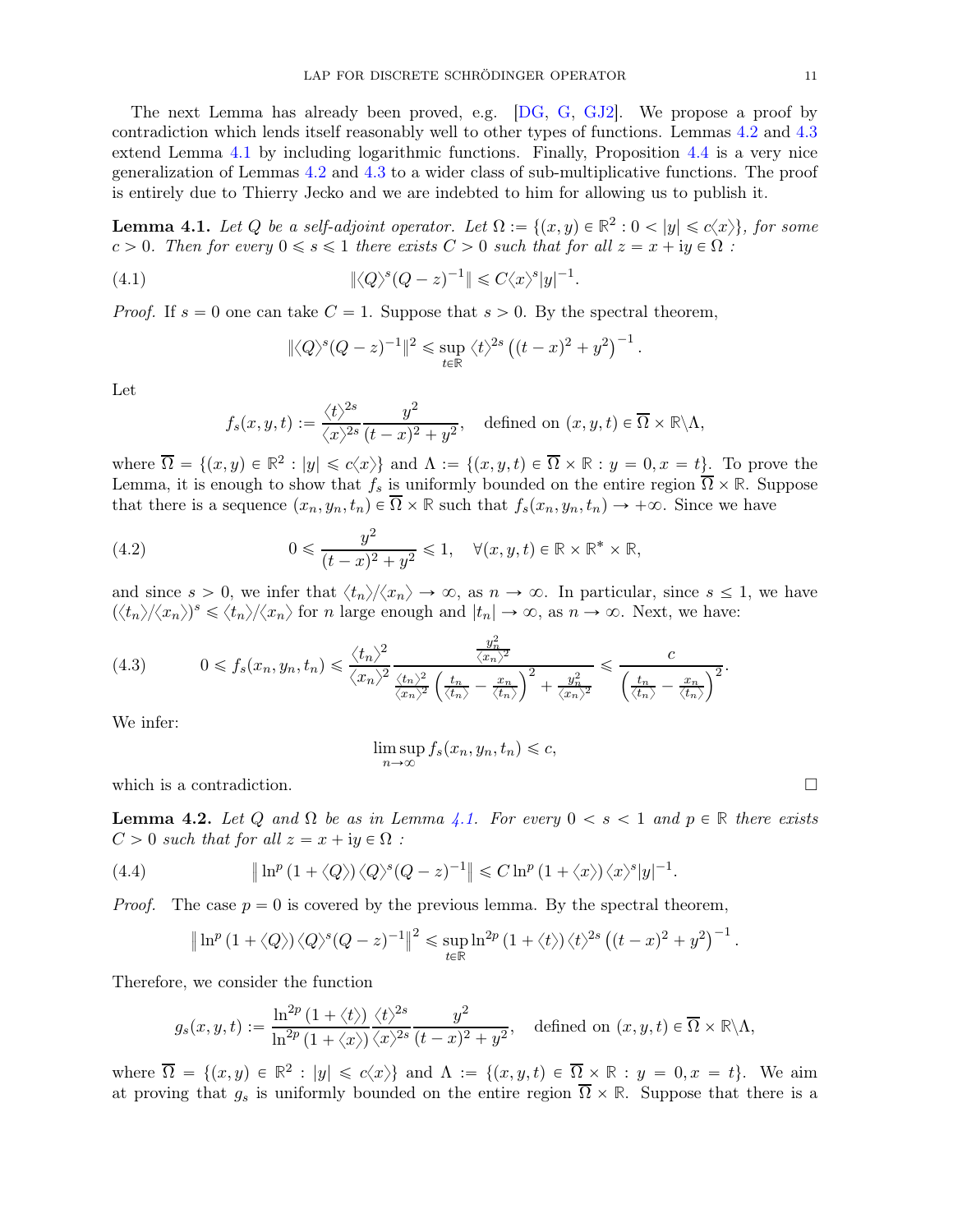The next Lemma has already been proved, e.g. [DG, G, GJ2]. We propose a proof by contradiction which lends itself reasonably well to other types of functions. Lemmas 4.2 and 4.3 extend Lemma 4.1 by including logarithmic functions. Finally, Proposition 4.4 is a very nice generalization of Lemmas 4.2 and 4.3 to a wider class of sub-multiplicative functions. The proof is entirely due to Thierry Jecko and we are indebted to him for allowing us to publish it.

**Lemma 4.1.** *Let $Q$ be a self-adjoint operator. Let $\Omega := \{(x, y) \in \mathbb{R}^2 : 0 < |y| \leqslant c\langle x\rangle\}$, for some $c > 0$. Then for every $0 \leqslant s \leqslant 1$ there exists $C > 0$ such that for all $z = x + \mathrm{i}y \in \Omega$ :*

$$\|\langle Q\rangle^s (Q - z)^{-1}\| \leqslant C\langle x\rangle^s |y|^{-1}. \tag{4.1}$$

*Proof.* If $s = 0$ one can take $C = 1$. Suppose that $s > 0$. By the spectral theorem,

$$\|\langle Q\rangle^s (Q - z)^{-1}\|^2 \leqslant \sup_{t\in\mathbb{R}} \langle t\rangle^{2s} \left((t - x)^2 + y^2\right)^{-1}.$$

Let

$$f_s(x, y, t) := \frac{\langle t\rangle^{2s}}{\langle x\rangle^{2s}} \frac{y^2}{(t - x)^2 + y^2}, \quad \text{defined on } (x, y, t) \in \overline{\Omega} \times \mathbb{R}\backslash\Lambda,$$

where $\overline{\Omega} = \{(x, y) \in \mathbb{R}^2 : |y| \leqslant c\langle x\rangle\}$ and $\Lambda := \{(x, y, t) \in \overline{\Omega} \times \mathbb{R} : y = 0, x = t\}$. To prove the Lemma, it is enough to show that $f_s$ is uniformly bounded on the entire region $\overline{\Omega} \times \mathbb{R}$. Suppose that there is a sequence $(x_n, y_n, t_n) \in \overline{\Omega} \times \mathbb{R}$ such that $f_s(x_n, y_n, t_n) \to +\infty$. Since we have

$$0 \leqslant \frac{y^2}{(t - x)^2 + y^2} \leqslant 1, \quad \forall (x, y, t) \in \mathbb{R} \times \mathbb{R}^* \times \mathbb{R}, \tag{4.2}$$

and since $s > 0$, we infer that $\langle t_n\rangle/\langle x_n\rangle \to \infty$, as $n \to \infty$. In particular, since $s \leq 1$, we have $(\langle t_n\rangle/\langle x_n\rangle)^s \leqslant \langle t_n\rangle/\langle x_n\rangle$ for $n$ large enough and $|t_n| \to \infty$, as $n \to \infty$. Next, we have:

$$0 \leqslant f_s(x_n, y_n, t_n) \leqslant \frac{\langle t_n\rangle^2}{\langle x_n\rangle^2} \frac{\frac{y_n^2}{\langle x_n\rangle^2}}{\frac{\langle t_n\rangle^2}{\langle x_n\rangle^2}\left(\frac{t_n}{\langle t_n\rangle} - \frac{x_n}{\langle t_n\rangle}\right)^2 + \frac{y_n^2}{\langle x_n\rangle^2}} \leqslant \frac{c}{\left(\frac{t_n}{\langle t_n\rangle} - \frac{x_n}{\langle t_n\rangle}\right)^2}. \tag{4.3}$$

We infer:

$$\limsup_{n\to\infty} f_s(x_n, y_n, t_n) \leqslant c,$$

which is a contradiction. $\square$

**Lemma 4.2.** *Let $Q$ and $\Omega$ be as in Lemma 4.1. For every $0 < s < 1$ and $p \in \mathbb{R}$ there exists $C > 0$ such that for all $z = x + \mathrm{i}y \in \Omega$ :*

$$\left\| \ln^p (1 + \langle Q\rangle) \langle Q\rangle^s (Q - z)^{-1}\right\| \leqslant C \ln^p (1 + \langle x\rangle) \langle x\rangle^s |y|^{-1}. \tag{4.4}$$

*Proof.* The case $p = 0$ is covered by the previous lemma. By the spectral theorem,

$$\left\| \ln^p (1 + \langle Q\rangle) \langle Q\rangle^s (Q - z)^{-1}\right\|^2 \leqslant \sup_{t\in\mathbb{R}} \ln^{2p} (1 + \langle t\rangle) \langle t\rangle^{2s} \left((t - x)^2 + y^2\right)^{-1}.$$

Therefore, we consider the function

$$g_s(x, y, t) := \frac{\ln^{2p} (1 + \langle t\rangle)}{\ln^{2p} (1 + \langle x\rangle)} \frac{\langle t\rangle^{2s}}{\langle x\rangle^{2s}} \frac{y^2}{(t - x)^2 + y^2}, \quad \text{defined on } (x, y, t) \in \overline{\Omega} \times \mathbb{R}\backslash\Lambda,$$

where $\overline{\Omega} = \{(x, y) \in \mathbb{R}^2 : |y| \leqslant c\langle x\rangle\}$ and $\Lambda := \{(x, y, t) \in \overline{\Omega} \times \mathbb{R} : y = 0, x = t\}$. We aim at proving that $g_s$ is uniformly bounded on the entire region $\overline{\Omega} \times \mathbb{R}$. Suppose that there is a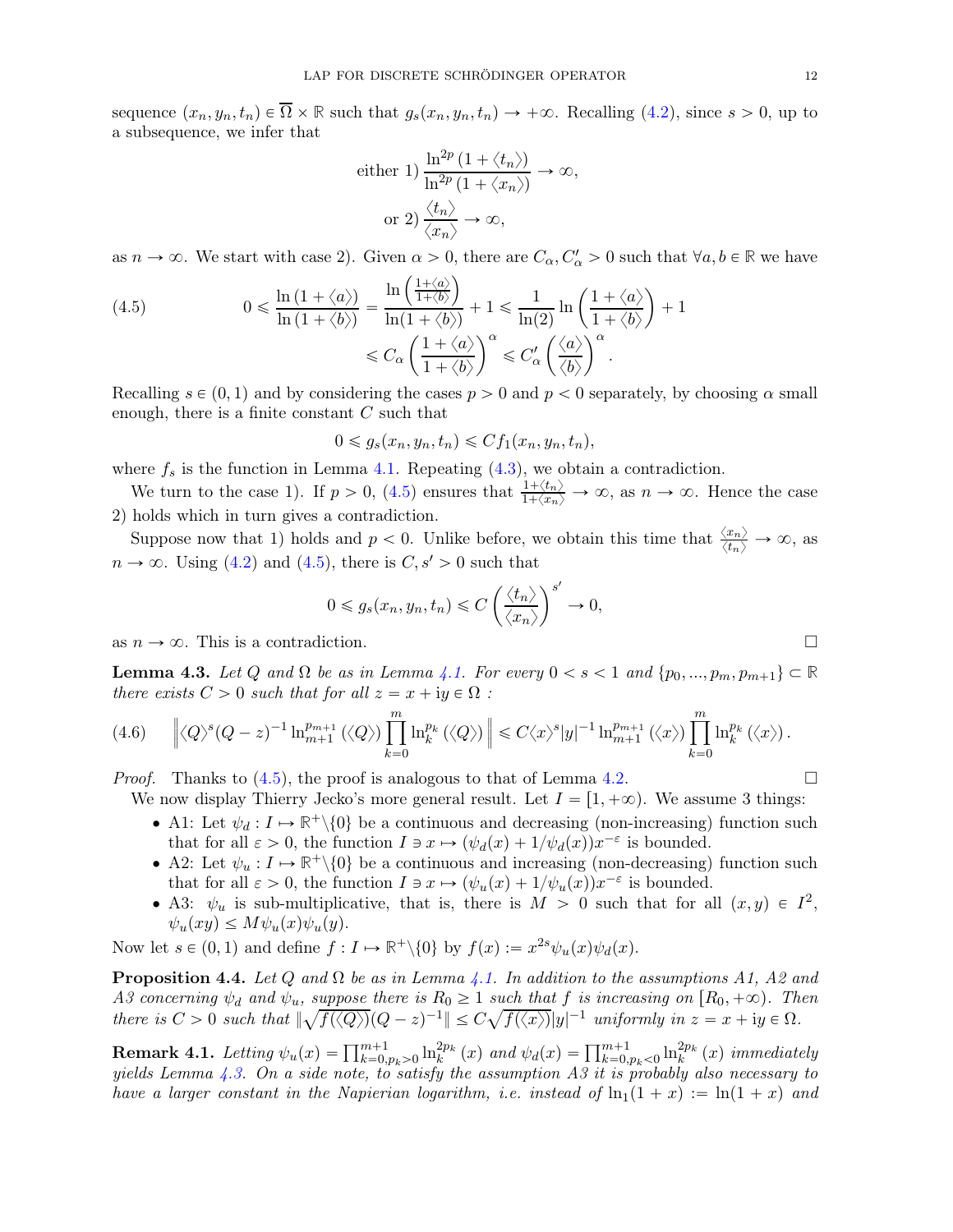sequence $(x_n, y_n, t_n) \in \overline{\Omega} \times \mathbb{R}$ such that $g_s(x_n, y_n, t_n) \to +\infty$. Recalling (4.2), since $s > 0$, up to a subsequence, we infer that

$$\text{either 1) } \frac{\ln^{2p}(1 + \langle t_n \rangle)}{\ln^{2p}(1 + \langle x_n \rangle)} \to \infty,$$
$$\text{or 2) } \frac{\langle t_n \rangle}{\langle x_n \rangle} \to \infty,$$

as $n \to \infty$. We start with case 2). Given $\alpha > 0$, there are $C_\alpha, C'_\alpha > 0$ such that $\forall a, b \in \mathbb{R}$ we have

$$0 \leqslant \frac{\ln(1 + \langle a \rangle)}{\ln(1 + \langle b \rangle)} = \frac{\ln\left(\frac{1+\langle a \rangle}{1+\langle b \rangle}\right)}{\ln(1 + \langle b \rangle)} + 1 \leqslant \frac{1}{\ln(2)} \ln\left(\frac{1 + \langle a \rangle}{1 + \langle b \rangle}\right) + 1$$
$$\leqslant C_\alpha \left(\frac{1 + \langle a \rangle}{1 + \langle b \rangle}\right)^\alpha \leqslant C'_\alpha \left(\frac{\langle a \rangle}{\langle b \rangle}\right)^\alpha. \tag{4.5}$$

Recalling $s \in (0, 1)$ and by considering the cases $p > 0$ and $p < 0$ separately, by choosing $\alpha$ small enough, there is a finite constant $C$ such that

$$0 \leqslant g_s(x_n, y_n, t_n) \leqslant C f_1(x_n, y_n, t_n),$$

where $f_s$ is the function in Lemma 4.1. Repeating (4.3), we obtain a contradiction.

We turn to the case 1). If $p > 0$, (4.5) ensures that $\frac{1+\langle t_n \rangle}{1+\langle x_n \rangle} \to \infty$, as $n \to \infty$. Hence the case 2) holds which in turn gives a contradiction.

Suppose now that 1) holds and $p < 0$. Unlike before, we obtain this time that $\frac{\langle x_n \rangle}{\langle t_n \rangle} \to \infty$, as $n \to \infty$. Using (4.2) and (4.5), there is $C, s' > 0$ such that

$$0 \leqslant g_s(x_n, y_n, t_n) \leqslant C \left(\frac{\langle t_n \rangle}{\langle x_n \rangle}\right)^{s'} \to 0,$$

as $n \to \infty$. This is a contradiction. □

**Lemma 4.3.** *Let $Q$ and $\Omega$ be as in Lemma 4.1. For every $0 < s < 1$ and $\{p_0, ..., p_m, p_{m+1}\} \subset \mathbb{R}$ there exists $C > 0$ such that for all $z = x + \mathrm{i}y \in \Omega$ :*

$$\left\| \langle Q \rangle^s (Q - z)^{-1} \ln_{m+1}^{p_{m+1}}(\langle Q \rangle) \prod_{k=0}^{m} \ln_k^{p_k}(\langle Q \rangle) \right\| \leqslant C \langle x \rangle^s |y|^{-1} \ln_{m+1}^{p_{m+1}}(\langle x \rangle) \prod_{k=0}^{m} \ln_k^{p_k}(\langle x \rangle). \tag{4.6}$$

*Proof.* Thanks to (4.5), the proof is analogous to that of Lemma 4.2. □

We now display Thierry Jecko's more general result. Let $I = [1, +\infty)$. We assume 3 things:

- A1: Let $\psi_d : I \mapsto \mathbb{R}^+ \backslash \{0\}$ be a continuous and decreasing (non-increasing) function such that for all $\varepsilon > 0$, the function $I \ni x \mapsto (\psi_d(x) + 1/\psi_d(x)) x^{-\varepsilon}$ is bounded.
- A2: Let $\psi_u : I \mapsto \mathbb{R}^+ \backslash \{0\}$ be a continuous and increasing (non-decreasing) function such that for all $\varepsilon > 0$, the function $I \ni x \mapsto (\psi_u(x) + 1/\psi_u(x)) x^{-\varepsilon}$ is bounded.
- A3: $\psi_u$ is sub-multiplicative, that is, there is $M > 0$ such that for all $(x, y) \in I^2$, $\psi_u(xy) \le M \psi_u(x) \psi_u(y)$.

Now let $s \in (0, 1)$ and define $f : I \mapsto \mathbb{R}^+ \backslash \{0\}$ by $f(x) := x^{2s} \psi_u(x) \psi_d(x)$.

**Proposition 4.4.** *Let $Q$ and $\Omega$ be as in Lemma 4.1. In addition to the assumptions A1, A2 and A3 concerning $\psi_d$ and $\psi_u$, suppose there is $R_0 \ge 1$ such that $f$ is increasing on $[R_0, +\infty)$. Then there is $C > 0$ such that $\|\sqrt{f(\langle Q \rangle)}(Q - z)^{-1}\| \le C \sqrt{f(\langle x \rangle)} |y|^{-1}$ uniformly in $z = x + \mathrm{i}y \in \Omega$.*

**Remark 4.1.** *Letting $\psi_u(x) = \prod_{k=0, p_k > 0}^{m+1} \ln_k^{2p_k}(x)$ and $\psi_d(x) = \prod_{k=0, p_k < 0}^{m+1} \ln_k^{2p_k}(x)$ immediately yields Lemma 4.3. On a side note, to satisfy the assumption A3 it is probably also necessary to have a larger constant in the Napierian logarithm, i.e. instead of $\ln_1(1 + x) := \ln(1 + x)$ and*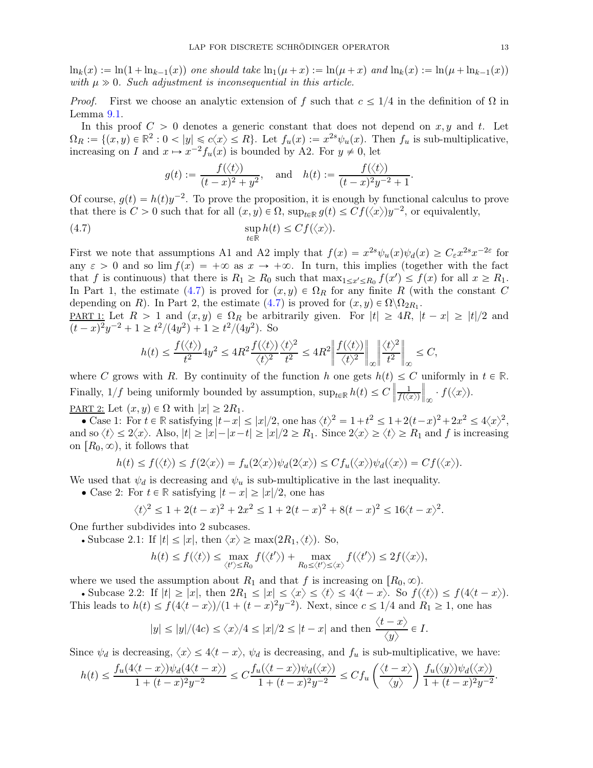$\ln_k(x) := \ln(1+\ln_{k-1}(x))$ *one should take* $\ln_1(\mu+x) := \ln(\mu+x)$ *and* $\ln_k(x) := \ln(\mu+\ln_{k-1}(x))$ *with* $\mu \gg 0$. *Such adjustment is inconsequential in this article.*

*Proof.* First we choose an analytic extension of $f$ such that $c \le 1/4$ in the definition of $\Omega$ in Lemma 9.1.

In this proof $C > 0$ denotes a generic constant that does not depend on $x, y$ and $t$. Let $\Omega_R := \{(x,y) \in \mathbb{R}^2 : 0 < |y| \leqslant c\langle x\rangle \le R\}$. Let $f_u(x) := x^{2s}\psi_u(x)$. Then $f_u$ is sub-multiplicative, increasing on $I$ and $x \mapsto x^{-2}f_u(x)$ is bounded by A2. For $y \neq 0$, let

$$g(t) := \frac{f(\langle t\rangle)}{(t-x)^2+y^2}, \quad \text{and} \quad h(t) := \frac{f(\langle t\rangle)}{(t-x)^2y^{-2}+1}.$$

Of course, $g(t) = h(t)y^{-2}$. To prove the proposition, it is enough by functional calculus to prove that there is $C > 0$ such that for all $(x,y) \in \Omega$, $\sup_{t\in\mathbb{R}} g(t) \le Cf(\langle x\rangle)y^{-2}$, or equivalently,

$$\sup_{t\in\mathbb{R}} h(t) \le Cf(\langle x\rangle). \tag{4.7}$$

First we note that assumptions A1 and A2 imply that $f(x) = x^{2s}\psi_u(x)\psi_d(x) \ge C_\varepsilon x^{2s}x^{-2\varepsilon}$ for any $\varepsilon > 0$ and so $\lim f(x) = +\infty$ as $x \to +\infty$. In turn, this implies (together with the fact that $f$ is continuous) that there is $R_1 \ge R_0$ such that $\max_{1\le x'\le R_0} f(x') \le f(x)$ for all $x \ge R_1$. In Part 1, the estimate (4.7) is proved for $(x,y) \in \Omega_R$ for any finite $R$ (with the constant $C$ depending on $R$). In Part 2, the estimate (4.7) is proved for $(x,y) \in \Omega\backslash\Omega_{2R_1}$.

<u>PART 1:</u> Let $R > 1$ and $(x,y) \in \Omega_R$ be arbitrarily given. For $|t| \ge 4R$, $|t-x| \ge |t|/2$ and $(t-x)^2y^{-2}+1 \ge t^2/(4y^2)+1 \ge t^2/(4y^2)$. So

$$h(t) \le \frac{f(\langle t\rangle)}{t^2}4y^2 \le 4R^2\frac{f(\langle t\rangle)}{\langle t\rangle^2}\frac{\langle t\rangle^2}{t^2} \le 4R^2\left\|\frac{f(\langle t\rangle)}{\langle t\rangle^2}\right\|_\infty\left\|\frac{\langle t\rangle^2}{t^2}\right\|_\infty \le C,$$

where $C$ grows with $R$. By continuity of the function $h$ one gets $h(t) \le C$ uniformly in $t \in \mathbb{R}$. Finally, $1/f$ being uniformly bounded by assumption, $\sup_{t\in\mathbb{R}} h(t) \le C\left\|\frac{1}{f(\langle x\rangle)}\right\|_\infty \cdot f(\langle x\rangle)$.

<u>PART 2:</u> Let $(x,y) \in \Omega$ with $|x| \ge 2R_1$.

• Case 1: For $t \in \mathbb{R}$ satisfying $|t-x| \le |x|/2$, one has $\langle t\rangle^2 = 1+t^2 \le 1+2(t-x)^2+2x^2 \le 4\langle x\rangle^2$, and so $\langle t\rangle \le 2\langle x\rangle$. Also, $|t| \ge |x|-|x-t| \ge |x|/2 \ge R_1$. Since $2\langle x\rangle \ge \langle t\rangle \ge R_1$ and $f$ is increasing on $[R_0,\infty)$, it follows that

$$h(t) \le f(\langle t\rangle) \le f(2\langle x\rangle) = f_u(2\langle x\rangle)\psi_d(2\langle x\rangle) \le Cf_u(\langle x\rangle)\psi_d(\langle x\rangle) = Cf(\langle x\rangle).$$

We used that $\psi_d$ is decreasing and $\psi_u$ is sub-multiplicative in the last inequality.

• Case 2: For $t \in \mathbb{R}$ satisfying $|t-x| \ge |x|/2$, one has

$$\langle t\rangle^2 \le 1+2(t-x)^2+2x^2 \le 1+2(t-x)^2+8(t-x)^2 \le 16\langle t-x\rangle^2.$$

One further subdivides into 2 subcases.

• Subcase 2.1: If $|t| \le |x|$, then $\langle x\rangle \ge \max(2R_1, \langle t\rangle)$. So,

$$h(t) \le f(\langle t\rangle) \le \max_{\langle t'\rangle\le R_0} f(\langle t'\rangle) + \max_{R_0\le\langle t'\rangle\le\langle x\rangle} f(\langle t'\rangle) \le 2f(\langle x\rangle),$$

where we used the assumption about $R_1$ and that $f$ is increasing on $[R_0,\infty)$.

• Subcase 2.2: If $|t| \ge |x|$, then $2R_1 \le |x| \le \langle x\rangle \le \langle t\rangle \le 4\langle t-x\rangle$. So $f(\langle t\rangle) \le f(4\langle t-x\rangle)$. This leads to $h(t) \le f(4\langle t-x\rangle)/(1+(t-x)^2y^{-2})$. Next, since $c \le 1/4$ and $R_1 \ge 1$, one has

$$|y| \le |y|/(4c) \le \langle x\rangle/4 \le |x|/2 \le |t-x| \text{ and then } \frac{\langle t-x\rangle}{\langle y\rangle} \in I.$$

Since $\psi_d$ is decreasing, $\langle x\rangle \le 4\langle t-x\rangle$, $\psi_d$ is decreasing, and $f_u$ is sub-multiplicative, we have:

$$h(t) \le \frac{f_u(4\langle t-x\rangle)\psi_d(4\langle t-x\rangle)}{1+(t-x)^2y^{-2}} \le C\frac{f_u(\langle t-x\rangle)\psi_d(\langle x\rangle)}{1+(t-x)^2y^{-2}} \le Cf_u\left(\frac{\langle t-x\rangle}{\langle y\rangle}\right)\frac{f_u(\langle y\rangle)\psi_d(\langle x\rangle)}{1+(t-x)^2y^{-2}}.$$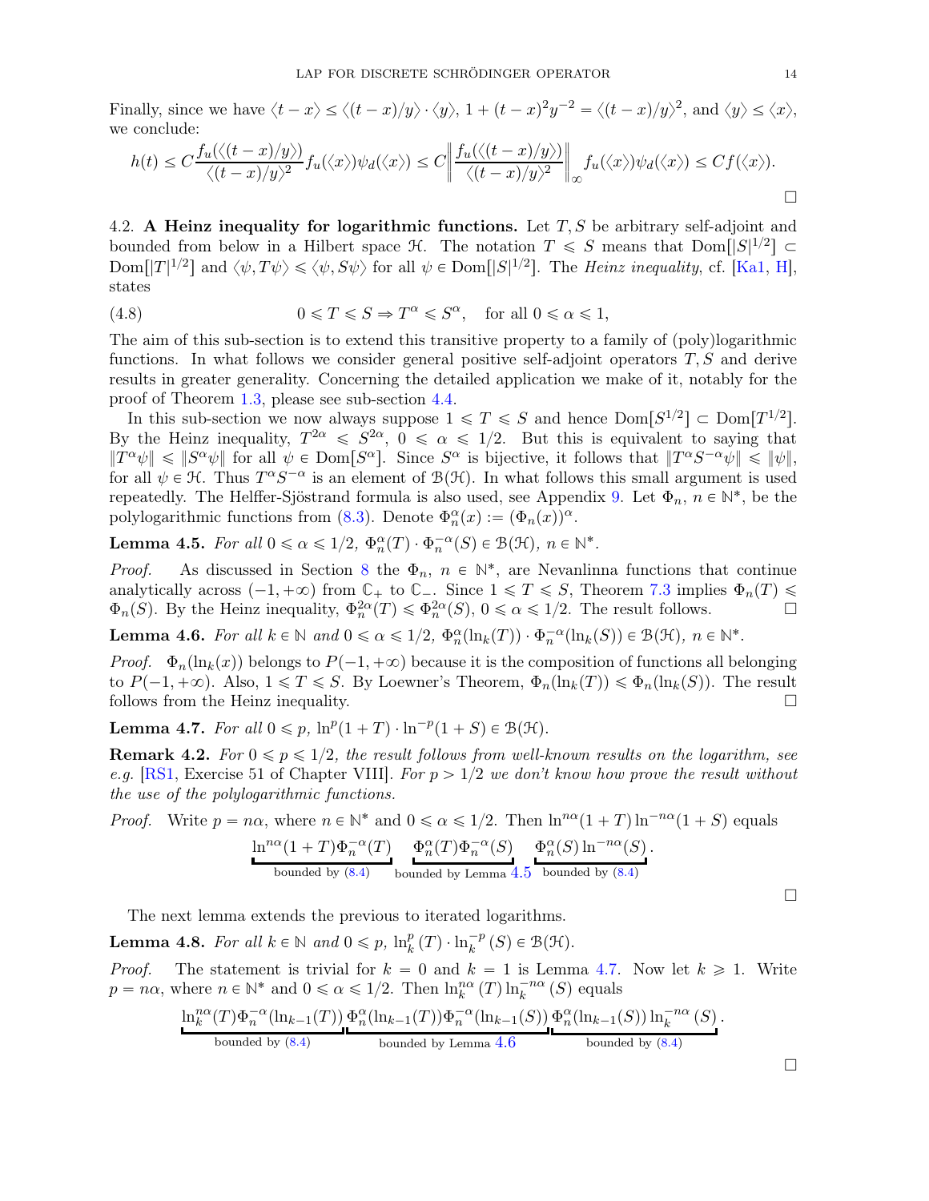Finally, since we have $\langle t-x\rangle \le \langle (t-x)/y\rangle \cdot \langle y\rangle$, $1+(t-x)^2y^{-2} = \langle (t-x)/y\rangle^2$, and $\langle y\rangle \le \langle x\rangle$, we conclude:

$$h(t) \le C\frac{f_u(\langle (t-x)/y\rangle)}{\langle (t-x)/y\rangle^2} f_u(\langle x\rangle)\psi_d(\langle x\rangle) \le C\left\| \frac{f_u(\langle (t-x)/y\rangle)}{\langle (t-x)/y\rangle^2}\right\|_\infty f_u(\langle x\rangle)\psi_d(\langle x\rangle) \le Cf(\langle x\rangle).$$

$\square$

4.2. **A Heinz inequality for logarithmic functions.** Let $T, S$ be arbitrary self-adjoint and bounded from below in a Hilbert space $\mathcal{H}$. The notation $T \leqslant S$ means that $\mathrm{Dom}[|S|^{1/2}] \subset \mathrm{Dom}[|T|^{1/2}]$ and $\langle \psi, T\psi\rangle \leqslant \langle \psi, S\psi\rangle$ for all $\psi \in \mathrm{Dom}[|S|^{1/2}]$. The *Heinz inequality*, cf. [Ka1, H], states

$$0 \leqslant T \leqslant S \Rightarrow T^\alpha \leqslant S^\alpha, \quad \text{for all } 0 \leqslant \alpha \leqslant 1, \tag{4.8}$$

The aim of this sub-section is to extend this transitive property to a family of (poly)logarithmic functions. In what follows we consider general positive self-adjoint operators $T, S$ and derive results in greater generality. Concerning the detailed application we make of it, notably for the proof of Theorem 1.3, please see sub-section 4.4.

In this sub-section we now always suppose $1 \leqslant T \leqslant S$ and hence $\mathrm{Dom}[S^{1/2}] \subset \mathrm{Dom}[T^{1/2}]$. By the Heinz inequality, $T^{2\alpha} \leqslant S^{2\alpha}$, $0 \leqslant \alpha \leqslant 1/2$. But this is equivalent to saying that $\|T^\alpha \psi\| \leqslant \|S^\alpha \psi\|$ for all $\psi \in \mathrm{Dom}[S^\alpha]$. Since $S^\alpha$ is bijective, it follows that $\|T^\alpha S^{-\alpha}\psi\| \leqslant \|\psi\|$, for all $\psi \in \mathcal{H}$. Thus $T^\alpha S^{-\alpha}$ is an element of $\mathcal{B}(\mathcal{H})$. In what follows this small argument is used repeatedly. The Helffer-Sjöstrand formula is also used, see Appendix 9. Let $\Phi_n$, $n \in \mathbb{N}^*$, be the polylogarithmic functions from (8.3). Denote $\Phi_n^\alpha(x) := (\Phi_n(x))^\alpha$.

**Lemma 4.5.** *For all $0 \leqslant \alpha \leqslant 1/2$, $\Phi_n^\alpha(T) \cdot \Phi_n^{-\alpha}(S) \in \mathcal{B}(\mathcal{H})$, $n \in \mathbb{N}^*$.*

*Proof.* As discussed in Section 8 the $\Phi_n$, $n \in \mathbb{N}^*$, are Nevanlinna functions that continue analytically across $(-1, +\infty)$ from $\mathbb{C}_+$ to $\mathbb{C}_-$. Since $1 \leqslant T \leqslant S$, Theorem 7.3 implies $\Phi_n(T) \leqslant \Phi_n(S)$. By the Heinz inequality, $\Phi_n^{2\alpha}(T) \leqslant \Phi_n^{2\alpha}(S)$, $0 \leqslant \alpha \leqslant 1/2$. The result follows. $\square$

**Lemma 4.6.** *For all $k \in \mathbb{N}$ and $0 \leqslant \alpha \leqslant 1/2$, $\Phi_n^\alpha(\ln_k(T)) \cdot \Phi_n^{-\alpha}(\ln_k(S)) \in \mathcal{B}(\mathcal{H})$, $n \in \mathbb{N}^*$.*

*Proof.* $\Phi_n(\ln_k(x))$ belongs to $P(-1, +\infty)$ because it is the composition of functions all belonging to $P(-1, +\infty)$. Also, $1 \leqslant T \leqslant S$. By Loewner's Theorem, $\Phi_n(\ln_k(T)) \leqslant \Phi_n(\ln_k(S))$. The result follows from the Heinz inequality. $\square$

**Lemma 4.7.** *For all $0 \leqslant p$, $\ln^p(1+T) \cdot \ln^{-p}(1+S) \in \mathcal{B}(\mathcal{H})$.*

**Remark 4.2.** *For $0 \leqslant p \leqslant 1/2$, the result follows from well-known results on the logarithm, see e.g.* [RS1, Exercise 51 of Chapter VIII]. *For $p > 1/2$ we don't know how prove the result without the use of the polylogarithmic functions.*

*Proof.* Write $p = n\alpha$, where $n \in \mathbb{N}^*$ and $0 \leqslant \alpha \leqslant 1/2$. Then $\ln^{n\alpha}(1+T)\ln^{-n\alpha}(1+S)$ equals

$$\underbrace{\ln^{n\alpha}(1+T)\Phi_n^{-\alpha}(T)}_{\text{bounded by (8.4)}} \underbrace{\Phi_n^{\alpha}(T)\Phi_n^{-\alpha}(S)}_{\text{bounded by Lemma 4.5}} \underbrace{\Phi_n^{\alpha}(S)\ln^{-n\alpha}(S)}_{\text{bounded by (8.4)}}.$$

$\square$

The next lemma extends the previous to iterated logarithms.

**Lemma 4.8.** *For all $k \in \mathbb{N}$ and $0 \leqslant p$, $\ln_k^p(T) \cdot \ln_k^{-p}(S) \in \mathcal{B}(\mathcal{H})$.*

*Proof.* The statement is trivial for $k = 0$ and $k = 1$ is Lemma 4.7. Now let $k \geqslant 1$. Write $p = n\alpha$, where $n \in \mathbb{N}^*$ and $0 \leqslant \alpha \leqslant 1/2$. Then $\ln_k^{n\alpha}(T)\ln_k^{-n\alpha}(S)$ equals

$$\underbrace{\ln_k^{n\alpha}(T)\Phi_n^{-\alpha}(\ln_{k-1}(T))}_{\text{bounded by (8.4)}} \underbrace{\Phi_n^{\alpha}(\ln_{k-1}(T))\Phi_n^{-\alpha}(\ln_{k-1}(S))}_{\text{bounded by Lemma 4.6}} \underbrace{\Phi_n^{\alpha}(\ln_{k-1}(S))\ln_k^{-n\alpha}(S)}_{\text{bounded by (8.4)}}.$$

$\square$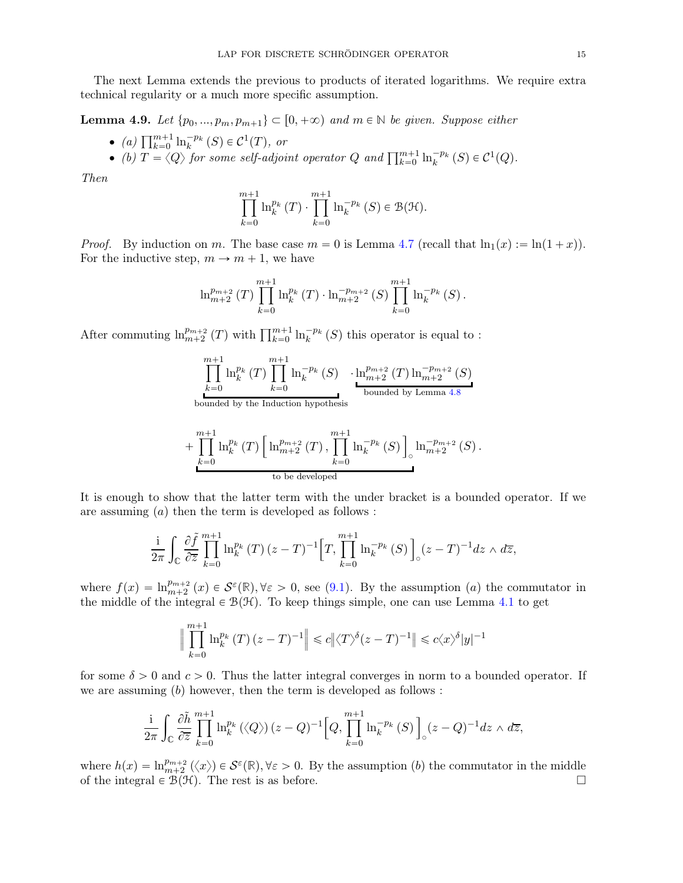The next Lemma extends the previous to products of iterated logarithms. We require extra technical regularity or a much more specific assumption.

**Lemma 4.9.** *Let $\{p_0, ..., p_m, p_{m+1}\} \subset [0, +\infty)$ and $m \in \mathbb{N}$ be given. Suppose either*

- *(a) $\prod_{k=0}^{m+1} \ln_k^{-p_k}(S) \in \mathcal{C}^1(T)$, or*
- *(b) $T = \langle Q \rangle$ for some self-adjoint operator $Q$ and $\prod_{k=0}^{m+1} \ln_k^{-p_k}(S) \in \mathcal{C}^1(Q)$.*

*Then*

$$\prod_{k=0}^{m+1} \ln_k^{p_k}(T) \cdot \prod_{k=0}^{m+1} \ln_k^{-p_k}(S) \in \mathcal{B}(\mathcal{H}).$$

*Proof.* By induction on $m$. The base case $m = 0$ is Lemma 4.7 (recall that $\ln_1(x) := \ln(1+x)$). For the inductive step, $m \to m+1$, we have

$$\ln_{m+2}^{p_{m+2}}(T) \prod_{k=0}^{m+1} \ln_k^{p_k}(T) \cdot \ln_{m+2}^{-p_{m+2}}(S) \prod_{k=0}^{m+1} \ln_k^{-p_k}(S).$$

After commuting $\ln_{m+2}^{p_{m+2}}(T)$ with $\prod_{k=0}^{m+1} \ln_k^{-p_k}(S)$ this operator is equal to :

$$\underbrace{\prod_{k=0}^{m+1} \ln_k^{p_k}(T) \prod_{k=0}^{m+1} \ln_k^{-p_k}(S)}_{\text{bounded by the Induction hypothesis}} \cdot \underbrace{\ln_{m+2}^{p_{m+2}}(T) \ln_{m+2}^{-p_{m+2}}(S)}_{\text{bounded by Lemma 4.8}}$$

$$+ \underbrace{\prod_{k=0}^{m+1} \ln_k^{p_k}(T) \Big[ \ln_{m+2}^{p_{m+2}}(T), \prod_{k=0}^{m+1} \ln_k^{-p_k}(S) \Big]_\circ}_{\text{to be developed}} \ln_{m+2}^{-p_{m+2}}(S).$$

It is enough to show that the latter term with the under bracket is a bounded operator. If we are assuming $(a)$ then the term is developed as follows :

$$\frac{\mathrm{i}}{2\pi} \int_{\mathbb{C}} \frac{\partial \tilde{f}}{\partial \overline{z}} \prod_{k=0}^{m+1} \ln_k^{p_k}(T) (z-T)^{-1} \Big[ T, \prod_{k=0}^{m+1} \ln_k^{-p_k}(S) \Big]_\circ (z-T)^{-1} dz \wedge d\overline{z},$$

where $f(x) = \ln_{m+2}^{p_{m+2}}(x) \in \mathcal{S}^\varepsilon(\mathbb{R}), \forall \varepsilon > 0$, see (9.1). By the assumption $(a)$ the commutator in the middle of the integral $\in \mathcal{B}(\mathcal{H})$. To keep things simple, one can use Lemma 4.1 to get

$$\Big\| \prod_{k=0}^{m+1} \ln_k^{p_k}(T) (z-T)^{-1} \Big\| \leqslant c \| \langle T \rangle^\delta (z-T)^{-1} \| \leqslant c \langle x \rangle^\delta |y|^{-1}$$

for some $\delta > 0$ and $c > 0$. Thus the latter integral converges in norm to a bounded operator. If we are assuming $(b)$ however, then the term is developed as follows :

$$\frac{\mathrm{i}}{2\pi} \int_{\mathbb{C}} \frac{\partial \tilde{h}}{\partial \overline{z}} \prod_{k=0}^{m+1} \ln_k^{p_k}(\langle Q \rangle) (z-Q)^{-1} \Big[ Q, \prod_{k=0}^{m+1} \ln_k^{-p_k}(S) \Big]_\circ (z-Q)^{-1} dz \wedge d\overline{z},$$

where $h(x) = \ln_{m+2}^{p_{m+2}}(\langle x \rangle) \in \mathcal{S}^\varepsilon(\mathbb{R}), \forall \varepsilon > 0$. By the assumption $(b)$ the commutator in the middle of the integral $\in \mathcal{B}(\mathcal{H})$. The rest is as before. $\square$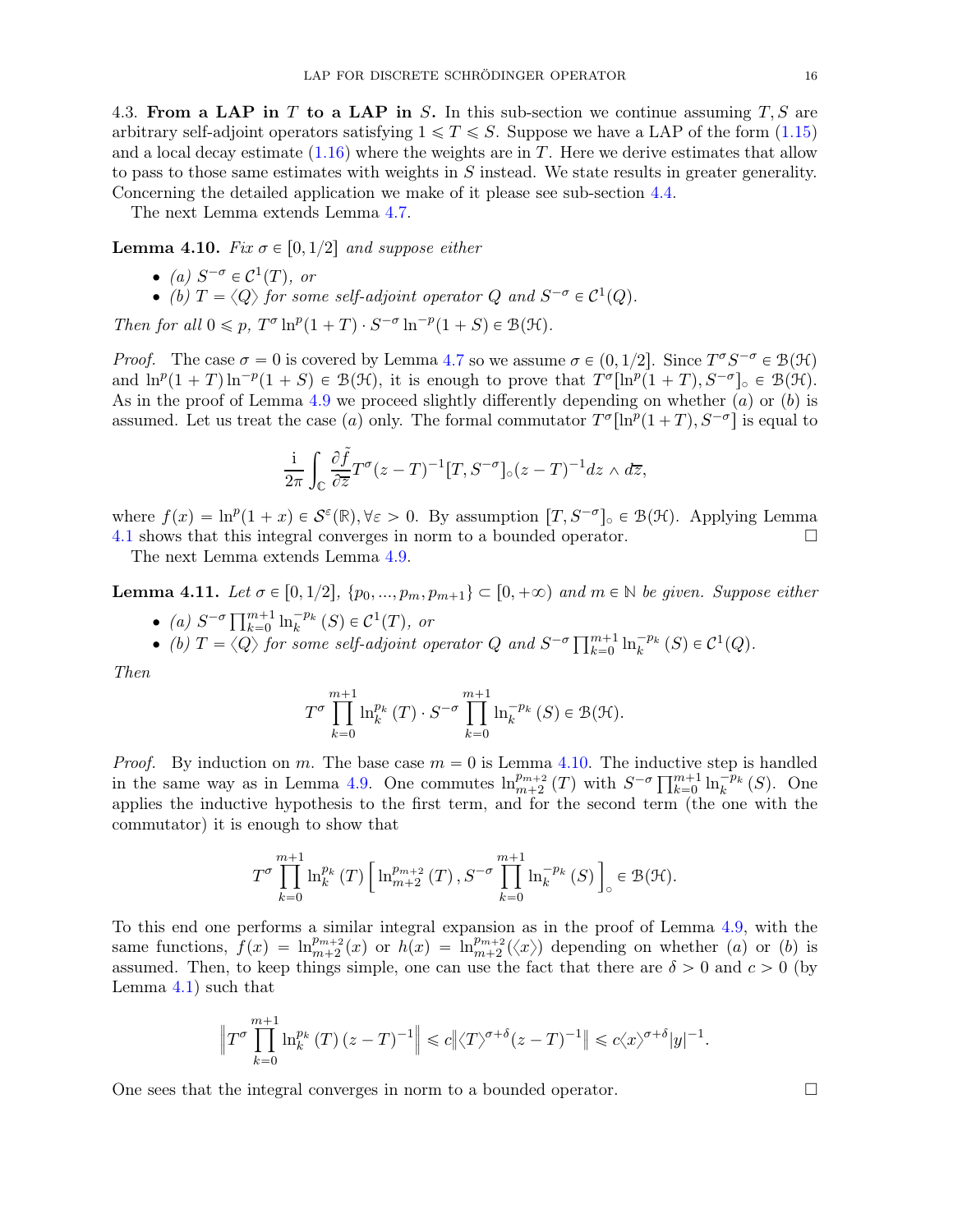4.3. **From a LAP in $T$ to a LAP in $S$.** In this sub-section we continue assuming $T, S$ are arbitrary self-adjoint operators satisfying $1 \leqslant T \leqslant S$. Suppose we have a LAP of the form (1.15) and a local decay estimate (1.16) where the weights are in $T$. Here we derive estimates that allow to pass to those same estimates with weights in $S$ instead. We state results in greater generality. Concerning the detailed application we make of it please see sub-section 4.4.

The next Lemma extends Lemma 4.7.

**Lemma 4.10.** *Fix $\sigma \in [0, 1/2]$ and suppose either*

- *(a) $S^{-\sigma} \in \mathcal{C}^1(T)$, or*
- *(b) $T = \langle Q \rangle$ for some self-adjoint operator $Q$ and $S^{-\sigma} \in \mathcal{C}^1(Q)$.*

*Then for all $0 \leqslant p$, $T^\sigma \ln^p(1+T) \cdot S^{-\sigma} \ln^{-p}(1+S) \in \mathcal{B}(\mathcal{H})$.*

*Proof.* The case $\sigma = 0$ is covered by Lemma 4.7 so we assume $\sigma \in (0, 1/2]$. Since $T^\sigma S^{-\sigma} \in \mathcal{B}(\mathcal{H})$ and $\ln^p(1+T)\ln^{-p}(1+S) \in \mathcal{B}(\mathcal{H})$, it is enough to prove that $T^\sigma[\ln^p(1+T), S^{-\sigma}]_\circ \in \mathcal{B}(\mathcal{H})$. As in the proof of Lemma 4.9 we proceed slightly differently depending on whether $(a)$ or $(b)$ is assumed. Let us treat the case $(a)$ only. The formal commutator $T^\sigma[\ln^p(1+T), S^{-\sigma}]$ is equal to

$$\frac{\mathrm{i}}{2\pi} \int_{\mathbb{C}} \frac{\partial \tilde{f}}{\partial \overline{z}} T^\sigma (z-T)^{-1} [T, S^{-\sigma}]_\circ (z-T)^{-1} dz \wedge d\overline{z},$$

where $f(x) = \ln^p(1+x) \in \mathcal{S}^\varepsilon(\mathbb{R}), \forall \varepsilon > 0$. By assumption $[T, S^{-\sigma}]_\circ \in \mathcal{B}(\mathcal{H})$. Applying Lemma 4.1 shows that this integral converges in norm to a bounded operator. $\square$

The next Lemma extends Lemma 4.9.

**Lemma 4.11.** *Let $\sigma \in [0, 1/2]$, $\{p_0, ..., p_m, p_{m+1}\} \subset [0, +\infty)$ and $m \in \mathbb{N}$ be given. Suppose either*

- *(a) $S^{-\sigma} \prod_{k=0}^{m+1} \ln_k^{-p_k}(S) \in \mathcal{C}^1(T)$, or*
- *(b) $T = \langle Q \rangle$ for some self-adjoint operator $Q$ and $S^{-\sigma} \prod_{k=0}^{m+1} \ln_k^{-p_k}(S) \in \mathcal{C}^1(Q)$.*

*Then*

$$T^\sigma \prod_{k=0}^{m+1} \ln_k^{p_k}(T) \cdot S^{-\sigma} \prod_{k=0}^{m+1} \ln_k^{-p_k}(S) \in \mathcal{B}(\mathcal{H}).$$

*Proof.* By induction on $m$. The base case $m = 0$ is Lemma 4.10. The inductive step is handled in the same way as in Lemma 4.9. One commutes $\ln_{m+2}^{p_{m+2}}(T)$ with $S^{-\sigma} \prod_{k=0}^{m+1} \ln_k^{-p_k}(S)$. One applies the inductive hypothesis to the first term, and for the second term (the one with the commutator) it is enough to show that

$$T^\sigma \prod_{k=0}^{m+1} \ln_k^{p_k}(T) \left[ \ln_{m+2}^{p_{m+2}}(T), S^{-\sigma} \prod_{k=0}^{m+1} \ln_k^{-p_k}(S) \right]_\circ \in \mathcal{B}(\mathcal{H}).$$

To this end one performs a similar integral expansion as in the proof of Lemma 4.9, with the same functions, $f(x) = \ln_{m+2}^{p_{m+2}}(x)$ or $h(x) = \ln_{m+2}^{p_{m+2}}(\langle x \rangle)$ depending on whether $(a)$ or $(b)$ is assumed. Then, to keep things simple, one can use the fact that there are $\delta > 0$ and $c > 0$ (by Lemma 4.1) such that

$$\left\| T^\sigma \prod_{k=0}^{m+1} \ln_k^{p_k}(T) (z-T)^{-1} \right\| \leqslant c \left\| \langle T \rangle^{\sigma+\delta} (z-T)^{-1} \right\| \leqslant c \langle x \rangle^{\sigma+\delta} |y|^{-1}.$$

One sees that the integral converges in norm to a bounded operator. $\square$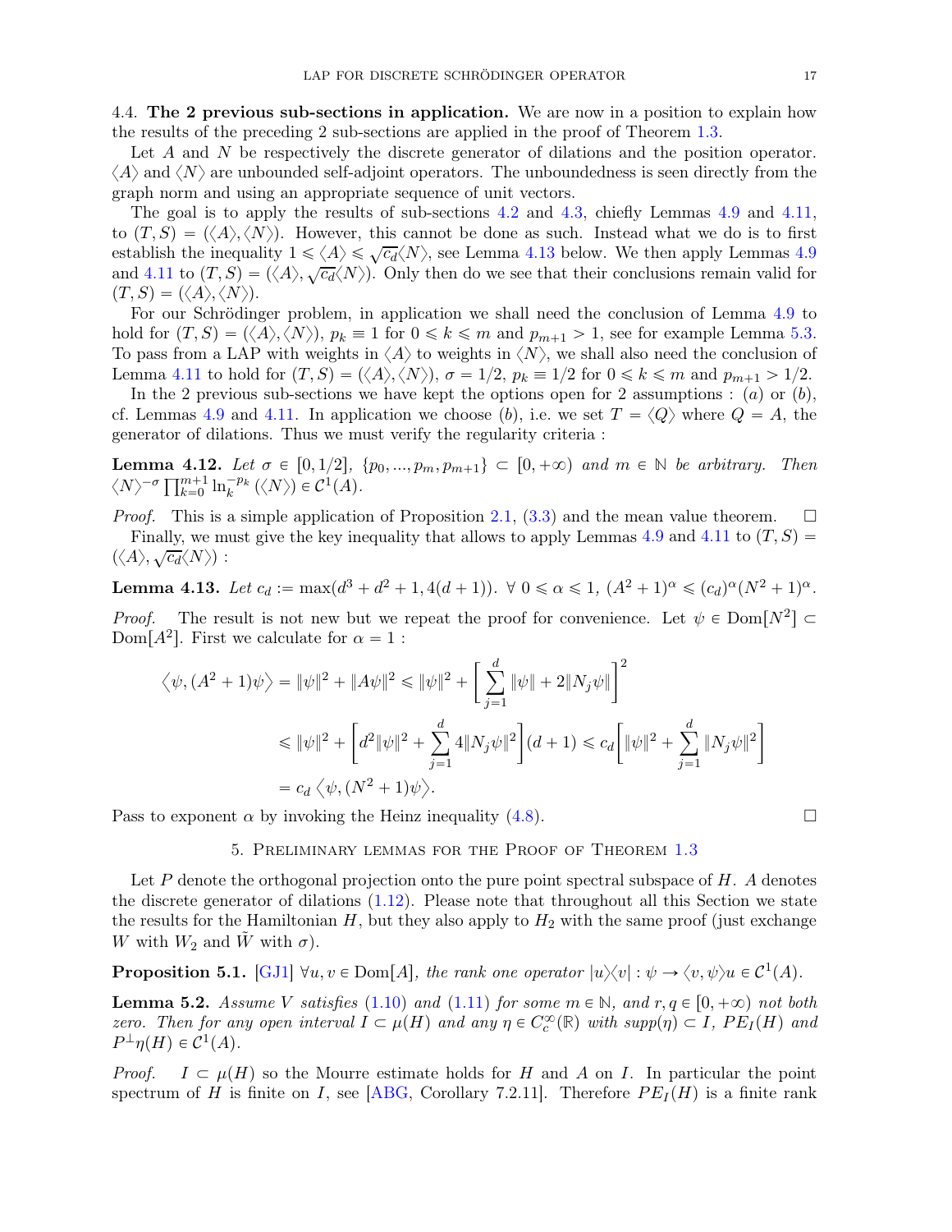4.4. **The 2 previous sub-sections in application.** We are now in a position to explain how the results of the preceding 2 sub-sections are applied in the proof of Theorem 1.3.

Let $A$ and $N$ be respectively the discrete generator of dilations and the position operator. $\langle A \rangle$ and $\langle N \rangle$ are unbounded self-adjoint operators. The unboundedness is seen directly from the graph norm and using an appropriate sequence of unit vectors.

The goal is to apply the results of sub-sections 4.2 and 4.3, chiefly Lemmas 4.9 and 4.11, to $(T, S) = (\langle A \rangle, \langle N \rangle)$. However, this cannot be done as such. Instead what we do is to first establish the inequality $1 \leqslant \langle A \rangle \leqslant \sqrt{c_d} \langle N \rangle$, see Lemma 4.13 below. We then apply Lemmas 4.9 and 4.11 to $(T, S) = (\langle A \rangle, \sqrt{c_d} \langle N \rangle)$. Only then do we see that their conclusions remain valid for $(T, S) = (\langle A \rangle, \langle N \rangle)$.

For our Schrödinger problem, in application we shall need the conclusion of Lemma 4.9 to hold for $(T, S) = (\langle A \rangle, \langle N \rangle)$, $p_k \equiv 1$ for $0 \leqslant k \leqslant m$ and $p_{m+1} > 1$, see for example Lemma 5.3. To pass from a LAP with weights in $\langle A \rangle$ to weights in $\langle N \rangle$, we shall also need the conclusion of Lemma 4.11 to hold for $(T, S) = (\langle A \rangle, \langle N \rangle)$, $\sigma = 1/2$, $p_k \equiv 1/2$ for $0 \leqslant k \leqslant m$ and $p_{m+1} > 1/2$.

In the 2 previous sub-sections we have kept the options open for 2 assumptions : $(a)$ or $(b)$, cf. Lemmas 4.9 and 4.11. In application we choose $(b)$, i.e. we set $T = \langle Q \rangle$ where $Q = A$, the generator of dilations. Thus we must verify the regularity criteria :

**Lemma 4.12.** *Let $\sigma \in [0, 1/2]$, $\{p_0, ..., p_m, p_{m+1}\} \subset [0, +\infty)$ and $m \in \mathbb{N}$ be arbitrary. Then $\langle N \rangle^{-\sigma} \prod_{k=0}^{m+1} \ln_k^{-p_k}(\langle N \rangle) \in \mathcal{C}^1(A)$.*

*Proof.* This is a simple application of Proposition 2.1, (3.3) and the mean value theorem. $\square$

Finally, we must give the key inequality that allows to apply Lemmas 4.9 and 4.11 to $(T, S) = (\langle A \rangle, \sqrt{c_d} \langle N \rangle)$ :

**Lemma 4.13.** *Let $c_d := \max(d^3 + d^2 + 1, 4(d + 1))$. $\forall\ 0 \leqslant \alpha \leqslant 1$, $(A^2 + 1)^\alpha \leqslant (c_d)^\alpha (N^2 + 1)^\alpha$.*

*Proof.* The result is not new but we repeat the proof for convenience. Let $\psi \in \mathrm{Dom}[N^2] \subset \mathrm{Dom}[A^2]$. First we calculate for $\alpha = 1$ :

$$
\begin{aligned}
\langle \psi, (A^2 + 1)\psi \rangle = \|\psi\|^2 + \|A\psi\|^2 &\leqslant \|\psi\|^2 + \left[ \sum_{j=1}^{d} \|\psi\| + 2\|N_j \psi\| \right]^2 \\
&\leqslant \|\psi\|^2 + \left[ d^2 \|\psi\|^2 + \sum_{j=1}^{d} 4\|N_j \psi\|^2 \right](d+1) \leqslant c_d \left[ \|\psi\|^2 + \sum_{j=1}^{d} \|N_j \psi\|^2 \right] \\
&= c_d \langle \psi, (N^2 + 1)\psi \rangle.
\end{aligned}
$$

Pass to exponent $\alpha$ by invoking the Heinz inequality (4.8). $\square$

## 5. Preliminary lemmas for the Proof of Theorem 1.3

Let $P$ denote the orthogonal projection onto the pure point spectral subspace of $H$. $A$ denotes the discrete generator of dilations (1.12). Please note that throughout all this Section we state the results for the Hamiltonian $H$, but they also apply to $H_2$ with the same proof (just exchange $W$ with $W_2$ and $\tilde{W}$ with $\sigma$).

**Proposition 5.1.** [GJ1] *$\forall u, v \in \mathrm{Dom}[A]$, the rank one operator $|u\rangle\langle v| : \psi \to \langle v, \psi \rangle u \in \mathcal{C}^1(A)$.*

**Lemma 5.2.** *Assume $V$ satisfies (1.10) and (1.11) for some $m \in \mathbb{N}$, and $r, q \in [0, +\infty)$ not both zero. Then for any open interval $I \subset \mu(H)$ and any $\eta \in C_c^\infty(\mathbb{R})$ with $supp(\eta) \subset I$, $PE_I(H)$ and $P^\perp \eta(H) \in \mathcal{C}^1(A)$.*

*Proof.* $I \subset \mu(H)$ so the Mourre estimate holds for $H$ and $A$ on $I$. In particular the point spectrum of $H$ is finite on $I$, see [ABG, Corollary 7.2.11]. Therefore $PE_I(H)$ is a finite rank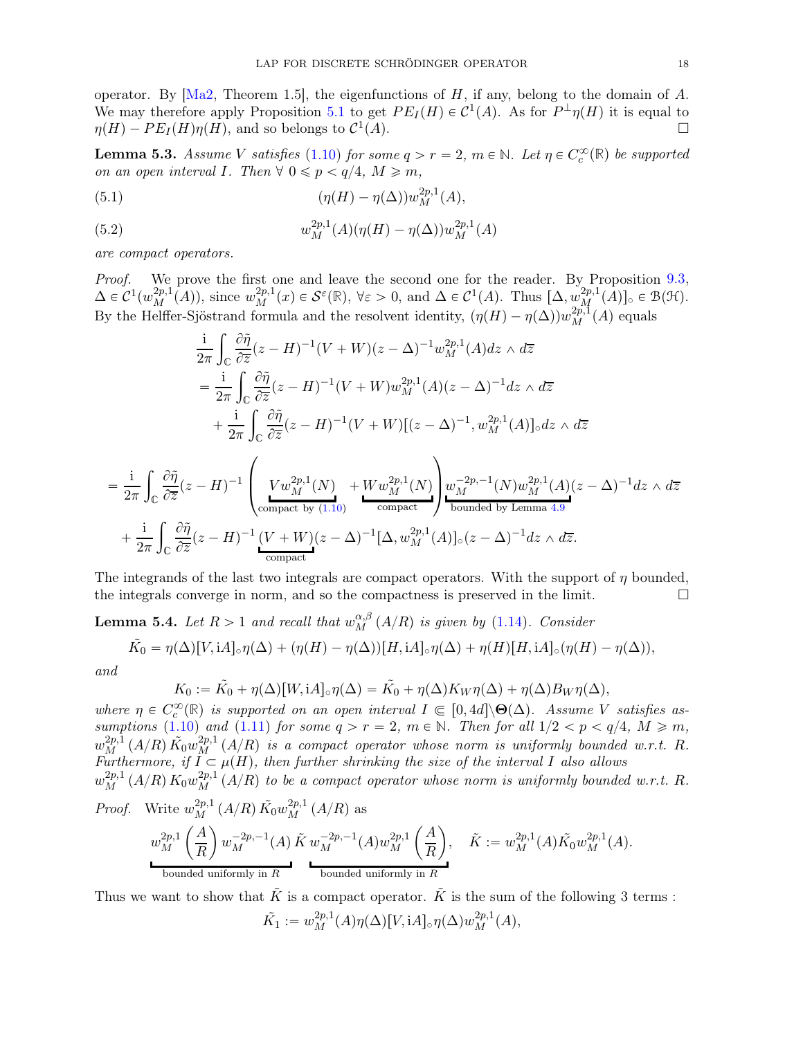operator. By [Ma2, Theorem 1.5], the eigenfunctions of $H$, if any, belong to the domain of $A$. We may therefore apply Proposition 5.1 to get $PE_I(H) \in \mathcal{C}^1(A)$. As for $P^{\perp}\eta(H)$ it is equal to $\eta(H) - PE_I(H)\eta(H)$, and so belongs to $\mathcal{C}^1(A)$. $\square$

**Lemma 5.3.** *Assume $V$ satisfies (1.10) for some $q > r = 2$, $m \in \mathbb{N}$. Let $\eta \in C_c^{\infty}(\mathbb{R})$ be supported on an open interval $I$. Then $\forall\ 0 \leqslant p < q/4$, $M \geqslant m$,*

$$(\eta(H) - \eta(\Delta))w_M^{2p,1}(A), \tag{5.1}$$

$$w_M^{2p,1}(A)(\eta(H) - \eta(\Delta))w_M^{2p,1}(A) \tag{5.2}$$

*are compact operators.*

*Proof.* We prove the first one and leave the second one for the reader. By Proposition 9.3, $\Delta \in \mathcal{C}^1(w_M^{2p,1}(A))$, since $w_M^{2p,1}(x) \in \mathcal{S}^{\varepsilon}(\mathbb{R})$, $\forall \varepsilon > 0$, and $\Delta \in \mathcal{C}^1(A)$. Thus $[\Delta, w_M^{2p,1}(A)]_{\circ} \in \mathcal{B}(\mathcal{H})$. By the Helffer-Sjöstrand formula and the resolvent identity, $(\eta(H) - \eta(\Delta))w_M^{2p,1}(A)$ equals

$$\begin{aligned}
&\frac{\mathrm{i}}{2\pi}\int_{\mathbb{C}} \frac{\partial \tilde{\eta}}{\partial \overline{z}}(z-H)^{-1}(V+W)(z-\Delta)^{-1}w_M^{2p,1}(A)dz \wedge d\overline{z} \\
&= \frac{\mathrm{i}}{2\pi}\int_{\mathbb{C}} \frac{\partial \tilde{\eta}}{\partial \overline{z}}(z-H)^{-1}(V+W)w_M^{2p,1}(A)(z-\Delta)^{-1}dz \wedge d\overline{z} \\
&\quad + \frac{\mathrm{i}}{2\pi}\int_{\mathbb{C}} \frac{\partial \tilde{\eta}}{\partial \overline{z}}(z-H)^{-1}(V+W)[(z-\Delta)^{-1}, w_M^{2p,1}(A)]_{\circ}dz \wedge d\overline{z}
\end{aligned}$$

$$\begin{aligned}
= &\frac{\mathrm{i}}{2\pi}\int_{\mathbb{C}} \frac{\partial \tilde{\eta}}{\partial \overline{z}}(z-H)^{-1}\Bigg(\underbrace{Vw_M^{2p,1}(N)}_{\text{compact by (1.10)}} + \underbrace{Ww_M^{2p,1}(N)}_{\text{compact}}\Bigg)\underbrace{w_M^{-2p,-1}(N)w_M^{2p,1}(A)}_{\text{bounded by Lemma 4.9}}(z-\Delta)^{-1}dz \wedge d\overline{z} \\
&+ \frac{\mathrm{i}}{2\pi}\int_{\mathbb{C}} \frac{\partial \tilde{\eta}}{\partial \overline{z}}(z-H)^{-1}\underbrace{(V+W)}_{\text{compact}}(z-\Delta)^{-1}[\Delta, w_M^{2p,1}(A)]_{\circ}(z-\Delta)^{-1}dz \wedge d\overline{z}.
\end{aligned}$$

The integrands of the last two integrals are compact operators. With the support of $\eta$ bounded, the integrals converge in norm, and so the compactness is preserved in the limit. $\square$

**Lemma 5.4.** *Let $R > 1$ and recall that $w_M^{\alpha,\beta}(A/R)$ is given by (1.14). Consider*

$$\tilde{K_0} = \eta(\Delta)[V, \mathrm{i}A]_{\circ}\eta(\Delta) + (\eta(H) - \eta(\Delta))[H, \mathrm{i}A]_{\circ}\eta(\Delta) + \eta(H)[H, \mathrm{i}A]_{\circ}(\eta(H) - \eta(\Delta)),$$

*and*

$$K_0 := \tilde{K_0} + \eta(\Delta)[W, \mathrm{i}A]_{\circ}\eta(\Delta) = \tilde{K_0} + \eta(\Delta)K_W\eta(\Delta) + \eta(\Delta)B_W\eta(\Delta),$$

*where $\eta \in C_c^{\infty}(\mathbb{R})$ is supported on an open interval $I \Subset [0, 4d]\backslash\mathbf{\Theta}(\Delta)$. Assume $V$ satisfies assumptions (1.10) and (1.11) for some $q > r = 2$, $m \in \mathbb{N}$. Then for all $1/2 < p < q/4$, $M \geqslant m$, $w_M^{2p,1}(A/R)\tilde{K_0}w_M^{2p,1}(A/R)$ is a compact operator whose norm is uniformly bounded w.r.t. $R$. Furthermore, if $I \subset \mu(H)$, then further shrinking the size of the interval $I$ also allows $w_M^{2p,1}(A/R)K_0w_M^{2p,1}(A/R)$ to be a compact operator whose norm is uniformly bounded w.r.t. $R$.*

*Proof.* Write $w_M^{2p,1}(A/R)\tilde{K_0}w_M^{2p,1}(A/R)$ as

$$\underbrace{w_M^{2p,1}\left(\frac{A}{R}\right)w_M^{-2p,-1}(A)}_{\text{bounded uniformly in } R}\tilde{K}\underbrace{w_M^{-2p,-1}(A)w_M^{2p,1}\left(\frac{A}{R}\right)}_{\text{bounded uniformly in } R}, \quad \tilde{K} := w_M^{2p,1}(A)\tilde{K_0}w_M^{2p,1}(A).$$

Thus we want to show that $\tilde{K}$ is a compact operator. $\tilde{K}$ is the sum of the following 3 terms :

$$\tilde{K_1} := w_M^{2p,1}(A)\eta(\Delta)[V, \mathrm{i}A]_{\circ}\eta(\Delta)w_M^{2p,1}(A),$$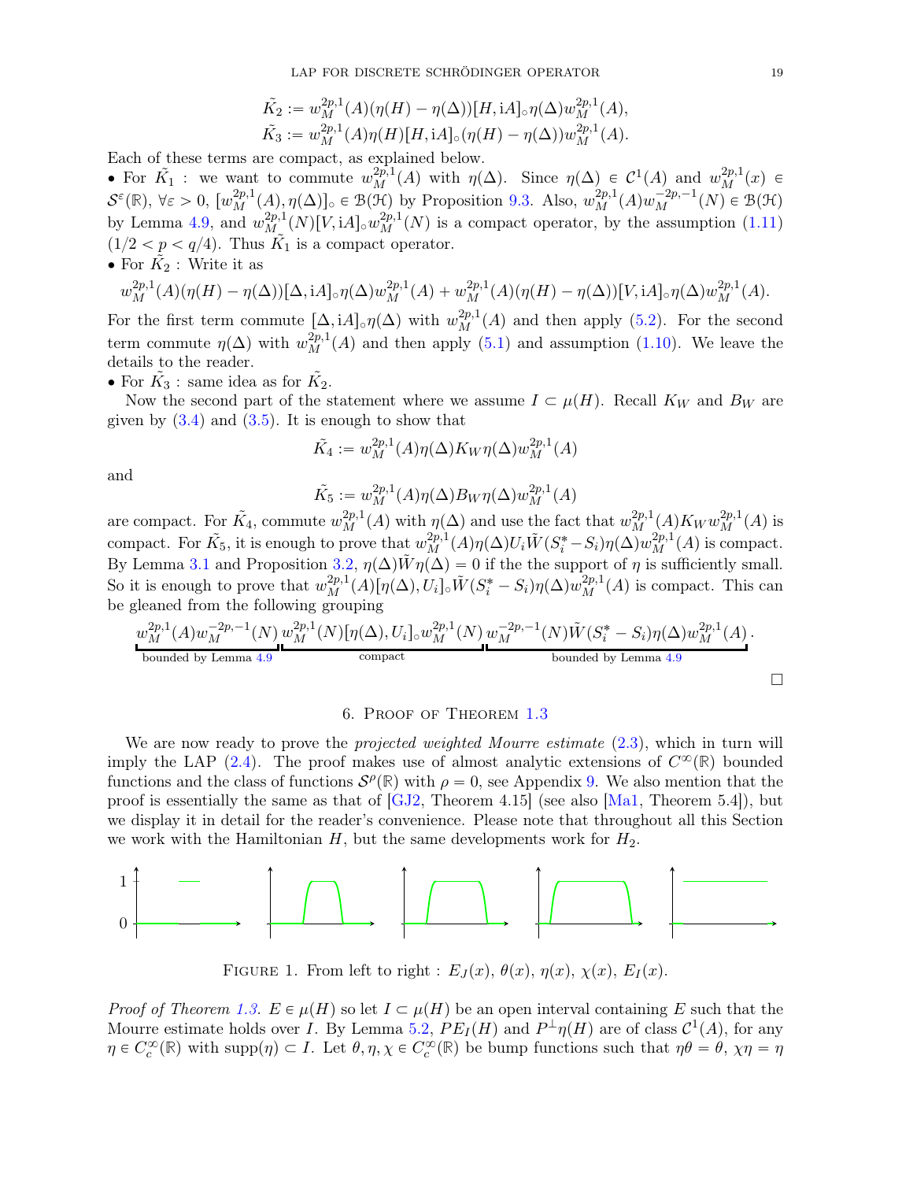$$\tilde{K_2} := w_M^{2p,1}(A)(\eta(H) - \eta(\Delta))[H, \mathrm{i}A]_\circ \eta(\Delta) w_M^{2p,1}(A),$$
$$\tilde{K_3} := w_M^{2p,1}(A)\eta(H)[H, \mathrm{i}A]_\circ(\eta(H) - \eta(\Delta)) w_M^{2p,1}(A).$$

Each of these terms are compact, as explained below.

- For $\tilde{K_1}$ : we want to commute $w_M^{2p,1}(A)$ with $\eta(\Delta)$. Since $\eta(\Delta) \in \mathcal{C}^1(A)$ and $w_M^{2p,1}(x) \in \mathcal{S}^\varepsilon(\mathbb{R})$, $\forall \varepsilon > 0$, $[w_M^{2p,1}(A), \eta(\Delta)]_\circ \in \mathcal{B}(\mathcal{H})$ by Proposition 9.3. Also, $w_M^{2p,1}(A) w_M^{-2p,-1}(N) \in \mathcal{B}(\mathcal{H})$ by Lemma 4.9, and $w_M^{2p,1}(N)[V, \mathrm{i}A]_\circ w_M^{2p,1}(N)$ is a compact operator, by the assumption (1.11) $(1/2 < p < q/4)$. Thus $\tilde{K_1}$ is a compact operator.
- For $\tilde{K_2}$ : Write it as

$$w_M^{2p,1}(A)(\eta(H) - \eta(\Delta))[\Delta, \mathrm{i}A]_\circ \eta(\Delta) w_M^{2p,1}(A) + w_M^{2p,1}(A)(\eta(H) - \eta(\Delta))[V, \mathrm{i}A]_\circ \eta(\Delta) w_M^{2p,1}(A).$$

For the first term commute $[\Delta, \mathrm{i}A]_\circ \eta(\Delta)$ with $w_M^{2p,1}(A)$ and then apply (5.2). For the second term commute $\eta(\Delta)$ with $w_M^{2p,1}(A)$ and then apply (5.1) and assumption (1.10). We leave the details to the reader.
- For $\tilde{K_3}$ : same idea as for $\tilde{K_2}$.

Now the second part of the statement where we assume $I \subset \mu(H)$. Recall $K_W$ and $B_W$ are given by (3.4) and (3.5). It is enough to show that

$$\tilde{K_4} := w_M^{2p,1}(A)\eta(\Delta) K_W \eta(\Delta) w_M^{2p,1}(A)$$

and

$$\tilde{K_5} := w_M^{2p,1}(A)\eta(\Delta) B_W \eta(\Delta) w_M^{2p,1}(A)$$

are compact. For $\tilde{K_4}$, commute $w_M^{2p,1}(A)$ with $\eta(\Delta)$ and use the fact that $w_M^{2p,1}(A) K_W w_M^{2p,1}(A)$ is compact. For $\tilde{K_5}$, it is enough to prove that $w_M^{2p,1}(A)\eta(\Delta) U_i \tilde{W}(S_i^* - S_i)\eta(\Delta) w_M^{2p,1}(A)$ is compact. By Lemma 3.1 and Proposition 3.2, $\eta(\Delta)\tilde{W}\eta(\Delta) = 0$ if the the support of $\eta$ is sufficiently small. So it is enough to prove that $w_M^{2p,1}(A)[\eta(\Delta), U_i]_\circ \tilde{W}(S_i^* - S_i)\eta(\Delta) w_M^{2p,1}(A)$ is compact. This can be gleaned from the following grouping

$$\underbrace{w_M^{2p,1}(A) w_M^{-2p,-1}(N)}_{\text{bounded by Lemma 4.9}} \underbrace{w_M^{2p,1}(N)[\eta(\Delta), U_i]_\circ w_M^{2p,1}(N)}_{\text{compact}} \underbrace{w_M^{-2p,-1}(N)\tilde{W}(S_i^* - S_i)\eta(\Delta) w_M^{2p,1}(A)}_{\text{bounded by Lemma 4.9}}.$$

$\square$

## 6. Proof of Theorem 1.3

We are now ready to prove the *projected weighted Mourre estimate* (2.3), which in turn will imply the LAP (2.4). The proof makes use of almost analytic extensions of $C^\infty(\mathbb{R})$ bounded functions and the class of functions $\mathcal{S}^\rho(\mathbb{R})$ with $\rho = 0$, see Appendix 9. We also mention that the proof is essentially the same as that of [GJ2, Theorem 4.15] (see also [Ma1, Theorem 5.4]), but we display it in detail for the reader's convenience. Please note that throughout all this Section we work with the Hamiltonian $H$, but the same developments work for $H_2$.

Figure 1. From left to right : $E_J(x)$, $\theta(x)$, $\eta(x)$, $\chi(x)$, $E_I(x)$.

*Proof of Theorem 1.3.* $E \in \mu(H)$ so let $I \subset \mu(H)$ be an open interval containing $E$ such that the Mourre estimate holds over $I$. By Lemma 5.2, $PE_I(H)$ and $P^\perp \eta(H)$ are of class $\mathcal{C}^1(A)$, for any $\eta \in C_c^\infty(\mathbb{R})$ with $\mathrm{supp}(\eta) \subset I$. Let $\theta, \eta, \chi \in C_c^\infty(\mathbb{R})$ be bump functions such that $\eta\theta = \theta$, $\chi\eta = \eta$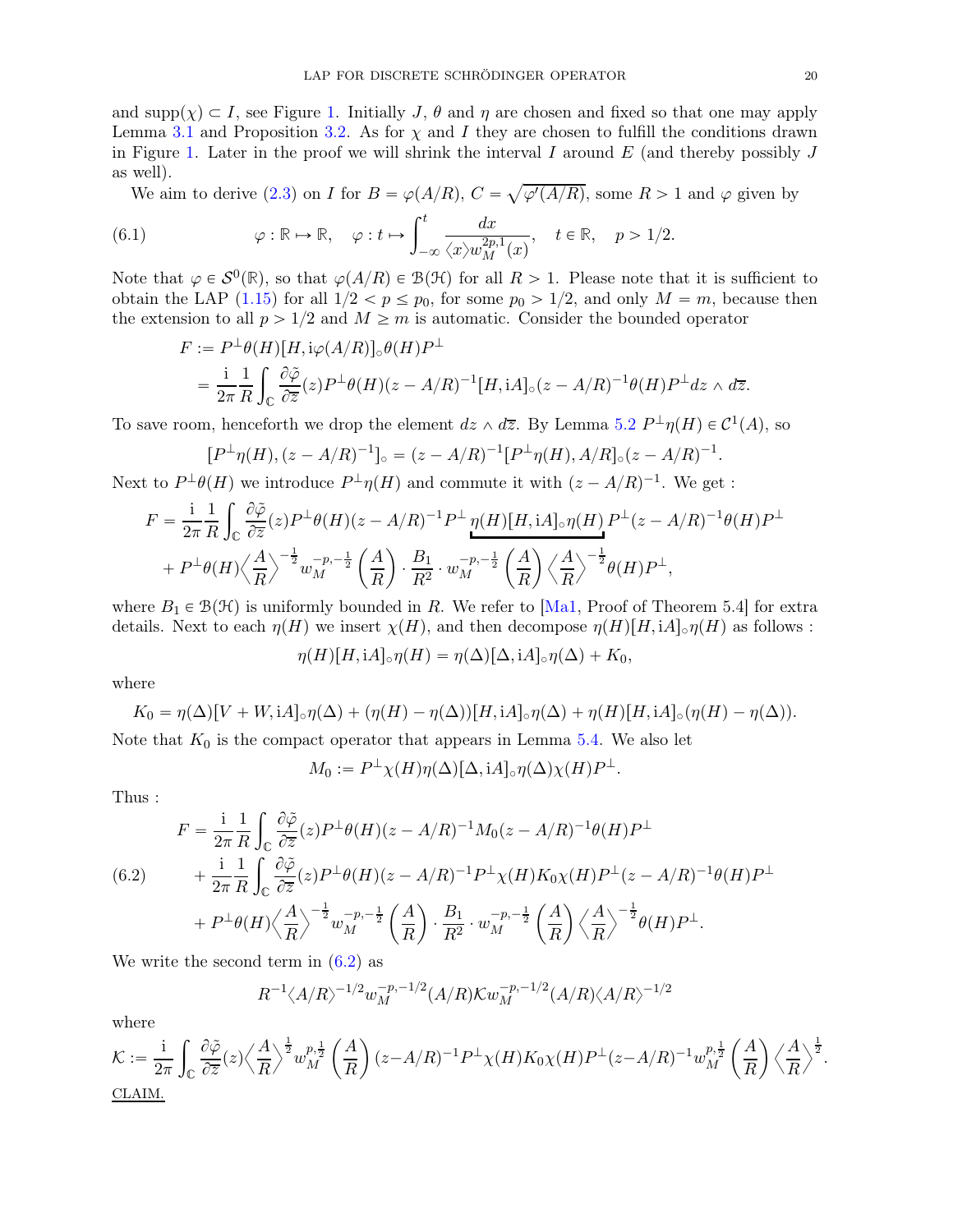and $\text{supp}(\chi) \subset I$, see Figure 1. Initially $J$, $\theta$ and $\eta$ are chosen and fixed so that one may apply Lemma 3.1 and Proposition 3.2. As for $\chi$ and $I$ they are chosen to fulfill the conditions drawn in Figure 1. Later in the proof we will shrink the interval $I$ around $E$ (and thereby possibly $J$ as well).

We aim to derive (2.3) on $I$ for $B = \varphi(A/R)$, $C = \sqrt{\varphi'(A/R)}$, some $R > 1$ and $\varphi$ given by

$$\varphi : \mathbb{R} \mapsto \mathbb{R}, \quad \varphi : t \mapsto \int_{-\infty}^{t} \frac{dx}{\langle x \rangle w_M^{2p,1}(x)}, \quad t \in \mathbb{R}, \quad p > 1/2. \tag{6.1}$$

Note that $\varphi \in \mathcal{S}^0(\mathbb{R})$, so that $\varphi(A/R) \in \mathcal{B}(\mathcal{H})$ for all $R > 1$. Please note that it is sufficient to obtain the LAP (1.15) for all $1/2 < p \leq p_0$, for some $p_0 > 1/2$, and only $M = m$, because then the extension to all $p > 1/2$ and $M \geq m$ is automatic. Consider the bounded operator

$$\begin{aligned}
F &:= P^{\perp}\theta(H)[H, \mathrm{i}\varphi(A/R)]_{\circ}\theta(H)P^{\perp} \\
&= \frac{\mathrm{i}}{2\pi}\frac{1}{R}\int_{\mathbb{C}} \frac{\partial \tilde{\varphi}}{\partial \overline{z}}(z) P^{\perp}\theta(H)(z - A/R)^{-1}[H, \mathrm{i}A]_{\circ}(z - A/R)^{-1}\theta(H)P^{\perp} dz \wedge d\overline{z}.
\end{aligned}$$

To save room, henceforth we drop the element $dz \wedge d\overline{z}$. By Lemma 5.2 $P^{\perp}\eta(H) \in \mathcal{C}^1(A)$, so

$$[P^{\perp}\eta(H), (z - A/R)^{-1}]_{\circ} = (z - A/R)^{-1}[P^{\perp}\eta(H), A/R]_{\circ}(z - A/R)^{-1}.$$

Next to $P^{\perp}\theta(H)$ we introduce $P^{\perp}\eta(H)$ and commute it with $(z - A/R)^{-1}$. We get :

$$\begin{aligned}
F &= \frac{\mathrm{i}}{2\pi}\frac{1}{R}\int_{\mathbb{C}} \frac{\partial \tilde{\varphi}}{\partial \overline{z}}(z) P^{\perp}\theta(H)(z - A/R)^{-1}P^{\perp}\underbrace{\eta(H)[H, \mathrm{i}A]_{\circ}\eta(H)}P^{\perp}(z - A/R)^{-1}\theta(H)P^{\perp} \\
&\quad + P^{\perp}\theta(H)\Big\langle \frac{A}{R}\Big\rangle^{-\frac{1}{2}} w_M^{-p,-\frac{1}{2}}\left(\frac{A}{R}\right) \cdot \frac{B_1}{R^2} \cdot w_M^{-p,-\frac{1}{2}}\left(\frac{A}{R}\right)\Big\langle \frac{A}{R}\Big\rangle^{-\frac{1}{2}}\theta(H)P^{\perp},
\end{aligned}$$

where $B_1 \in \mathcal{B}(\mathcal{H})$ is uniformly bounded in $R$. We refer to [Ma1, Proof of Theorem 5.4] for extra details. Next to each $\eta(H)$ we insert $\chi(H)$, and then decompose $\eta(H)[H, \mathrm{i}A]_{\circ}\eta(H)$ as follows :

$$\eta(H)[H, \mathrm{i}A]_{\circ}\eta(H) = \eta(\Delta)[\Delta, \mathrm{i}A]_{\circ}\eta(\Delta) + K_0,$$

where

$$K_0 = \eta(\Delta)[V + W, \mathrm{i}A]_{\circ}\eta(\Delta) + (\eta(H) - \eta(\Delta))[H, \mathrm{i}A]_{\circ}\eta(\Delta) + \eta(H)[H, \mathrm{i}A]_{\circ}(\eta(H) - \eta(\Delta)).$$

Note that $K_0$ is the compact operator that appears in Lemma 5.4. We also let

$$M_0 := P^{\perp}\chi(H)\eta(\Delta)[\Delta, \mathrm{i}A]_{\circ}\eta(\Delta)\chi(H)P^{\perp}.$$

Thus :

$$\begin{aligned}
F &= \frac{\mathrm{i}}{2\pi}\frac{1}{R}\int_{\mathbb{C}} \frac{\partial \tilde{\varphi}}{\partial \overline{z}}(z) P^{\perp}\theta(H)(z - A/R)^{-1}M_0(z - A/R)^{-1}\theta(H)P^{\perp} \\
&\quad + \frac{\mathrm{i}}{2\pi}\frac{1}{R}\int_{\mathbb{C}} \frac{\partial \tilde{\varphi}}{\partial \overline{z}}(z) P^{\perp}\theta(H)(z - A/R)^{-1}P^{\perp}\chi(H)K_0\chi(H)P^{\perp}(z - A/R)^{-1}\theta(H)P^{\perp} \\
&\quad + P^{\perp}\theta(H)\Big\langle \frac{A}{R}\Big\rangle^{-\frac{1}{2}} w_M^{-p,-\frac{1}{2}}\left(\frac{A}{R}\right) \cdot \frac{B_1}{R^2} \cdot w_M^{-p,-\frac{1}{2}}\left(\frac{A}{R}\right)\Big\langle \frac{A}{R}\Big\rangle^{-\frac{1}{2}}\theta(H)P^{\perp}.
\end{aligned} \tag{6.2}$$

We write the second term in (6.2) as

$$R^{-1}\langle A/R\rangle^{-1/2} w_M^{-p,-1/2}(A/R)\mathcal{K} w_M^{-p,-1/2}(A/R)\langle A/R\rangle^{-1/2}$$

where

$$\mathcal{K} := \frac{\mathrm{i}}{2\pi}\int_{\mathbb{C}} \frac{\partial \tilde{\varphi}}{\partial \overline{z}}(z)\Big\langle \frac{A}{R}\Big\rangle^{\frac{1}{2}} w_M^{p,\frac{1}{2}}\left(\frac{A}{R}\right)(z - A/R)^{-1}P^{\perp}\chi(H)K_0\chi(H)P^{\perp}(z - A/R)^{-1} w_M^{p,\frac{1}{2}}\left(\frac{A}{R}\right)\Big\langle \frac{A}{R}\Big\rangle^{\frac{1}{2}}.$$

CLAIM.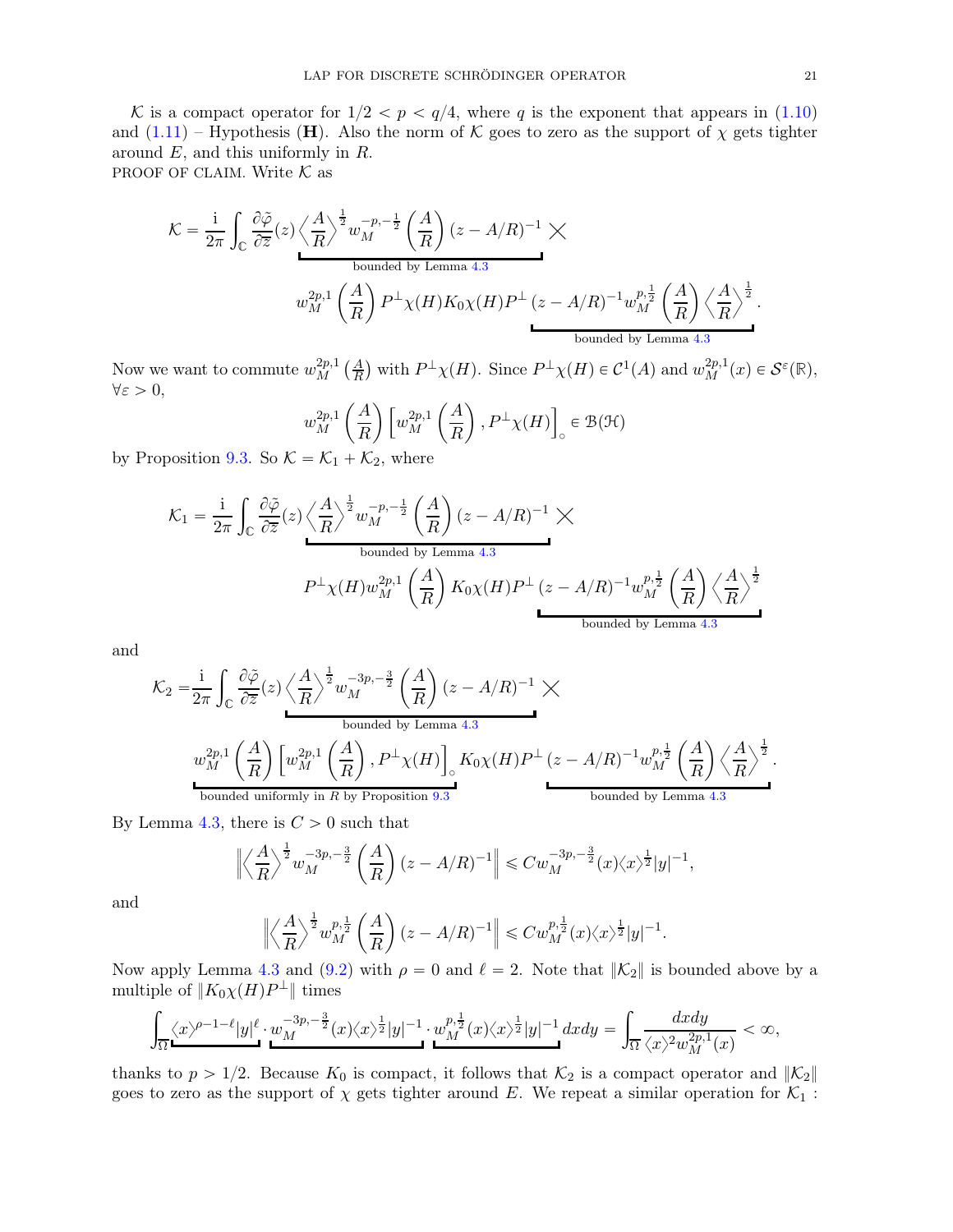$\mathcal{K}$ is a compact operator for $1/2 < p < q/4$, where $q$ is the exponent that appears in (1.10) and (1.11) – Hypothesis (**H**). Also the norm of $\mathcal{K}$ goes to zero as the support of $\chi$ gets tighter around $E$, and this uniformly in $R$.

PROOF OF CLAIM. Write $\mathcal{K}$ as

$$\mathcal{K} = \frac{\mathrm{i}}{2\pi}\int_{\mathbb{C}} \frac{\partial\tilde{\varphi}}{\partial\overline{z}}(z) \underbrace{\left\langle\frac{A}{R}\right\rangle^{\frac{1}{2}} w_M^{-p,-\frac{1}{2}}\left(\frac{A}{R}\right)(z-A/R)^{-1}}_{\text{bounded by Lemma 4.3}} \times$$

$$w_M^{2p,1}\left(\frac{A}{R}\right)P^{\perp}\chi(H)K_0\chi(H)P^{\perp}\underbrace{(z-A/R)^{-1}w_M^{p,\frac{1}{2}}\left(\frac{A}{R}\right)\left\langle\frac{A}{R}\right\rangle^{\frac{1}{2}}}_{\text{bounded by Lemma 4.3}}.$$

Now we want to commute $w_M^{2p,1}\left(\frac{A}{R}\right)$ with $P^{\perp}\chi(H)$. Since $P^{\perp}\chi(H) \in \mathcal{C}^1(A)$ and $w_M^{2p,1}(x) \in \mathcal{S}^{\varepsilon}(\mathbb{R})$, $\forall \varepsilon > 0$,

$$w_M^{2p,1}\left(\frac{A}{R}\right)\left[w_M^{2p,1}\left(\frac{A}{R}\right), P^{\perp}\chi(H)\right]_{\circ} \in \mathcal{B}(\mathcal{H})$$

by Proposition 9.3. So $\mathcal{K} = \mathcal{K}_1 + \mathcal{K}_2$, where

$$\mathcal{K}_1 = \frac{\mathrm{i}}{2\pi}\int_{\mathbb{C}} \frac{\partial\tilde{\varphi}}{\partial\overline{z}}(z) \underbrace{\left\langle\frac{A}{R}\right\rangle^{\frac{1}{2}} w_M^{-p,-\frac{1}{2}}\left(\frac{A}{R}\right)(z-A/R)^{-1}}_{\text{bounded by Lemma 4.3}} \times$$

$$P^{\perp}\chi(H)w_M^{2p,1}\left(\frac{A}{R}\right)K_0\chi(H)P^{\perp}\underbrace{(z-A/R)^{-1}w_M^{p,\frac{1}{2}}\left(\frac{A}{R}\right)\left\langle\frac{A}{R}\right\rangle^{\frac{1}{2}}}_{\text{bounded by Lemma 4.3}}$$

and

$$\mathcal{K}_2 = \frac{\mathrm{i}}{2\pi}\int_{\mathbb{C}} \frac{\partial\tilde{\varphi}}{\partial\overline{z}}(z) \underbrace{\left\langle\frac{A}{R}\right\rangle^{\frac{1}{2}} w_M^{-3p,-\frac{3}{2}}\left(\frac{A}{R}\right)(z-A/R)^{-1}}_{\text{bounded by Lemma 4.3}} \times$$

$$\underbrace{w_M^{2p,1}\left(\frac{A}{R}\right)\left[w_M^{2p,1}\left(\frac{A}{R}\right), P^{\perp}\chi(H)\right]_{\circ}}_{\text{bounded uniformly in } R \text{ by Proposition 9.3}} K_0\chi(H)P^{\perp}\underbrace{(z-A/R)^{-1}w_M^{p,\frac{1}{2}}\left(\frac{A}{R}\right)\left\langle\frac{A}{R}\right\rangle^{\frac{1}{2}}}_{\text{bounded by Lemma 4.3}}.$$

By Lemma 4.3, there is $C > 0$ such that

$$\left\|\left\langle\frac{A}{R}\right\rangle^{\frac{1}{2}} w_M^{-3p,-\frac{3}{2}}\left(\frac{A}{R}\right)(z-A/R)^{-1}\right\| \leqslant C w_M^{-3p,-\frac{3}{2}}(x)\langle x\rangle^{\frac{1}{2}}|y|^{-1},$$

and

$$\left\|\left\langle\frac{A}{R}\right\rangle^{\frac{1}{2}} w_M^{p,\frac{1}{2}}\left(\frac{A}{R}\right)(z-A/R)^{-1}\right\| \leqslant C w_M^{p,\frac{1}{2}}(x)\langle x\rangle^{\frac{1}{2}}|y|^{-1}.$$

Now apply Lemma 4.3 and (9.2) with $\rho = 0$ and $\ell = 2$. Note that $\|\mathcal{K}_2\|$ is bounded above by a multiple of $\|K_0\chi(H)P^{\perp}\|$ times

$$\int_{\Omega} \underbrace{\langle x\rangle^{\rho-1-\ell}|y|^{\ell}}\cdot\underbrace{w_M^{-3p,-\frac{3}{2}}(x)\langle x\rangle^{\frac{1}{2}}|y|^{-1}}\cdot\underbrace{w_M^{p,\frac{1}{2}}(x)\langle x\rangle^{\frac{1}{2}}|y|^{-1}}\,dxdy = \int_{\Omega}\frac{dxdy}{\langle x\rangle^2 w_M^{2p,1}(x)} < \infty,$$

thanks to $p > 1/2$. Because $K_0$ is compact, it follows that $\mathcal{K}_2$ is a compact operator and $\|\mathcal{K}_2\|$ goes to zero as the support of $\chi$ gets tighter around $E$. We repeat a similar operation for $\mathcal{K}_1$ :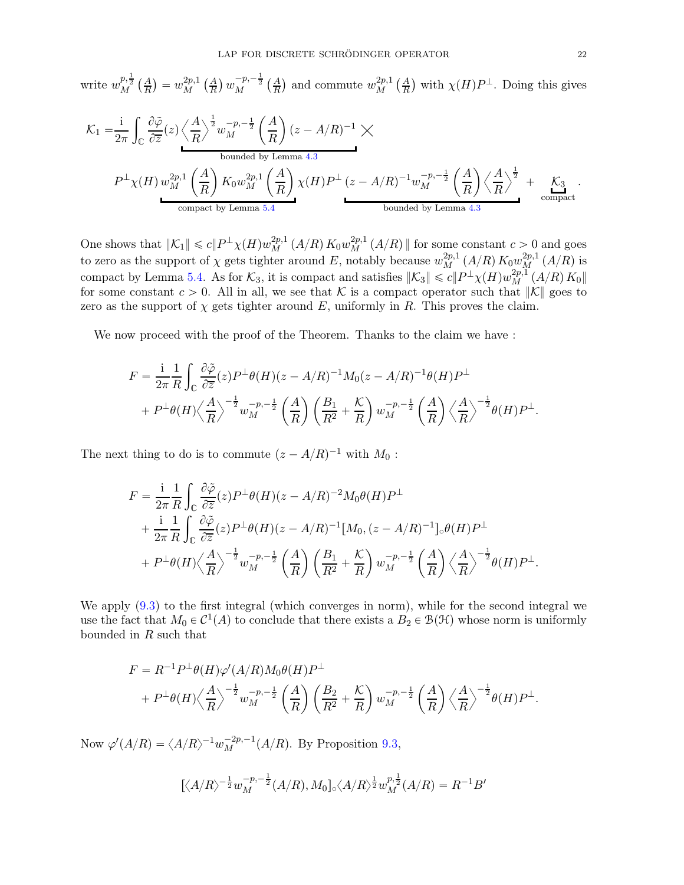write $w_M^{p,\frac{1}{2}}\left(\frac{A}{R}\right) = w_M^{2p,1}\left(\frac{A}{R}\right) w_M^{-p,-\frac{1}{2}}\left(\frac{A}{R}\right)$ and commute $w_M^{2p,1}\left(\frac{A}{R}\right)$ with $\chi(H)P^{\perp}$. Doing this gives

$$
\begin{aligned}
\mathcal{K}_1 =& \frac{\mathrm{i}}{2\pi}\int_{\mathbb{C}} \frac{\partial \tilde{\varphi}}{\partial \bar{z}}(z) \underbrace{\left\langle \frac{A}{R}\right\rangle^{\frac{1}{2}} w_M^{-p,-\frac{1}{2}}\left(\frac{A}{R}\right)(z-A/R)^{-1}}_{\text{bounded by Lemma 4.3}} \times \\
& P^{\perp}\chi(H)\underbrace{w_M^{2p,1}\left(\frac{A}{R}\right) K_0 w_M^{2p,1}\left(\frac{A}{R}\right)}_{\text{compact by Lemma 5.4}}\chi(H)P^{\perp}\underbrace{(z-A/R)^{-1}w_M^{-p,-\frac{1}{2}}\left(\frac{A}{R}\right)\left\langle\frac{A}{R}\right\rangle^{\frac{1}{2}}}_{\text{bounded by Lemma 4.3}} + \underbrace{\mathcal{K}_3}_{\text{compact}}.
\end{aligned}
$$

One shows that $\|\mathcal{K}_1\| \leqslant c\|P^{\perp}\chi(H)w_M^{2p,1}(A/R)\,K_0 w_M^{2p,1}(A/R)\|$ for some constant $c>0$ and goes to zero as the support of $\chi$ gets tighter around $E$, notably because $w_M^{2p,1}(A/R)\,K_0 w_M^{2p,1}(A/R)$ is compact by Lemma 5.4. As for $\mathcal{K}_3$, it is compact and satisfies $\|\mathcal{K}_3\| \leqslant c\|P^{\perp}\chi(H)w_M^{2p,1}(A/R)\,K_0\|$ for some constant $c>0$. All in all, we see that $\mathcal{K}$ is a compact operator such that $\|\mathcal{K}\|$ goes to zero as the support of $\chi$ gets tighter around $E$, uniformly in $R$. This proves the claim.

We now proceed with the proof of the Theorem. Thanks to the claim we have :

$$
\begin{aligned}
F =& \frac{\mathrm{i}}{2\pi}\frac{1}{R}\int_{\mathbb{C}}\frac{\partial\tilde{\varphi}}{\partial\bar{z}}(z)P^{\perp}\theta(H)(z-A/R)^{-1}M_0(z-A/R)^{-1}\theta(H)P^{\perp} \\
&+ P^{\perp}\theta(H)\left\langle\frac{A}{R}\right\rangle^{-\frac{1}{2}} w_M^{-p,-\frac{1}{2}}\left(\frac{A}{R}\right)\left(\frac{B_1}{R^2}+\frac{\mathcal{K}}{R}\right)w_M^{-p,-\frac{1}{2}}\left(\frac{A}{R}\right)\left\langle\frac{A}{R}\right\rangle^{-\frac{1}{2}}\theta(H)P^{\perp}.
\end{aligned}
$$

The next thing to do is to commute $(z-A/R)^{-1}$ with $M_0$ :

$$
\begin{aligned}
F =& \frac{\mathrm{i}}{2\pi}\frac{1}{R}\int_{\mathbb{C}}\frac{\partial\tilde{\varphi}}{\partial\bar{z}}(z)P^{\perp}\theta(H)(z-A/R)^{-2}M_0\theta(H)P^{\perp} \\
&+ \frac{\mathrm{i}}{2\pi}\frac{1}{R}\int_{\mathbb{C}}\frac{\partial\tilde{\varphi}}{\partial\bar{z}}(z)P^{\perp}\theta(H)(z-A/R)^{-1}[M_0,(z-A/R)^{-1}]_{\circ}\theta(H)P^{\perp} \\
&+ P^{\perp}\theta(H)\left\langle\frac{A}{R}\right\rangle^{-\frac{1}{2}} w_M^{-p,-\frac{1}{2}}\left(\frac{A}{R}\right)\left(\frac{B_1}{R^2}+\frac{\mathcal{K}}{R}\right)w_M^{-p,-\frac{1}{2}}\left(\frac{A}{R}\right)\left\langle\frac{A}{R}\right\rangle^{-\frac{1}{2}}\theta(H)P^{\perp}.
\end{aligned}
$$

We apply (9.3) to the first integral (which converges in norm), while for the second integral we use the fact that $M_0 \in \mathcal{C}^1(A)$ to conclude that there exists a $B_2 \in \mathcal{B}(\mathcal{H})$ whose norm is uniformly bounded in $R$ such that

$$
\begin{aligned}
F =& R^{-1}P^{\perp}\theta(H)\varphi'(A/R)M_0\theta(H)P^{\perp} \\
&+ P^{\perp}\theta(H)\left\langle\frac{A}{R}\right\rangle^{-\frac{1}{2}} w_M^{-p,-\frac{1}{2}}\left(\frac{A}{R}\right)\left(\frac{B_2}{R^2}+\frac{\mathcal{K}}{R}\right)w_M^{-p,-\frac{1}{2}}\left(\frac{A}{R}\right)\left\langle\frac{A}{R}\right\rangle^{-\frac{1}{2}}\theta(H)P^{\perp}.
\end{aligned}
$$

Now $\varphi'(A/R) = \langle A/R\rangle^{-1}w_M^{-2p,-1}(A/R)$. By Proposition 9.3,

$$
[\langle A/R\rangle^{-\frac{1}{2}}w_M^{-p,-\frac{1}{2}}(A/R), M_0]_{\circ}\langle A/R\rangle^{\frac{1}{2}}w_M^{p,\frac{1}{2}}(A/R) = R^{-1}B'
$$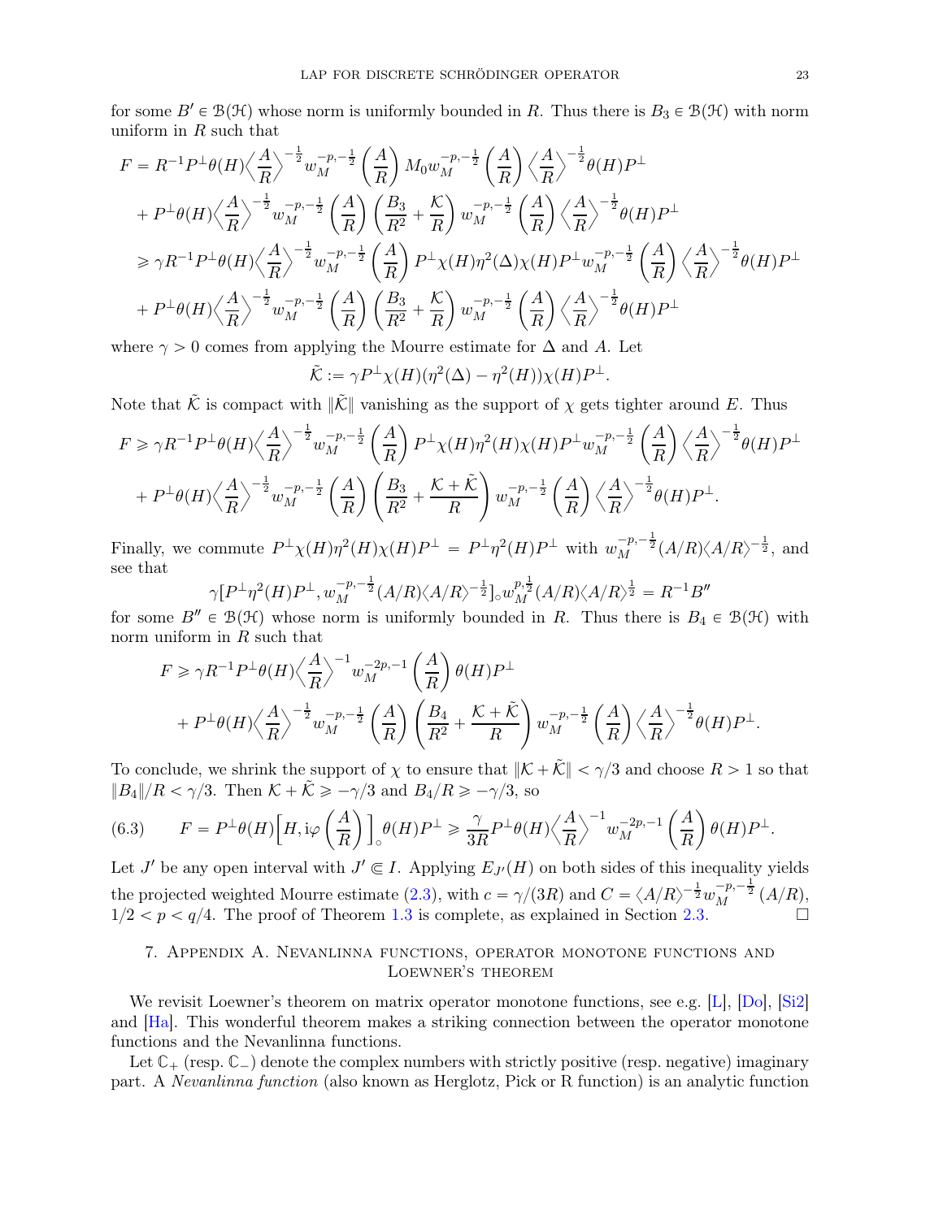for some $B' \in \mathcal{B}(\mathcal{H})$ whose norm is uniformly bounded in $R$. Thus there is $B_3 \in \mathcal{B}(\mathcal{H})$ with norm uniform in $R$ such that

$$
\begin{aligned}
F &= R^{-1} P^{\perp}\theta(H)\Big\langle \frac{A}{R}\Big\rangle^{-\frac{1}{2}} w_M^{-p,-\frac{1}{2}}\left(\frac{A}{R}\right) M_0 w_M^{-p,-\frac{1}{2}}\left(\frac{A}{R}\right)\Big\langle \frac{A}{R}\Big\rangle^{-\frac{1}{2}}\theta(H)P^{\perp} \\
&+ P^{\perp}\theta(H)\Big\langle \frac{A}{R}\Big\rangle^{-\frac{1}{2}} w_M^{-p,-\frac{1}{2}}\left(\frac{A}{R}\right)\left(\frac{B_3}{R^2}+\frac{\mathcal{K}}{R}\right) w_M^{-p,-\frac{1}{2}}\left(\frac{A}{R}\right)\Big\langle \frac{A}{R}\Big\rangle^{-\frac{1}{2}}\theta(H)P^{\perp} \\
&\geqslant \gamma R^{-1} P^{\perp}\theta(H)\Big\langle \frac{A}{R}\Big\rangle^{-\frac{1}{2}} w_M^{-p,-\frac{1}{2}}\left(\frac{A}{R}\right) P^{\perp}\chi(H)\eta^2(\Delta)\chi(H)P^{\perp} w_M^{-p,-\frac{1}{2}}\left(\frac{A}{R}\right)\Big\langle \frac{A}{R}\Big\rangle^{-\frac{1}{2}}\theta(H)P^{\perp} \\
&+ P^{\perp}\theta(H)\Big\langle \frac{A}{R}\Big\rangle^{-\frac{1}{2}} w_M^{-p,-\frac{1}{2}}\left(\frac{A}{R}\right)\left(\frac{B_3}{R^2}+\frac{\mathcal{K}}{R}\right) w_M^{-p,-\frac{1}{2}}\left(\frac{A}{R}\right)\Big\langle \frac{A}{R}\Big\rangle^{-\frac{1}{2}}\theta(H)P^{\perp}
\end{aligned}
$$

where $\gamma > 0$ comes from applying the Mourre estimate for $\Delta$ and $A$. Let

$$\tilde{\mathcal{K}} := \gamma P^{\perp}\chi(H)(\eta^2(\Delta)-\eta^2(H))\chi(H)P^{\perp}.$$

Note that $\tilde{\mathcal{K}}$ is compact with $\|\tilde{\mathcal{K}}\|$ vanishing as the support of $\chi$ gets tighter around $E$. Thus

$$
\begin{aligned}
F &\geqslant \gamma R^{-1} P^{\perp}\theta(H)\Big\langle \frac{A}{R}\Big\rangle^{-\frac{1}{2}} w_M^{-p,-\frac{1}{2}}\left(\frac{A}{R}\right) P^{\perp}\chi(H)\eta^2(H)\chi(H)P^{\perp} w_M^{-p,-\frac{1}{2}}\left(\frac{A}{R}\right)\Big\langle \frac{A}{R}\Big\rangle^{-\frac{1}{2}}\theta(H)P^{\perp} \\
&+ P^{\perp}\theta(H)\Big\langle \frac{A}{R}\Big\rangle^{-\frac{1}{2}} w_M^{-p,-\frac{1}{2}}\left(\frac{A}{R}\right)\left(\frac{B_3}{R^2}+\frac{\mathcal{K}+\tilde{\mathcal{K}}}{R}\right) w_M^{-p,-\frac{1}{2}}\left(\frac{A}{R}\right)\Big\langle \frac{A}{R}\Big\rangle^{-\frac{1}{2}}\theta(H)P^{\perp}.
\end{aligned}
$$

Finally, we commute $P^{\perp}\chi(H)\eta^2(H)\chi(H)P^{\perp} = P^{\perp}\eta^2(H)P^{\perp}$ with $w_M^{-p,-\frac{1}{2}}(A/R)\langle A/R\rangle^{-\frac{1}{2}}$, and see that

$$\gamma[P^{\perp}\eta^2(H)P^{\perp}, w_M^{-p,-\frac{1}{2}}(A/R)\langle A/R\rangle^{-\frac{1}{2}}]_{\circ} w_M^{p,\frac{1}{2}}(A/R)\langle A/R\rangle^{\frac{1}{2}} = R^{-1}B''$$

for some $B'' \in \mathcal{B}(\mathcal{H})$ whose norm is uniformly bounded in $R$. Thus there is $B_4 \in \mathcal{B}(\mathcal{H})$ with norm uniform in $R$ such that

$$
\begin{aligned}
F &\geqslant \gamma R^{-1} P^{\perp}\theta(H)\Big\langle \frac{A}{R}\Big\rangle^{-1} w_M^{-2p,-1}\left(\frac{A}{R}\right)\theta(H)P^{\perp} \\
&\quad + P^{\perp}\theta(H)\Big\langle \frac{A}{R}\Big\rangle^{-\frac{1}{2}} w_M^{-p,-\frac{1}{2}}\left(\frac{A}{R}\right)\left(\frac{B_4}{R^2}+\frac{\mathcal{K}+\tilde{\mathcal{K}}}{R}\right) w_M^{-p,-\frac{1}{2}}\left(\frac{A}{R}\right)\Big\langle \frac{A}{R}\Big\rangle^{-\frac{1}{2}}\theta(H)P^{\perp}.
\end{aligned}
$$

To conclude, we shrink the support of $\chi$ to ensure that $\|\mathcal{K}+\tilde{\mathcal{K}}\| < \gamma/3$ and choose $R > 1$ so that $\|B_4\|/R < \gamma/3$. Then $\mathcal{K}+\tilde{\mathcal{K}} \geqslant -\gamma/3$ and $B_4/R \geqslant -\gamma/3$, so

$$F = P^{\perp}\theta(H)\Big[H, \mathrm{i}\varphi\left(\frac{A}{R}\right)\Big]_{\circ}\theta(H)P^{\perp} \geqslant \frac{\gamma}{3R}P^{\perp}\theta(H)\Big\langle \frac{A}{R}\Big\rangle^{-1} w_M^{-2p,-1}\left(\frac{A}{R}\right)\theta(H)P^{\perp}. \tag{6.3}$$

Let $J'$ be any open interval with $J' \Subset I$. Applying $E_{J'}(H)$ on both sides of this inequality yields the projected weighted Mourre estimate (2.3), with $c = \gamma/(3R)$ and $C = \langle A/R\rangle^{-\frac{1}{2}} w_M^{-p,-\frac{1}{2}}(A/R)$, $1/2 < p < q/4$. The proof of Theorem 1.3 is complete, as explained in Section 2.3. $\square$

## 7. Appendix A. Nevanlinna functions, operator monotone functions and Loewner's theorem

We revisit Loewner's theorem on matrix operator monotone functions, see e.g. [L], [Do], [Si2] and [Ha]. This wonderful theorem makes a striking connection between the operator monotone functions and the Nevanlinna functions.

Let $\mathbb{C}_+$ (resp. $\mathbb{C}_-$) denote the complex numbers with strictly positive (resp. negative) imaginary part. A *Nevanlinna function* (also known as Herglotz, Pick or R function) is an analytic function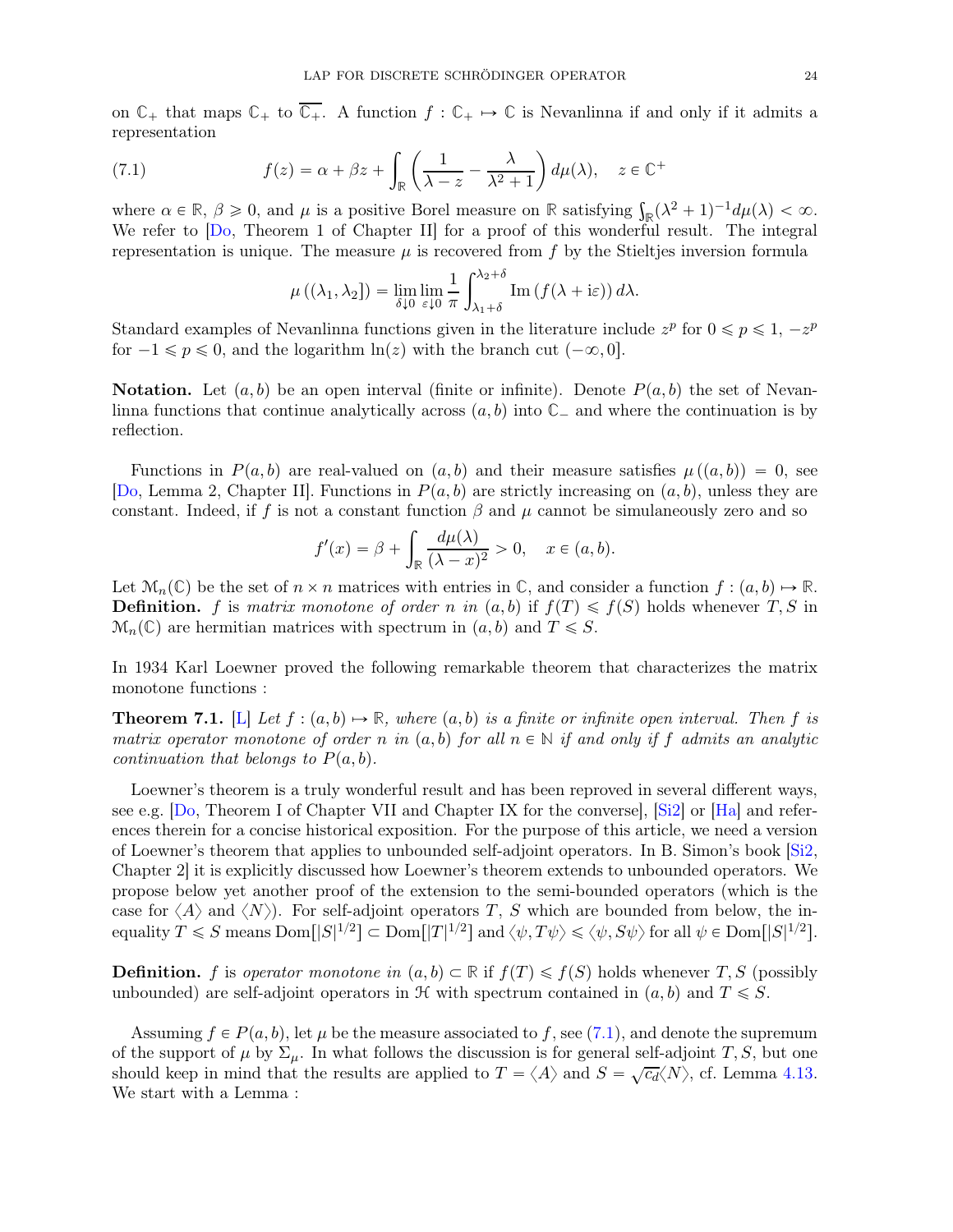on $\mathbb{C}_+$ that maps $\mathbb{C}_+$ to $\overline{\mathbb{C}_+}$. A function $f : \mathbb{C}_+ \mapsto \mathbb{C}$ is Nevanlinna if and only if it admits a representation

$$f(z) = \alpha + \beta z + \int_{\mathbb{R}} \left( \frac{1}{\lambda - z} - \frac{\lambda}{\lambda^2 + 1} \right) d\mu(\lambda), \quad z \in \mathbb{C}^+ \tag{7.1}$$

where $\alpha \in \mathbb{R}$, $\beta \geqslant 0$, and $\mu$ is a positive Borel measure on $\mathbb{R}$ satisfying $\int_{\mathbb{R}} (\lambda^2 + 1)^{-1} d\mu(\lambda) < \infty$. We refer to [Do, Theorem 1 of Chapter II] for a proof of this wonderful result. The integral representation is unique. The measure $\mu$ is recovered from $f$ by the Stieltjes inversion formula

$$\mu\left((\lambda_1, \lambda_2]\right) = \lim_{\delta \downarrow 0} \lim_{\varepsilon \downarrow 0} \frac{1}{\pi} \int_{\lambda_1+\delta}^{\lambda_2+\delta} \mathrm{Im}\left(f(\lambda + \mathrm{i}\varepsilon)\right) d\lambda.$$

Standard examples of Nevanlinna functions given in the literature include $z^p$ for $0 \leqslant p \leqslant 1$, $-z^p$ for $-1 \leqslant p \leqslant 0$, and the logarithm $\ln(z)$ with the branch cut $(-\infty, 0]$.

**Notation.** Let $(a, b)$ be an open interval (finite or infinite). Denote $P(a, b)$ the set of Nevanlinna functions that continue analytically across $(a, b)$ into $\mathbb{C}_-$ and where the continuation is by reflection.

Functions in $P(a, b)$ are real-valued on $(a, b)$ and their measure satisfies $\mu\left((a, b)\right) = 0$, see [Do, Lemma 2, Chapter II]. Functions in $P(a, b)$ are strictly increasing on $(a, b)$, unless they are constant. Indeed, if $f$ is not a constant function $\beta$ and $\mu$ cannot be simulaneously zero and so

$$f'(x) = \beta + \int_{\mathbb{R}} \frac{d\mu(\lambda)}{(\lambda - x)^2} > 0, \quad x \in (a, b).$$

Let $\mathcal{M}_n(\mathbb{C})$ be the set of $n \times n$ matrices with entries in $\mathbb{C}$, and consider a function $f : (a, b) \mapsto \mathbb{R}$.
**Definition.** $f$ is *matrix monotone of order $n$ in $(a, b)$* if $f(T) \leqslant f(S)$ holds whenever $T, S$ in $\mathcal{M}_n(\mathbb{C})$ are hermitian matrices with spectrum in $(a, b)$ and $T \leqslant S$.

In 1934 Karl Loewner proved the following remarkable theorem that characterizes the matrix monotone functions :

**Theorem 7.1.** [L] *Let $f : (a, b) \mapsto \mathbb{R}$, where $(a, b)$ is a finite or infinite open interval. Then $f$ is matrix operator monotone of order $n$ in $(a, b)$ for all $n \in \mathbb{N}$ if and only if $f$ admits an analytic continuation that belongs to $P(a, b)$.*

Loewner's theorem is a truly wonderful result and has been reproved in several different ways, see e.g. [Do, Theorem I of Chapter VII and Chapter IX for the converse], [Si2] or [Ha] and references therein for a concise historical exposition. For the purpose of this article, we need a version of Loewner's theorem that applies to unbounded self-adjoint operators. In B. Simon's book [Si2, Chapter 2] it is explicitly discussed how Loewner's theorem extends to unbounded operators. We propose below yet another proof of the extension to the semi-bounded operators (which is the case for $\langle A \rangle$ and $\langle N \rangle$). For self-adjoint operators $T$, $S$ which are bounded from below, the inequality $T \leqslant S$ means $\mathrm{Dom}[|S|^{1/2}] \subset \mathrm{Dom}[|T|^{1/2}]$ and $\langle \psi, T\psi \rangle \leqslant \langle \psi, S\psi \rangle$ for all $\psi \in \mathrm{Dom}[|S|^{1/2}]$.

**Definition.** $f$ is *operator monotone in* $(a, b) \subset \mathbb{R}$ if $f(T) \leqslant f(S)$ holds whenever $T, S$ (possibly unbounded) are self-adjoint operators in $\mathcal{H}$ with spectrum contained in $(a, b)$ and $T \leqslant S$.

Assuming $f \in P(a, b)$, let $\mu$ be the measure associated to $f$, see (7.1), and denote the supremum of the support of $\mu$ by $\Sigma_\mu$. In what follows the discussion is for general self-adjoint $T, S$, but one should keep in mind that the results are applied to $T = \langle A \rangle$ and $S = \sqrt{c_d} \langle N \rangle$, cf. Lemma 4.13. We start with a Lemma :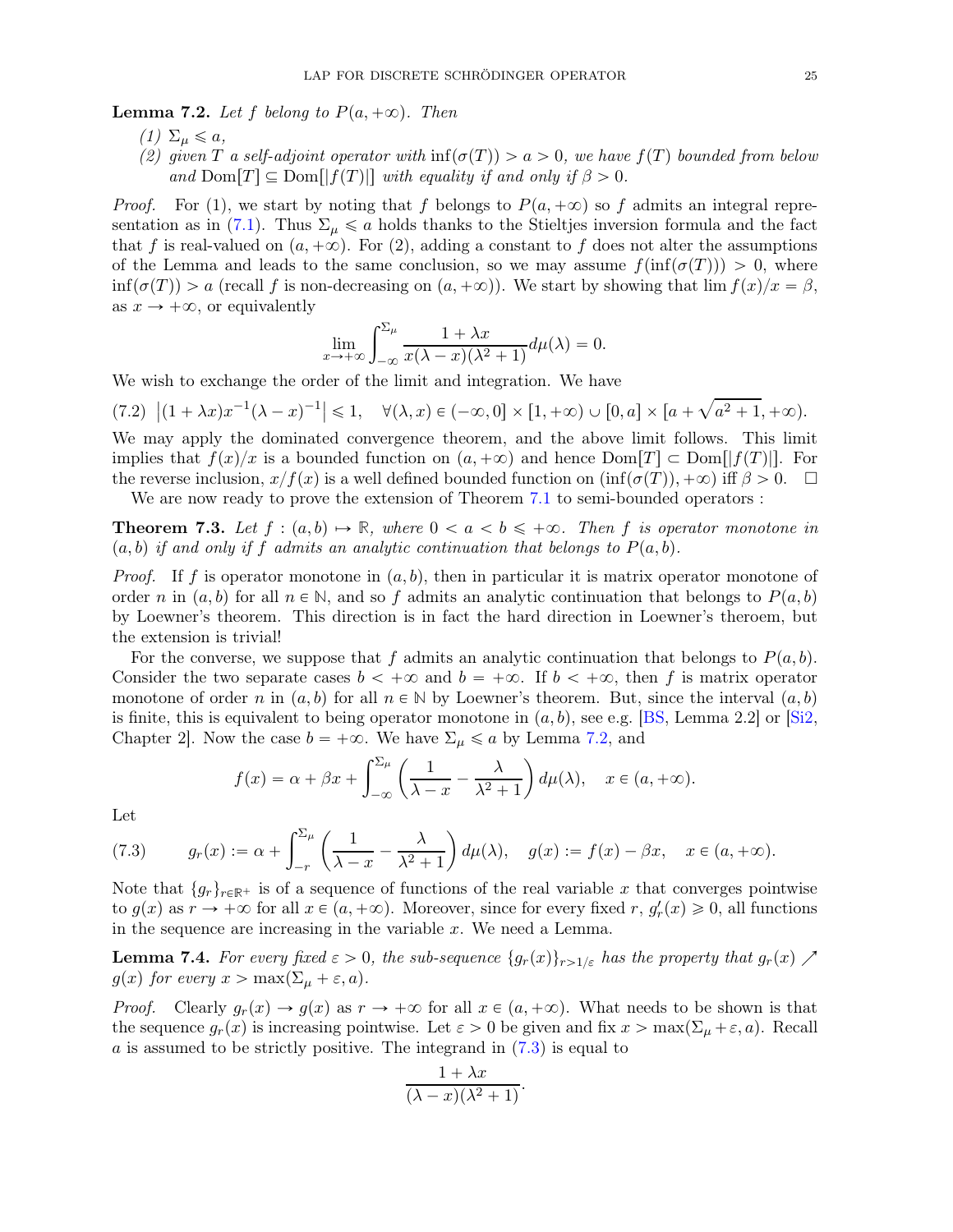**Lemma 7.2.** *Let $f$ belong to $P(a, +\infty)$. Then*

*(1) $\Sigma_\mu \leqslant a$,*

*(2) given $T$ a self-adjoint operator with $\inf(\sigma(T)) > a > 0$, we have $f(T)$ bounded from below and $\mathrm{Dom}[T] \subseteq \mathrm{Dom}[|f(T)|]$ with equality if and only if $\beta > 0$.*

*Proof.* For (1), we start by noting that $f$ belongs to $P(a, +\infty)$ so $f$ admits an integral representation as in (7.1). Thus $\Sigma_\mu \leqslant a$ holds thanks to the Stieltjes inversion formula and the fact that $f$ is real-valued on $(a, +\infty)$. For (2), adding a constant to $f$ does not alter the assumptions of the Lemma and leads to the same conclusion, so we may assume $f(\inf(\sigma(T))) > 0$, where $\inf(\sigma(T)) > a$ (recall $f$ is non-decreasing on $(a, +\infty)$). We start by showing that $\lim f(x)/x = \beta$, as $x \to +\infty$, or equivalently

$$\lim_{x \to +\infty} \int_{-\infty}^{\Sigma_\mu} \frac{1 + \lambda x}{x(\lambda - x)(\lambda^2 + 1)} d\mu(\lambda) = 0.$$

We wish to exchange the order of the limit and integration. We have

$$\left|(1 + \lambda x)x^{-1}(\lambda - x)^{-1}\right| \leqslant 1, \quad \forall (\lambda, x) \in (-\infty, 0] \times [1, +\infty) \cup [0, a] \times [a + \sqrt{a^2 + 1}, +\infty). \tag{7.2}$$

We may apply the dominated convergence theorem, and the above limit follows. This limit implies that $f(x)/x$ is a bounded function on $(a, +\infty)$ and hence $\mathrm{Dom}[T] \subset \mathrm{Dom}[|f(T)|]$. For the reverse inclusion, $x/f(x)$ is a well defined bounded function on $(\inf(\sigma(T)), +\infty)$ iff $\beta > 0$. $\square$

We are now ready to prove the extension of Theorem 7.1 to semi-bounded operators :

**Theorem 7.3.** *Let $f : (a, b) \mapsto \mathbb{R}$, where $0 < a < b \leqslant +\infty$. Then $f$ is operator monotone in $(a, b)$ if and only if $f$ admits an analytic continuation that belongs to $P(a, b)$.*

*Proof.* If $f$ is operator monotone in $(a, b)$, then in particular it is matrix operator monotone of order $n$ in $(a, b)$ for all $n \in \mathbb{N}$, and so $f$ admits an analytic continuation that belongs to $P(a, b)$ by Loewner's theorem. This direction is in fact the hard direction in Loewner's theroem, but the extension is trivial!

For the converse, we suppose that $f$ admits an analytic continuation that belongs to $P(a, b)$. Consider the two separate cases $b < +\infty$ and $b = +\infty$. If $b < +\infty$, then $f$ is matrix operator monotone of order $n$ in $(a, b)$ for all $n \in \mathbb{N}$ by Loewner's theorem. But, since the interval $(a, b)$ is finite, this is equivalent to being operator monotone in $(a, b)$, see e.g. [BS, Lemma 2.2] or [Si2, Chapter 2]. Now the case $b = +\infty$. We have $\Sigma_\mu \leqslant a$ by Lemma 7.2, and

$$f(x) = \alpha + \beta x + \int_{-\infty}^{\Sigma_\mu} \left( \frac{1}{\lambda - x} - \frac{\lambda}{\lambda^2 + 1} \right) d\mu(\lambda), \quad x \in (a, +\infty).$$

Let

$$g_r(x) := \alpha + \int_{-r}^{\Sigma_\mu} \left( \frac{1}{\lambda - x} - \frac{\lambda}{\lambda^2 + 1} \right) d\mu(\lambda), \quad g(x) := f(x) - \beta x, \quad x \in (a, +\infty). \tag{7.3}$$

Note that $\{g_r\}_{r \in \mathbb{R}^+}$ is of a sequence of functions of the real variable $x$ that converges pointwise to $g(x)$ as $r \to +\infty$ for all $x \in (a, +\infty)$. Moreover, since for every fixed $r$, $g_r'(x) \geqslant 0$, all functions in the sequence are increasing in the variable $x$. We need a Lemma.

**Lemma 7.4.** *For every fixed $\varepsilon > 0$, the sub-sequence $\{g_r(x)\}_{r > 1/\varepsilon}$ has the property that $g_r(x) \nearrow g(x)$ for every $x > \max(\Sigma_\mu + \varepsilon, a)$.*

*Proof.* Clearly $g_r(x) \to g(x)$ as $r \to +\infty$ for all $x \in (a, +\infty)$. What needs to be shown is that the sequence $g_r(x)$ is increasing pointwise. Let $\varepsilon > 0$ be given and fix $x > \max(\Sigma_\mu + \varepsilon, a)$. Recall $a$ is assumed to be strictly positive. The integrand in (7.3) is equal to

$$\frac{1 + \lambda x}{(\lambda - x)(\lambda^2 + 1)}.$$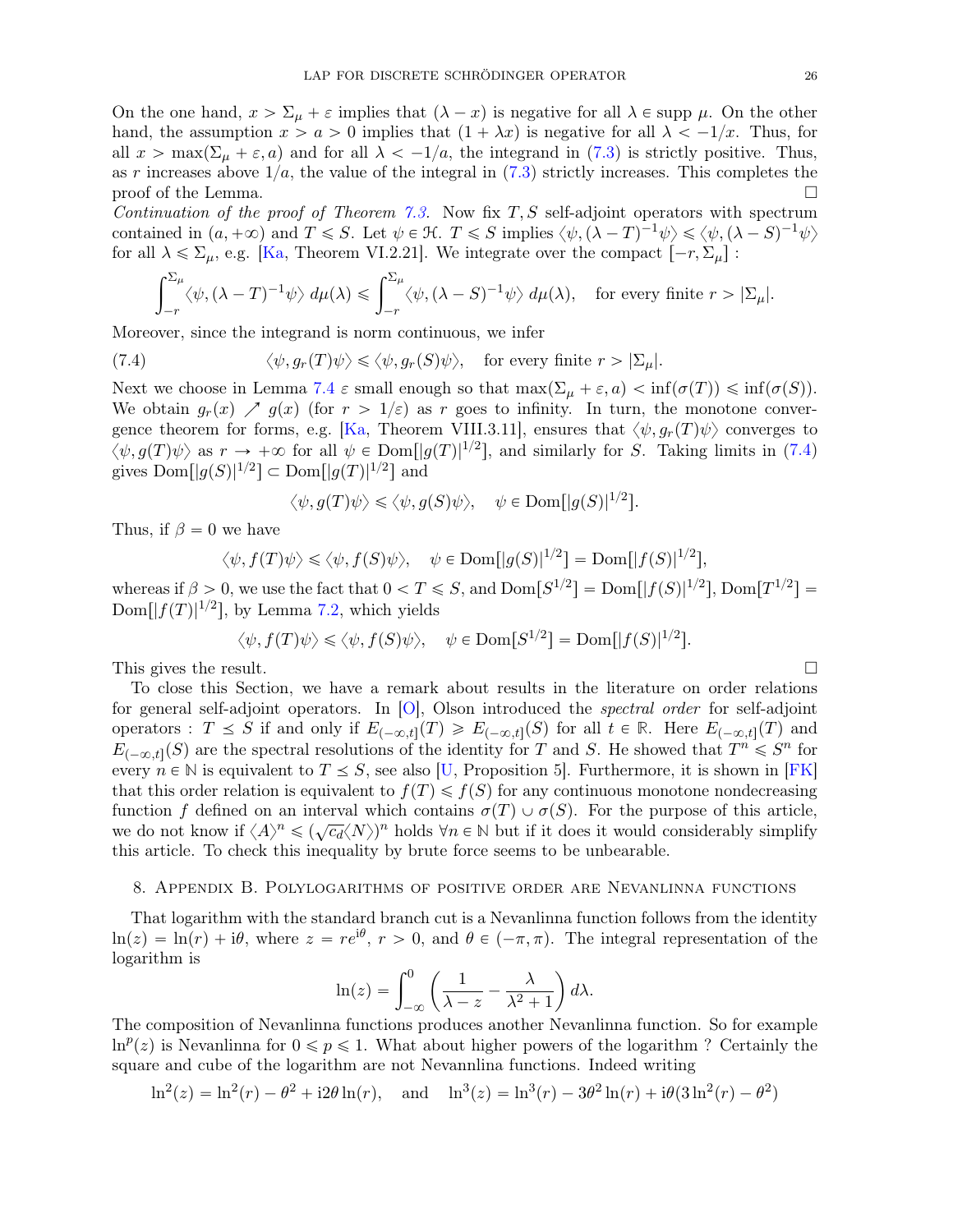On the one hand, $x > \Sigma_\mu + \varepsilon$ implies that $(\lambda - x)$ is negative for all $\lambda \in \text{supp}\, \mu$. On the other hand, the assumption $x > a > 0$ implies that $(1 + \lambda x)$ is negative for all $\lambda < -1/x$. Thus, for all $x > \max(\Sigma_\mu + \varepsilon, a)$ and for all $\lambda < -1/a$, the integrand in (7.3) is strictly positive. Thus, as $r$ increases above $1/a$, the value of the integral in (7.3) strictly increases. This completes the proof of the Lemma. □

*Continuation of the proof of Theorem 7.3.* Now fix $T, S$ self-adjoint operators with spectrum contained in $(a, +\infty)$ and $T \leqslant S$. Let $\psi \in \mathcal{H}$. $T \leqslant S$ implies $\langle \psi, (\lambda - T)^{-1}\psi\rangle \leqslant \langle \psi, (\lambda - S)^{-1}\psi\rangle$ for all $\lambda \leqslant \Sigma_\mu$, e.g. [Ka, Theorem VI.2.21]. We integrate over the compact $[-r, \Sigma_\mu]$ :

$$\int_{-r}^{\Sigma_\mu} \langle \psi, (\lambda - T)^{-1}\psi\rangle \, d\mu(\lambda) \leqslant \int_{-r}^{\Sigma_\mu} \langle \psi, (\lambda - S)^{-1}\psi\rangle \, d\mu(\lambda), \quad \text{for every finite } r > |\Sigma_\mu|.$$

Moreover, since the integrand is norm continuous, we infer

$$\langle \psi, g_r(T)\psi\rangle \leqslant \langle \psi, g_r(S)\psi\rangle, \quad \text{for every finite } r > |\Sigma_\mu|. \tag{7.4}$$

Next we choose in Lemma 7.4 $\varepsilon$ small enough so that $\max(\Sigma_\mu + \varepsilon, a) < \inf(\sigma(T)) \leqslant \inf(\sigma(S))$. We obtain $g_r(x) \nearrow g(x)$ (for $r > 1/\varepsilon$) as $r$ goes to infinity. In turn, the monotone convergence theorem for forms, e.g. [Ka, Theorem VIII.3.11], ensures that $\langle \psi, g_r(T)\psi\rangle$ converges to $\langle \psi, g(T)\psi\rangle$ as $r \to +\infty$ for all $\psi \in \text{Dom}[|g(T)|^{1/2}]$, and similarly for $S$. Taking limits in (7.4) gives $\text{Dom}[|g(S)|^{1/2}] \subset \text{Dom}[|g(T)|^{1/2}]$ and

$$\langle \psi, g(T)\psi\rangle \leqslant \langle \psi, g(S)\psi\rangle, \quad \psi \in \text{Dom}[|g(S)|^{1/2}].$$

Thus, if $\beta = 0$ we have

$$\langle \psi, f(T)\psi\rangle \leqslant \langle \psi, f(S)\psi\rangle, \quad \psi \in \text{Dom}[|g(S)|^{1/2}] = \text{Dom}[|f(S)|^{1/2}],$$

whereas if $\beta > 0$, we use the fact that $0 < T \leqslant S$, and $\text{Dom}[S^{1/2}] = \text{Dom}[|f(S)|^{1/2}]$, $\text{Dom}[T^{1/2}] = \text{Dom}[|f(T)|^{1/2}]$, by Lemma 7.2, which yields

$$\langle \psi, f(T)\psi\rangle \leqslant \langle \psi, f(S)\psi\rangle, \quad \psi \in \text{Dom}[S^{1/2}] = \text{Dom}[|f(S)|^{1/2}].$$

This gives the result. □

To close this Section, we have a remark about results in the literature on order relations for general self-adjoint operators. In [O], Olson introduced the *spectral order* for self-adjoint operators : $T \preceq S$ if and only if $E_{(-\infty,t]}(T) \geqslant E_{(-\infty,t]}(S)$ for all $t \in \mathbb{R}$. Here $E_{(-\infty,t]}(T)$ and $E_{(-\infty,t]}(S)$ are the spectral resolutions of the identity for $T$ and $S$. He showed that $T^n \leqslant S^n$ for every $n \in \mathbb{N}$ is equivalent to $T \preceq S$, see also [U, Proposition 5]. Furthermore, it is shown in [FK] that this order relation is equivalent to $f(T) \leqslant f(S)$ for any continuous monotone nondecreasing function $f$ defined on an interval which contains $\sigma(T) \cup \sigma(S)$. For the purpose of this article, we do not know if $\langle A\rangle^n \leqslant (\sqrt{c_d}\langle N\rangle)^n$ holds $\forall n \in \mathbb{N}$ but if it does it would considerably simplify this article. To check this inequality by brute force seems to be unbearable.

## 8. Appendix B. Polylogarithms of positive order are Nevanlinna functions

That logarithm with the standard branch cut is a Nevanlinna function follows from the identity $\ln(z) = \ln(r) + \mathrm{i}\theta$, where $z = re^{\mathrm{i}\theta}$, $r > 0$, and $\theta \in (-\pi, \pi)$. The integral representation of the logarithm is

$$\ln(z) = \int_{-\infty}^{0} \left( \frac{1}{\lambda - z} - \frac{\lambda}{\lambda^2 + 1} \right) d\lambda.$$

The composition of Nevanlinna functions produces another Nevanlinna function. So for example $\ln^p(z)$ is Nevanlinna for $0 \leqslant p \leqslant 1$. What about higher powers of the logarithm ? Certainly the square and cube of the logarithm are not Nevannlina functions. Indeed writing

$$\ln^2(z) = \ln^2(r) - \theta^2 + \mathrm{i}2\theta\ln(r), \quad \text{and} \quad \ln^3(z) = \ln^3(r) - 3\theta^2\ln(r) + \mathrm{i}\theta(3\ln^2(r) - \theta^2)$$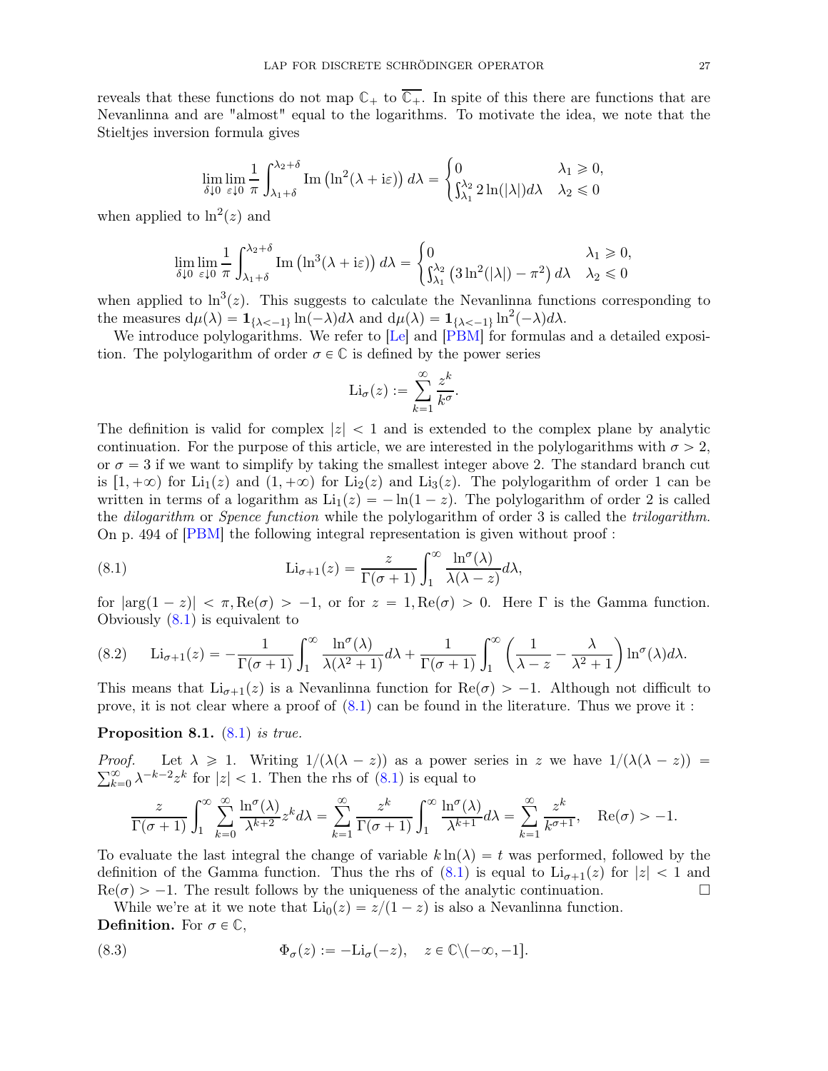reveals that these functions do not map $\mathbb{C}_+$ to $\overline{\mathbb{C}_+}$. In spite of this there are functions that are Nevanlinna and are "almost" equal to the logarithms. To motivate the idea, we note that the Stieltjes inversion formula gives

$$\lim_{\delta \downarrow 0} \lim_{\varepsilon \downarrow 0} \frac{1}{\pi} \int_{\lambda_1+\delta}^{\lambda_2+\delta} \operatorname{Im}\left(\ln^2(\lambda + \mathrm{i}\varepsilon)\right) d\lambda = \begin{cases} 0 & \lambda_1 \geqslant 0, \\ \int_{\lambda_1}^{\lambda_2} 2\ln(|\lambda|) d\lambda & \lambda_2 \leqslant 0 \end{cases}$$

when applied to $\ln^2(z)$ and

$$\lim_{\delta \downarrow 0} \lim_{\varepsilon \downarrow 0} \frac{1}{\pi} \int_{\lambda_1+\delta}^{\lambda_2+\delta} \operatorname{Im}\left(\ln^3(\lambda + \mathrm{i}\varepsilon)\right) d\lambda = \begin{cases} 0 & \lambda_1 \geqslant 0, \\ \int_{\lambda_1}^{\lambda_2} \left(3\ln^2(|\lambda|) - \pi^2\right) d\lambda & \lambda_2 \leqslant 0 \end{cases}$$

when applied to $\ln^3(z)$. This suggests to calculate the Nevanlinna functions corresponding to the measures $\mathrm{d}\mu(\lambda) = \mathbf{1}_{\{\lambda<-1\}} \ln(-\lambda) d\lambda$ and $\mathrm{d}\mu(\lambda) = \mathbf{1}_{\{\lambda<-1\}} \ln^2(-\lambda) d\lambda$.

We introduce polylogarithms. We refer to [Le] and [PBM] for formulas and a detailed exposition. The polylogarithm of order $\sigma \in \mathbb{C}$ is defined by the power series

$$\mathrm{Li}_\sigma(z) := \sum_{k=1}^{\infty} \frac{z^k}{k^\sigma}.$$

The definition is valid for complex $|z| < 1$ and is extended to the complex plane by analytic continuation. For the purpose of this article, we are interested in the polylogarithms with $\sigma > 2$, or $\sigma = 3$ if we want to simplify by taking the smallest integer above 2. The standard branch cut is $[1, +\infty)$ for $\mathrm{Li}_1(z)$ and $(1, +\infty)$ for $\mathrm{Li}_2(z)$ and $\mathrm{Li}_3(z)$. The polylogarithm of order 1 can be written in terms of a logarithm as $\mathrm{Li}_1(z) = -\ln(1-z)$. The polylogarithm of order 2 is called the *dilogarithm* or *Spence function* while the polylogarithm of order 3 is called the *trilogarithm*. On p. 494 of [PBM] the following integral representation is given without proof :

$$\mathrm{Li}_{\sigma+1}(z) = \frac{z}{\Gamma(\sigma+1)} \int_1^\infty \frac{\ln^\sigma(\lambda)}{\lambda(\lambda - z)} d\lambda, \tag{8.1}$$

for $|\arg(1-z)| < \pi, \mathrm{Re}(\sigma) > -1$, or for $z = 1, \mathrm{Re}(\sigma) > 0$. Here $\Gamma$ is the Gamma function. Obviously (8.1) is equivalent to

$$\mathrm{Li}_{\sigma+1}(z) = -\frac{1}{\Gamma(\sigma+1)} \int_1^\infty \frac{\ln^\sigma(\lambda)}{\lambda(\lambda^2+1)} d\lambda + \frac{1}{\Gamma(\sigma+1)} \int_1^\infty \left(\frac{1}{\lambda - z} - \frac{\lambda}{\lambda^2+1}\right) \ln^\sigma(\lambda) d\lambda. \tag{8.2}$$

This means that $\mathrm{Li}_{\sigma+1}(z)$ is a Nevanlinna function for $\mathrm{Re}(\sigma) > -1$. Although not difficult to prove, it is not clear where a proof of (8.1) can be found in the literature. Thus we prove it :

**Proposition 8.1.** *(8.1) is true.*

*Proof.* Let $\lambda \geqslant 1$. Writing $1/(\lambda(\lambda - z))$ as a power series in $z$ we have $1/(\lambda(\lambda - z)) = \sum_{k=0}^{\infty} \lambda^{-k-2} z^k$ for $|z| < 1$. Then the rhs of (8.1) is equal to

$$\frac{z}{\Gamma(\sigma+1)} \int_1^\infty \sum_{k=0}^{\infty} \frac{\ln^\sigma(\lambda)}{\lambda^{k+2}} z^k d\lambda = \sum_{k=1}^{\infty} \frac{z^k}{\Gamma(\sigma+1)} \int_1^\infty \frac{\ln^\sigma(\lambda)}{\lambda^{k+1}} d\lambda = \sum_{k=1}^{\infty} \frac{z^k}{k^{\sigma+1}}, \quad \mathrm{Re}(\sigma) > -1.$$

To evaluate the last integral the change of variable $k\ln(\lambda) = t$ was performed, followed by the definition of the Gamma function. Thus the rhs of (8.1) is equal to $\mathrm{Li}_{\sigma+1}(z)$ for $|z| < 1$ and $\mathrm{Re}(\sigma) > -1$. The result follows by the uniqueness of the analytic continuation. □

While we're at it we note that $\mathrm{Li}_0(z) = z/(1-z)$ is also a Nevanlinna function.

**Definition.** For $\sigma \in \mathbb{C}$,

$$\Phi_\sigma(z) := -\mathrm{Li}_\sigma(-z), \quad z \in \mathbb{C}\backslash(-\infty, -1]. \tag{8.3}$$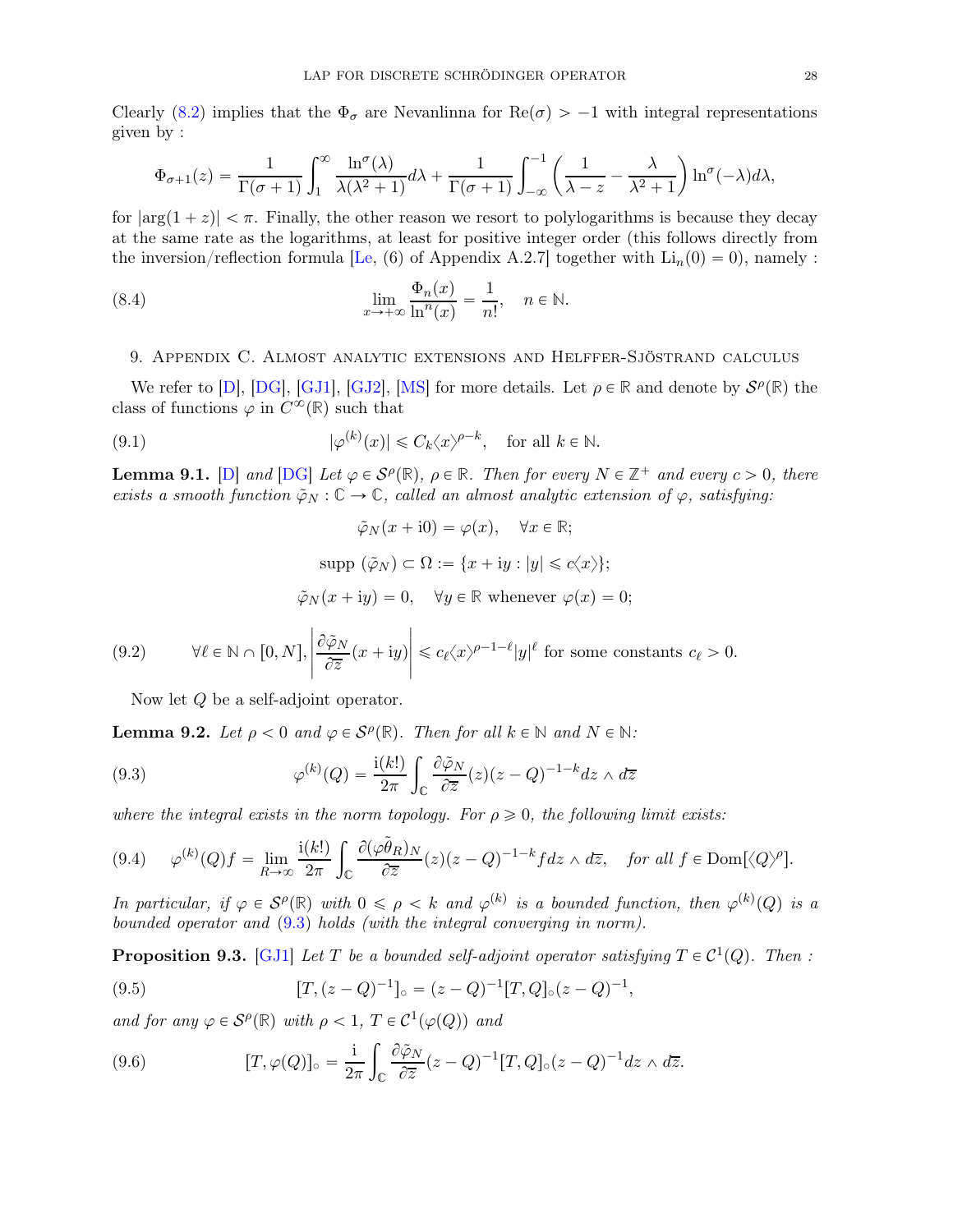Clearly (8.2) implies that the $\Phi_\sigma$ are Nevanlinna for $\mathrm{Re}(\sigma) > -1$ with integral representations given by :

$$\Phi_{\sigma+1}(z) = \frac{1}{\Gamma(\sigma+1)} \int_1^\infty \frac{\ln^\sigma(\lambda)}{\lambda(\lambda^2+1)} d\lambda + \frac{1}{\Gamma(\sigma+1)} \int_{-\infty}^{-1} \left( \frac{1}{\lambda - z} - \frac{\lambda}{\lambda^2+1} \right) \ln^\sigma(-\lambda) d\lambda,$$

for $|\arg(1+z)| < \pi$. Finally, the other reason we resort to polylogarithms is because they decay at the same rate as the logarithms, at least for positive integer order (this follows directly from the inversion/reflection formula [Le, (6) of Appendix A.2.7] together with $\mathrm{Li}_n(0) = 0$), namely :

$$\lim_{x \to +\infty} \frac{\Phi_n(x)}{\ln^n(x)} = \frac{1}{n!}, \quad n \in \mathbb{N}. \tag{8.4}$$

## 9. Appendix C. Almost analytic extensions and Helffer-Sjöstrand calculus

We refer to [D], [DG], [GJ1], [GJ2], [MS] for more details. Let $\rho \in \mathbb{R}$ and denote by $\mathcal{S}^\rho(\mathbb{R})$ the class of functions $\varphi$ in $C^\infty(\mathbb{R})$ such that

$$|\varphi^{(k)}(x)| \leqslant C_k \langle x \rangle^{\rho - k}, \quad \text{for all } k \in \mathbb{N}. \tag{9.1}$$

**Lemma 9.1.** [D] *and* [DG] *Let $\varphi \in \mathcal{S}^\rho(\mathbb{R})$, $\rho \in \mathbb{R}$. Then for every $N \in \mathbb{Z}^+$ and every $c > 0$, there exists a smooth function $\tilde{\varphi}_N : \mathbb{C} \to \mathbb{C}$, called an almost analytic extension of $\varphi$, satisfying:*

$$\tilde{\varphi}_N(x + \mathrm{i}0) = \varphi(x), \quad \forall x \in \mathbb{R};$$

$$\mathrm{supp}\ (\tilde{\varphi}_N) \subset \Omega := \{x + \mathrm{i}y : |y| \leqslant c\langle x \rangle\};$$

$$\tilde{\varphi}_N(x + \mathrm{i}y) = 0, \quad \forall y \in \mathbb{R} \text{ whenever } \varphi(x) = 0;$$

$$\forall \ell \in \mathbb{N} \cap [0, N], \left| \frac{\partial \tilde{\varphi}_N}{\partial \overline{z}}(x + \mathrm{i}y) \right| \leqslant c_\ell \langle x \rangle^{\rho - 1 - \ell} |y|^\ell \text{ for some constants } c_\ell > 0. \tag{9.2}$$

Now let $Q$ be a self-adjoint operator.

**Lemma 9.2.** *Let $\rho < 0$ and $\varphi \in \mathcal{S}^\rho(\mathbb{R})$. Then for all $k \in \mathbb{N}$ and $N \in \mathbb{N}$:*

$$\varphi^{(k)}(Q) = \frac{\mathrm{i}(k!)}{2\pi} \int_{\mathbb{C}} \frac{\partial \tilde{\varphi}_N}{\partial \overline{z}}(z)(z - Q)^{-1-k} dz \wedge d\overline{z} \tag{9.3}$$

*where the integral exists in the norm topology. For $\rho \geqslant 0$, the following limit exists:*

$$\varphi^{(k)}(Q) f = \lim_{R \to \infty} \frac{\mathrm{i}(k!)}{2\pi} \int_{\mathbb{C}} \frac{\partial (\varphi \tilde{\theta}_R)_N}{\partial \overline{z}}(z)(z - Q)^{-1-k} f dz \wedge d\overline{z}, \quad \text{for all } f \in \mathrm{Dom}[\langle Q \rangle^\rho]. \tag{9.4}$$

*In particular, if $\varphi \in \mathcal{S}^\rho(\mathbb{R})$ with $0 \leqslant \rho < k$ and $\varphi^{(k)}$ is a bounded function, then $\varphi^{(k)}(Q)$ is a bounded operator and (9.3) holds (with the integral converging in norm).*

**Proposition 9.3.** [GJ1] *Let $T$ be a bounded self-adjoint operator satisfying $T \in \mathcal{C}^1(Q)$. Then :*

$$[T, (z - Q)^{-1}]_\circ = (z - Q)^{-1}[T, Q]_\circ (z - Q)^{-1}, \tag{9.5}$$

*and for any $\varphi \in \mathcal{S}^\rho(\mathbb{R})$ with $\rho < 1$, $T \in \mathcal{C}^1(\varphi(Q))$ and*

$$[T, \varphi(Q)]_\circ = \frac{\mathrm{i}}{2\pi} \int_{\mathbb{C}} \frac{\partial \tilde{\varphi}_N}{\partial \overline{z}} (z - Q)^{-1}[T, Q]_\circ (z - Q)^{-1} dz \wedge d\overline{z}. \tag{9.6}$$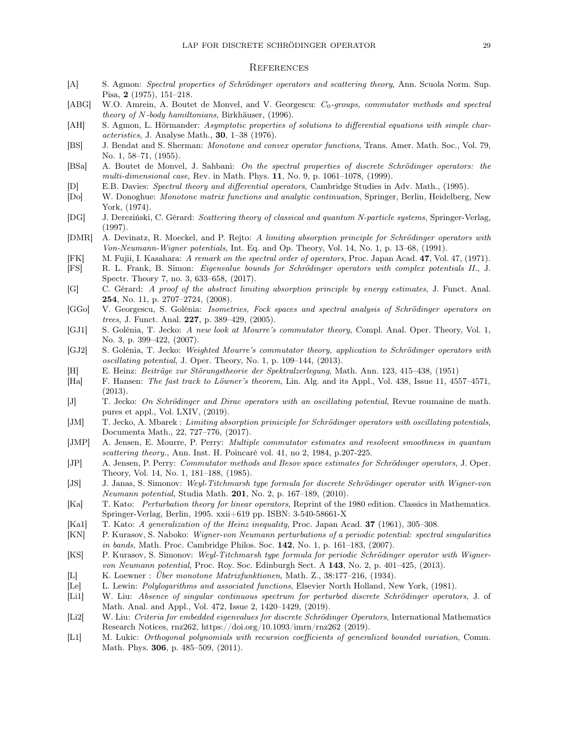## References

[A] S. Agmon: *Spectral properties of Schrödinger operators and scattering theory*, Ann. Scuola Norm. Sup. Pisa, **2** (1975), 151–218.

[ABG] W.O. Amrein, A. Boutet de Monvel, and V. Georgescu: *$C_0$-groups, commutator methods and spectral theory of $N$-body hamiltonians*, Birkhäuser, (1996).

[AH] S. Agmon, L. Hörmander: *Asymptotic properties of solutions to differential equations with simple characteristics*, J. Analyse Math., **30**, 1–38 (1976).

[BS] J. Bendat and S. Sherman: *Monotone and convex operator functions*, Trans. Amer. Math. Soc., Vol. 79, No. 1, 58–71, (1955).

[BSa] A. Boutet de Monvel, J. Sahbani: *On the spectral properties of discrete Schrödinger operators: the multi-dimensional case*, Rev. in Math. Phys. **11**, No. 9, p. 1061–1078, (1999).

[D] E.B. Davies: *Spectral theory and differential operators*, Cambridge Studies in Adv. Math., (1995).

[Do] W. Donoghue: *Monotone matrix functions and analytic continuation*, Springer, Berlin, Heidelberg, New York, (1974).

[DG] J. Dereziński, C. Gérard: *Scattering theory of classical and quantum N-particle systems*, Springer-Verlag, (1997).

[DMR] A. Devinatz, R. Moeckel, and P. Rejto: *A limiting absorption principle for Schrödinger operators with Von-Neumann-Wigner potentials*, Int. Eq. and Op. Theory, Vol. 14, No. 1, p. 13–68, (1991).

[FK] M. Fujii, I. Kasahara: *A remark on the spectral order of operators*, Proc. Japan Acad. **47**, Vol. 47, (1971).

[FS] R. L. Frank, B. Simon: *Eigenvalue bounds for Schrödinger operators with complex potentials II.*, J. Spectr. Theory 7, no. 3, 633–658, (2017).

[G] C. Gérard: *A proof of the abstract limiting absorption principle by energy estimates*, J. Funct. Anal. **254**, No. 11, p. 2707–2724, (2008).

[GGo] V. Georgescu, S. Golénia: *Isometries, Fock spaces and spectral analysis of Schrödinger operators on trees*, J. Funct. Anal. **227**, p. 389–429, (2005).

[GJ1] S. Golénia, T. Jecko: *A new look at Mourre's commutator theory*, Compl. Anal. Oper. Theory, Vol. 1, No. 3, p. 399–422, (2007).

[GJ2] S. Golénia, T. Jecko: *Weighted Mourre's commutator theory, application to Schrödinger operators with oscillating potential*, J. Oper. Theory, No. 1, p. 109–144, (2013).

[H] E. Heinz: *Beiträge zur Störungstheorie der Spektralzerlegung*, Math. Ann. 123, 415–438, (1951)

[Ha] F. Hansen: *The fast track to Löwner's theorem*, Lin. Alg. and its Appl., Vol. 438, Issue 11, 4557–4571, (2013).

[J] T. Jecko: *On Schrödinger and Dirac operators with an oscillating potential*, Revue roumaine de math. pures et appl., Vol. LXIV, (2019).

[JM] T. Jecko, A. Mbarek : *Limiting absorption priniciple for Schrödinger operators with oscillating potentials*, Documenta Math., 22, 727–776, (2017).

[JMP] A. Jensen, E. Mourre, P. Perry: *Multiple commutator estimates and resolvent smoothness in quantum scattering theory.*, Ann. Inst. H. Poincaré vol. 41, no 2, 1984, p.207-225.

[JP] A. Jensen, P. Perry: *Commutator methods and Besov space estimates for Schrödinger operators*, J. Oper. Theory, Vol. 14, No. 1, 181–188, (1985).

[JS] J. Janas, S. Simonov: *Weyl-Titchmarsh type formula for discrete Schrödinger operator with Wigner-von Neumann potential*, Studia Math. **201**, No. 2, p. 167–189, (2010).

[Ka] T. Kato: *Perturbation theory for linear operators*, Reprint of the 1980 edition. Classics in Mathematics. Springer-Verlag, Berlin, 1995. xxii+619 pp. ISBN: 3-540-58661-X

[Ka1] T. Kato: *A generalization of the Heinz inequality*, Proc. Japan Acad. **37** (1961), 305–308.

[KN] P. Kurasov, S. Naboko: *Wigner-von Neumann perturbations of a periodic potential: spectral singularities in bands*, Math. Proc. Cambridge Philos. Soc. **142**, No. 1, p. 161–183, (2007).

[KS] P. Kurasov, S. Simonov: *Weyl-Titchmarsh type formula for periodic Schrödinger operator with Wigner-von Neumann potential*, Proc. Roy. Soc. Edinburgh Sect. A **143**, No. 2, p. 401–425, (2013).

[L] K. Loewner : *Über monotone Matrixfunktionen*, Math. Z., 38:177–216, (1934).

[Le] L. Lewin: *Polylogarithms and associated functions*, Elsevier North Holland, New York, (1981).

[Li1] W. Liu: *Absence of singular continuous spectrum for perturbed discrete Schrödinger operators*, J. of Math. Anal. and Appl., Vol. 472, Issue 2, 1420–1429, (2019).

[Li2] W. Liu: *Criteria for embedded eigenvalues for discrete Schrödinger Operators*, International Mathematics Research Notices, rnz262, https://doi.org/10.1093/imrn/rnz262 (2019).

[L1] M. Lukic: *Orthogonal polynomials with recursion coefficients of generalized bounded variation*, Comm. Math. Phys. **306**, p. 485–509, (2011).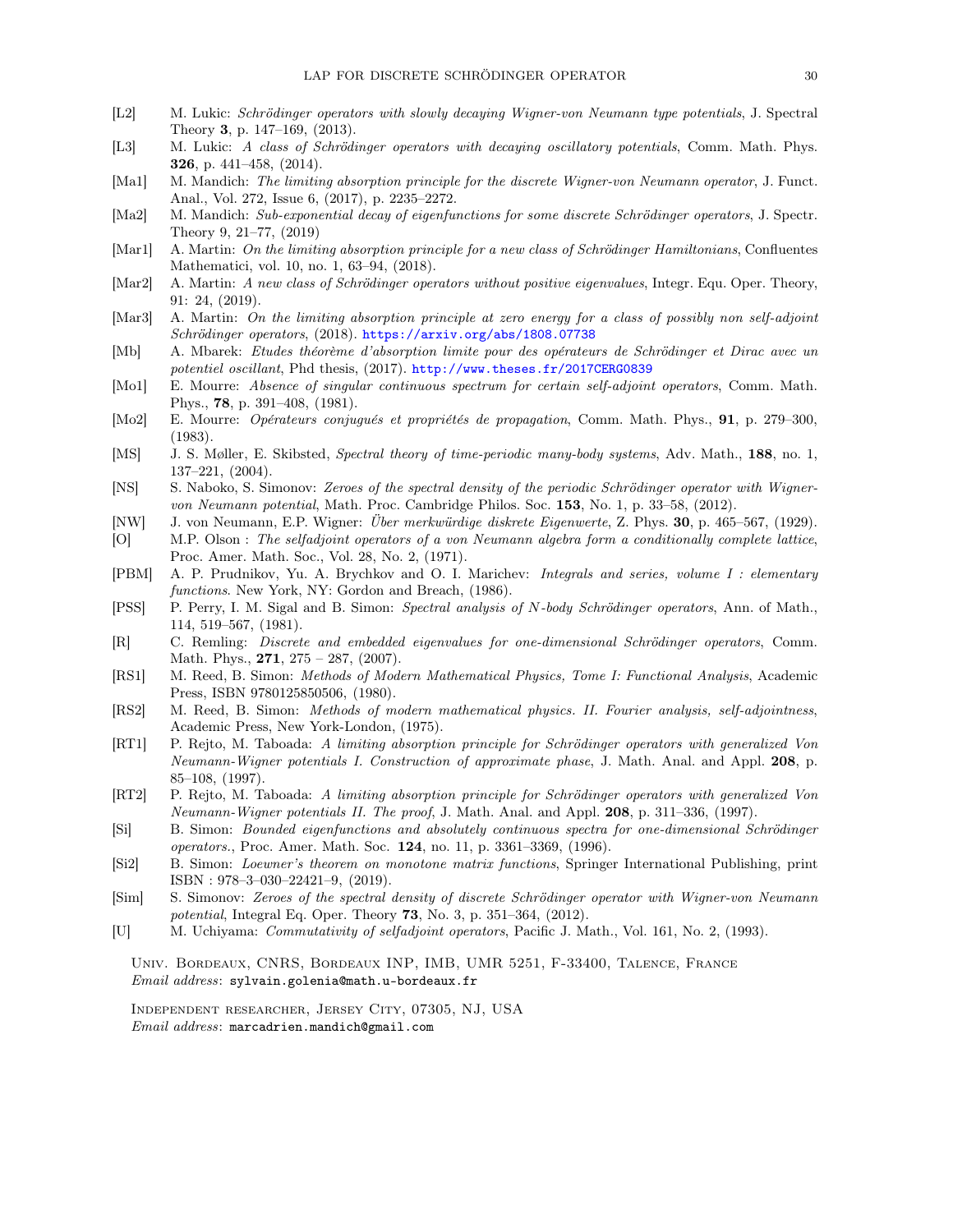[L2] M. Lukic: *Schrödinger operators with slowly decaying Wigner-von Neumann type potentials*, J. Spectral Theory **3**, p. 147–169, (2013).

[L3] M. Lukic: *A class of Schrödinger operators with decaying oscillatory potentials*, Comm. Math. Phys. **326**, p. 441–458, (2014).

[Ma1] M. Mandich: *The limiting absorption principle for the discrete Wigner-von Neumann operator*, J. Funct. Anal., Vol. 272, Issue 6, (2017), p. 2235–2272.

[Ma2] M. Mandich: *Sub-exponential decay of eigenfunctions for some discrete Schrödinger operators*, J. Spectr. Theory 9, 21–77, (2019)

[Mar1] A. Martin: *On the limiting absorption principle for a new class of Schrödinger Hamiltonians*, Confluentes Mathematici, vol. 10, no. 1, 63–94, (2018).

[Mar2] A. Martin: *A new class of Schrödinger operators without positive eigenvalues*, Integr. Equ. Oper. Theory, 91: 24, (2019).

[Mar3] A. Martin: *On the limiting absorption principle at zero energy for a class of possibly non self-adjoint Schrödinger operators*, (2018). https://arxiv.org/abs/1808.07738

[Mb] A. Mbarek: *Etudes théorème d'absorption limite pour des opérateurs de Schrödinger et Dirac avec un potentiel oscillant*, Phd thesis, (2017). http://www.theses.fr/2017CERG0839

[Mo1] E. Mourre: *Absence of singular continuous spectrum for certain self-adjoint operators*, Comm. Math. Phys., **78**, p. 391–408, (1981).

[Mo2] E. Mourre: *Opérateurs conjugués et propriétés de propagation*, Comm. Math. Phys., **91**, p. 279–300, (1983).

[MS] J. S. Møller, E. Skibsted, *Spectral theory of time-periodic many-body systems*, Adv. Math., **188**, no. 1, 137–221, (2004).

[NS] S. Naboko, S. Simonov: *Zeroes of the spectral density of the periodic Schrödinger operator with Wigner-von Neumann potential*, Math. Proc. Cambridge Philos. Soc. **153**, No. 1, p. 33–58, (2012).

[NW] J. von Neumann, E.P. Wigner: *Über merkwürdige diskrete Eigenwerte*, Z. Phys. **30**, p. 465–567, (1929).

[O] M.P. Olson : *The selfadjoint operators of a von Neumann algebra form a conditionally complete lattice*, Proc. Amer. Math. Soc., Vol. 28, No. 2, (1971).

[PBM] A. P. Prudnikov, Yu. A. Brychkov and O. I. Marichev: *Integrals and series, volume I : elementary functions*. New York, NY: Gordon and Breach, (1986).

[PSS] P. Perry, I. M. Sigal and B. Simon: *Spectral analysis of N-body Schrödinger operators*, Ann. of Math., 114, 519–567, (1981).

[R] C. Remling: *Discrete and embedded eigenvalues for one-dimensional Schrödinger operators*, Comm. Math. Phys., **271**, 275 – 287, (2007).

[RS1] M. Reed, B. Simon: *Methods of Modern Mathematical Physics, Tome I: Functional Analysis*, Academic Press, ISBN 9780125850506, (1980).

[RS2] M. Reed, B. Simon: *Methods of modern mathematical physics. II. Fourier analysis, self-adjointness*, Academic Press, New York-London, (1975).

[RT1] P. Rejto, M. Taboada: *A limiting absorption principle for Schrödinger operators with generalized Von Neumann-Wigner potentials I. Construction of approximate phase*, J. Math. Anal. and Appl. **208**, p. 85–108, (1997).

[RT2] P. Rejto, M. Taboada: *A limiting absorption principle for Schrödinger operators with generalized Von Neumann-Wigner potentials II. The proof*, J. Math. Anal. and Appl. **208**, p. 311–336, (1997).

[Si] B. Simon: *Bounded eigenfunctions and absolutely continuous spectra for one-dimensional Schrödinger operators.*, Proc. Amer. Math. Soc. **124**, no. 11, p. 3361–3369, (1996).

[Si2] B. Simon: *Loewner's theorem on monotone matrix functions*, Springer International Publishing, print ISBN : 978–3–030–22421–9, (2019).

[Sim] S. Simonov: *Zeroes of the spectral density of discrete Schrödinger operator with Wigner-von Neumann potential*, Integral Eq. Oper. Theory **73**, No. 3, p. 351–364, (2012).

[U] M. Uchiyama: *Commutativity of selfadjoint operators*, Pacific J. Math., Vol. 161, No. 2, (1993).

Univ. Bordeaux, CNRS, Bordeaux INP, IMB, UMR 5251, F-33400, Talence, France
*Email address*: sylvain.golenia@math.u-bordeaux.fr

Independent researcher, Jersey City, 07305, NJ, USA
*Email address*: marcadrien.mandich@gmail.com